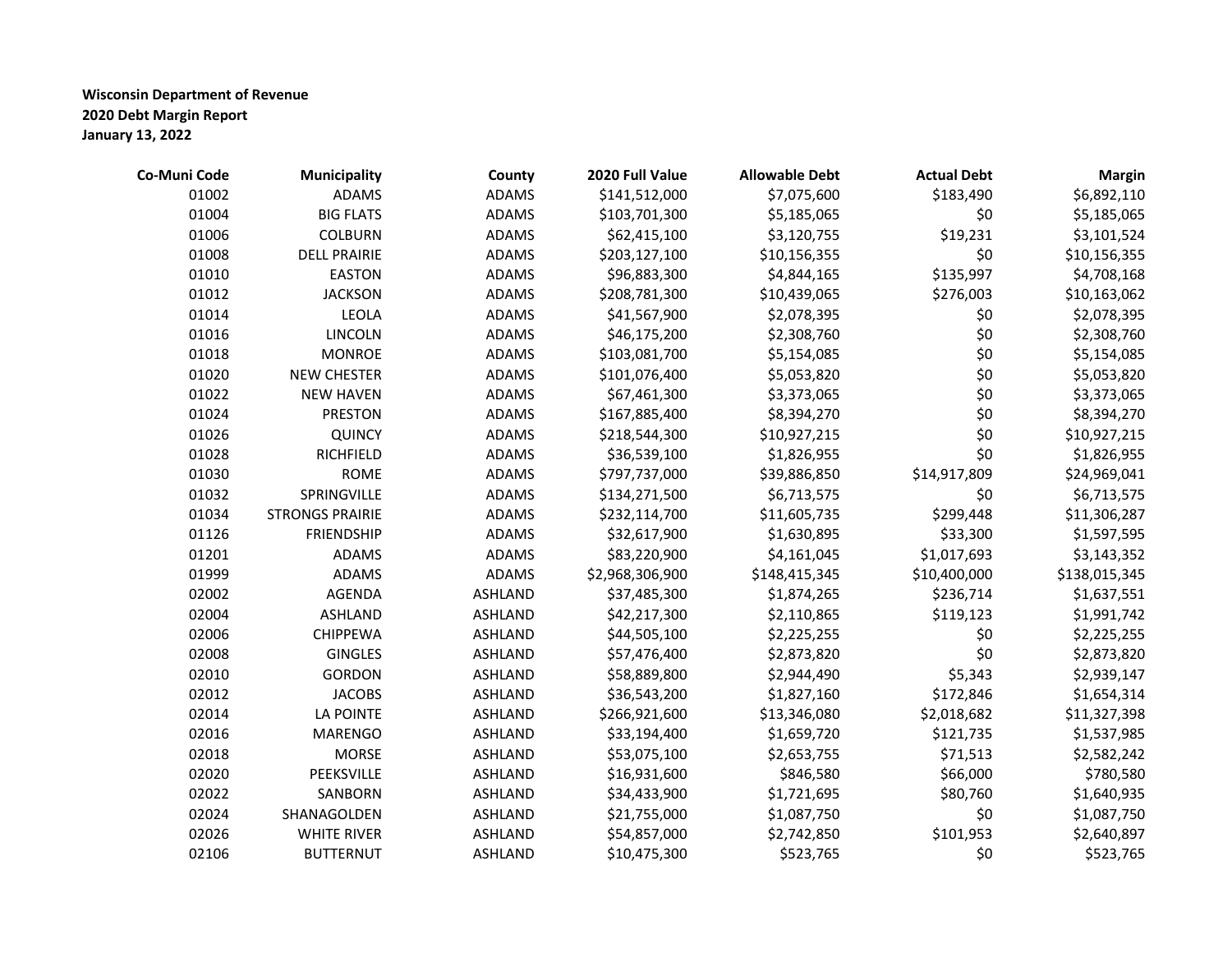**Wisconsin Department of Revenue**
**2020 Debt Margin Report**
**January 13, 2022**

| Co-Muni Code | Municipality | County | 2020 Full Value | Allowable Debt | Actual Debt | Margin |
|---|---|---|---|---|---|---|
| 01002 | ADAMS | ADAMS | $141,512,000 | $7,075,600 | $183,490 | $6,892,110 |
| 01004 | BIG FLATS | ADAMS | $103,701,300 | $5,185,065 | $0 | $5,185,065 |
| 01006 | COLBURN | ADAMS | $62,415,100 | $3,120,755 | $19,231 | $3,101,524 |
| 01008 | DELL PRAIRIE | ADAMS | $203,127,100 | $10,156,355 | $0 | $10,156,355 |
| 01010 | EASTON | ADAMS | $96,883,300 | $4,844,165 | $135,997 | $4,708,168 |
| 01012 | JACKSON | ADAMS | $208,781,300 | $10,439,065 | $276,003 | $10,163,062 |
| 01014 | LEOLA | ADAMS | $41,567,900 | $2,078,395 | $0 | $2,078,395 |
| 01016 | LINCOLN | ADAMS | $46,175,200 | $2,308,760 | $0 | $2,308,760 |
| 01018 | MONROE | ADAMS | $103,081,700 | $5,154,085 | $0 | $5,154,085 |
| 01020 | NEW CHESTER | ADAMS | $101,076,400 | $5,053,820 | $0 | $5,053,820 |
| 01022 | NEW HAVEN | ADAMS | $67,461,300 | $3,373,065 | $0 | $3,373,065 |
| 01024 | PRESTON | ADAMS | $167,885,400 | $8,394,270 | $0 | $8,394,270 |
| 01026 | QUINCY | ADAMS | $218,544,300 | $10,927,215 | $0 | $10,927,215 |
| 01028 | RICHFIELD | ADAMS | $36,539,100 | $1,826,955 | $0 | $1,826,955 |
| 01030 | ROME | ADAMS | $797,737,000 | $39,886,850 | $14,917,809 | $24,969,041 |
| 01032 | SPRINGVILLE | ADAMS | $134,271,500 | $6,713,575 | $0 | $6,713,575 |
| 01034 | STRONGS PRAIRIE | ADAMS | $232,114,700 | $11,605,735 | $299,448 | $11,306,287 |
| 01126 | FRIENDSHIP | ADAMS | $32,617,900 | $1,630,895 | $33,300 | $1,597,595 |
| 01201 | ADAMS | ADAMS | $83,220,900 | $4,161,045 | $1,017,693 | $3,143,352 |
| 01999 | ADAMS | ADAMS | $2,968,306,900 | $148,415,345 | $10,400,000 | $138,015,345 |
| 02002 | AGENDA | ASHLAND | $37,485,300 | $1,874,265 | $236,714 | $1,637,551 |
| 02004 | ASHLAND | ASHLAND | $42,217,300 | $2,110,865 | $119,123 | $1,991,742 |
| 02006 | CHIPPEWA | ASHLAND | $44,505,100 | $2,225,255 | $0 | $2,225,255 |
| 02008 | GINGLES | ASHLAND | $57,476,400 | $2,873,820 | $0 | $2,873,820 |
| 02010 | GORDON | ASHLAND | $58,889,800 | $2,944,490 | $5,343 | $2,939,147 |
| 02012 | JACOBS | ASHLAND | $36,543,200 | $1,827,160 | $172,846 | $1,654,314 |
| 02014 | LA POINTE | ASHLAND | $266,921,600 | $13,346,080 | $2,018,682 | $11,327,398 |
| 02016 | MARENGO | ASHLAND | $33,194,400 | $1,659,720 | $121,735 | $1,537,985 |
| 02018 | MORSE | ASHLAND | $53,075,100 | $2,653,755 | $71,513 | $2,582,242 |
| 02020 | PEEKSVILLE | ASHLAND | $16,931,600 | $846,580 | $66,000 | $780,580 |
| 02022 | SANBORN | ASHLAND | $34,433,900 | $1,721,695 | $80,760 | $1,640,935 |
| 02024 | SHANAGOLDEN | ASHLAND | $21,755,000 | $1,087,750 | $0 | $1,087,750 |
| 02026 | WHITE RIVER | ASHLAND | $54,857,000 | $2,742,850 | $101,953 | $2,640,897 |
| 02106 | BUTTERNUT | ASHLAND | $10,475,300 | $523,765 | $0 | $523,765 |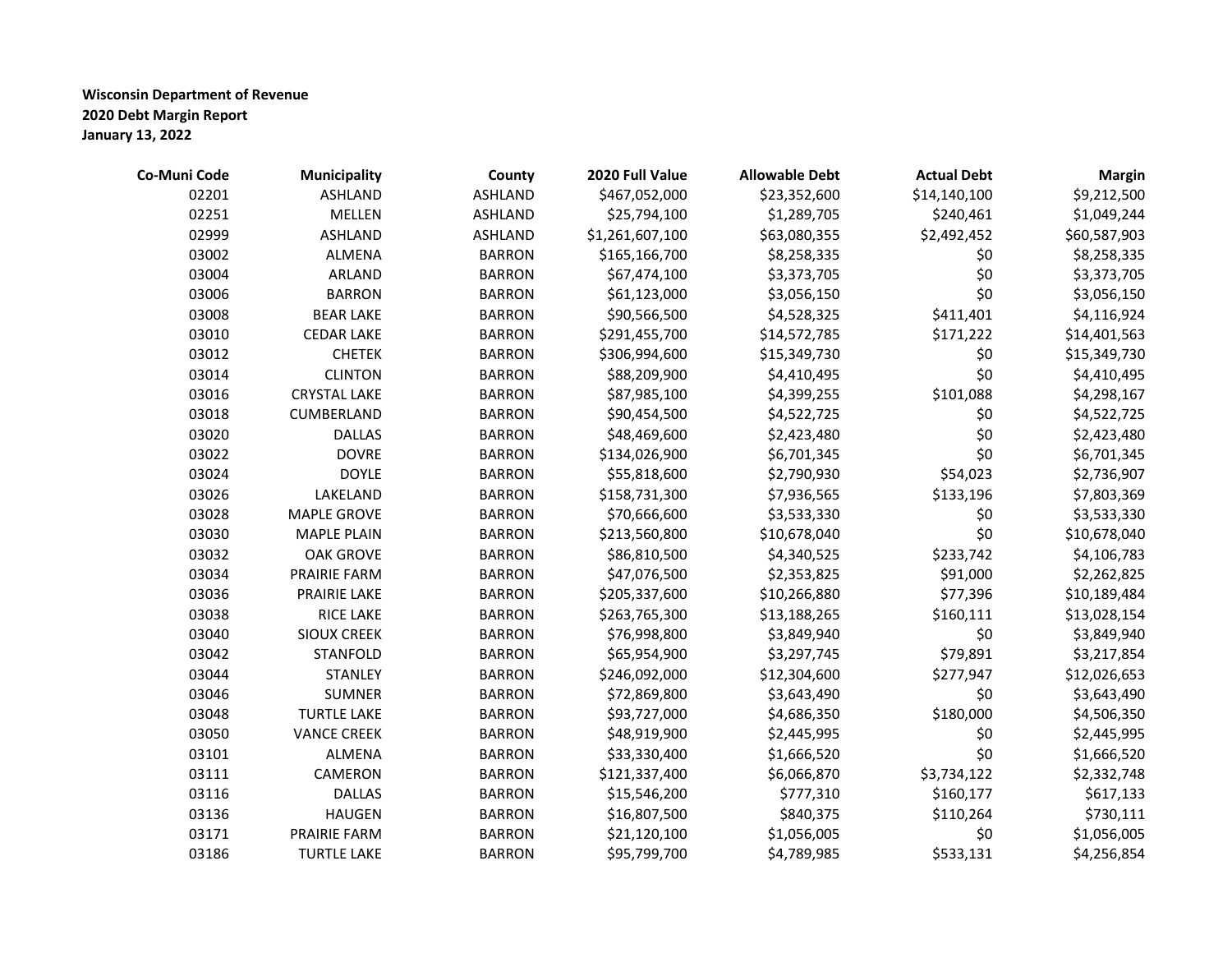**Wisconsin Department of Revenue**
**2020 Debt Margin Report**
**January 13, 2022**

| Co-Muni Code | Municipality | County | 2020 Full Value | Allowable Debt | Actual Debt | Margin |
|---|---|---|---|---|---|---|
| 02201 | ASHLAND | ASHLAND | $467,052,000 | $23,352,600 | $14,140,100 | $9,212,500 |
| 02251 | MELLEN | ASHLAND | $25,794,100 | $1,289,705 | $240,461 | $1,049,244 |
| 02999 | ASHLAND | ASHLAND | $1,261,607,100 | $63,080,355 | $2,492,452 | $60,587,903 |
| 03002 | ALMENA | BARRON | $165,166,700 | $8,258,335 | $0 | $8,258,335 |
| 03004 | ARLAND | BARRON | $67,474,100 | $3,373,705 | $0 | $3,373,705 |
| 03006 | BARRON | BARRON | $61,123,000 | $3,056,150 | $0 | $3,056,150 |
| 03008 | BEAR LAKE | BARRON | $90,566,500 | $4,528,325 | $411,401 | $4,116,924 |
| 03010 | CEDAR LAKE | BARRON | $291,455,700 | $14,572,785 | $171,222 | $14,401,563 |
| 03012 | CHETEK | BARRON | $306,994,600 | $15,349,730 | $0 | $15,349,730 |
| 03014 | CLINTON | BARRON | $88,209,900 | $4,410,495 | $0 | $4,410,495 |
| 03016 | CRYSTAL LAKE | BARRON | $87,985,100 | $4,399,255 | $101,088 | $4,298,167 |
| 03018 | CUMBERLAND | BARRON | $90,454,500 | $4,522,725 | $0 | $4,522,725 |
| 03020 | DALLAS | BARRON | $48,469,600 | $2,423,480 | $0 | $2,423,480 |
| 03022 | DOVRE | BARRON | $134,026,900 | $6,701,345 | $0 | $6,701,345 |
| 03024 | DOYLE | BARRON | $55,818,600 | $2,790,930 | $54,023 | $2,736,907 |
| 03026 | LAKELAND | BARRON | $158,731,300 | $7,936,565 | $133,196 | $7,803,369 |
| 03028 | MAPLE GROVE | BARRON | $70,666,600 | $3,533,330 | $0 | $3,533,330 |
| 03030 | MAPLE PLAIN | BARRON | $213,560,800 | $10,678,040 | $0 | $10,678,040 |
| 03032 | OAK GROVE | BARRON | $86,810,500 | $4,340,525 | $233,742 | $4,106,783 |
| 03034 | PRAIRIE FARM | BARRON | $47,076,500 | $2,353,825 | $91,000 | $2,262,825 |
| 03036 | PRAIRIE LAKE | BARRON | $205,337,600 | $10,266,880 | $77,396 | $10,189,484 |
| 03038 | RICE LAKE | BARRON | $263,765,300 | $13,188,265 | $160,111 | $13,028,154 |
| 03040 | SIOUX CREEK | BARRON | $76,998,800 | $3,849,940 | $0 | $3,849,940 |
| 03042 | STANFOLD | BARRON | $65,954,900 | $3,297,745 | $79,891 | $3,217,854 |
| 03044 | STANLEY | BARRON | $246,092,000 | $12,304,600 | $277,947 | $12,026,653 |
| 03046 | SUMNER | BARRON | $72,869,800 | $3,643,490 | $0 | $3,643,490 |
| 03048 | TURTLE LAKE | BARRON | $93,727,000 | $4,686,350 | $180,000 | $4,506,350 |
| 03050 | VANCE CREEK | BARRON | $48,919,900 | $2,445,995 | $0 | $2,445,995 |
| 03101 | ALMENA | BARRON | $33,330,400 | $1,666,520 | $0 | $1,666,520 |
| 03111 | CAMERON | BARRON | $121,337,400 | $6,066,870 | $3,734,122 | $2,332,748 |
| 03116 | DALLAS | BARRON | $15,546,200 | $777,310 | $160,177 | $617,133 |
| 03136 | HAUGEN | BARRON | $16,807,500 | $840,375 | $110,264 | $730,111 |
| 03171 | PRAIRIE FARM | BARRON | $21,120,100 | $1,056,005 | $0 | $1,056,005 |
| 03186 | TURTLE LAKE | BARRON | $95,799,700 | $4,789,985 | $533,131 | $4,256,854 |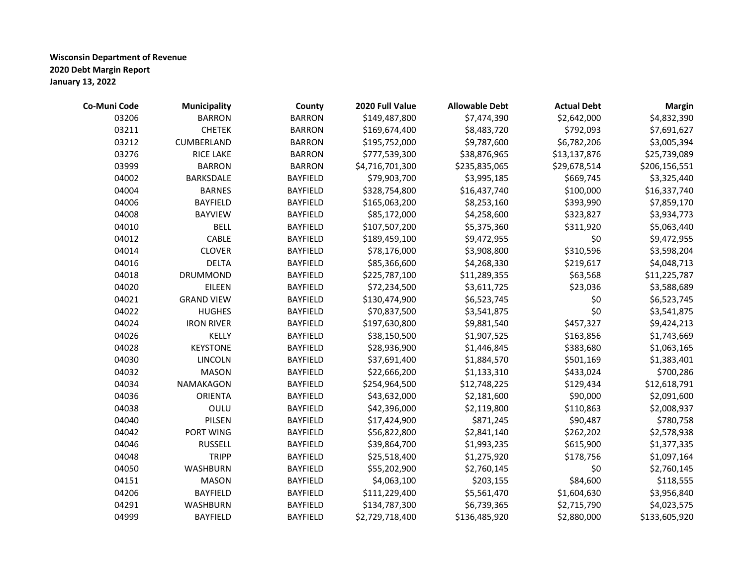**Wisconsin Department of Revenue**
**2020 Debt Margin Report**
**January 13, 2022**

| Co-Muni Code | Municipality | County | 2020 Full Value | Allowable Debt | Actual Debt | Margin |
|---|---|---|---|---|---|---|
| 03206 | BARRON | BARRON | $149,487,800 | $7,474,390 | $2,642,000 | $4,832,390 |
| 03211 | CHETEK | BARRON | $169,674,400 | $8,483,720 | $792,093 | $7,691,627 |
| 03212 | CUMBERLAND | BARRON | $195,752,000 | $9,787,600 | $6,782,206 | $3,005,394 |
| 03276 | RICE LAKE | BARRON | $777,539,300 | $38,876,965 | $13,137,876 | $25,739,089 |
| 03999 | BARRON | BARRON | $4,716,701,300 | $235,835,065 | $29,678,514 | $206,156,551 |
| 04002 | BARKSDALE | BAYFIELD | $79,903,700 | $3,995,185 | $669,745 | $3,325,440 |
| 04004 | BARNES | BAYFIELD | $328,754,800 | $16,437,740 | $100,000 | $16,337,740 |
| 04006 | BAYFIELD | BAYFIELD | $165,063,200 | $8,253,160 | $393,990 | $7,859,170 |
| 04008 | BAYVIEW | BAYFIELD | $85,172,000 | $4,258,600 | $323,827 | $3,934,773 |
| 04010 | BELL | BAYFIELD | $107,507,200 | $5,375,360 | $311,920 | $5,063,440 |
| 04012 | CABLE | BAYFIELD | $189,459,100 | $9,472,955 | $0 | $9,472,955 |
| 04014 | CLOVER | BAYFIELD | $78,176,000 | $3,908,800 | $310,596 | $3,598,204 |
| 04016 | DELTA | BAYFIELD | $85,366,600 | $4,268,330 | $219,617 | $4,048,713 |
| 04018 | DRUMMOND | BAYFIELD | $225,787,100 | $11,289,355 | $63,568 | $11,225,787 |
| 04020 | EILEEN | BAYFIELD | $72,234,500 | $3,611,725 | $23,036 | $3,588,689 |
| 04021 | GRAND VIEW | BAYFIELD | $130,474,900 | $6,523,745 | $0 | $6,523,745 |
| 04022 | HUGHES | BAYFIELD | $70,837,500 | $3,541,875 | $0 | $3,541,875 |
| 04024 | IRON RIVER | BAYFIELD | $197,630,800 | $9,881,540 | $457,327 | $9,424,213 |
| 04026 | KELLY | BAYFIELD | $38,150,500 | $1,907,525 | $163,856 | $1,743,669 |
| 04028 | KEYSTONE | BAYFIELD | $28,936,900 | $1,446,845 | $383,680 | $1,063,165 |
| 04030 | LINCOLN | BAYFIELD | $37,691,400 | $1,884,570 | $501,169 | $1,383,401 |
| 04032 | MASON | BAYFIELD | $22,666,200 | $1,133,310 | $433,024 | $700,286 |
| 04034 | NAMAKAGON | BAYFIELD | $254,964,500 | $12,748,225 | $129,434 | $12,618,791 |
| 04036 | ORIENTA | BAYFIELD | $43,632,000 | $2,181,600 | $90,000 | $2,091,600 |
| 04038 | OULU | BAYFIELD | $42,396,000 | $2,119,800 | $110,863 | $2,008,937 |
| 04040 | PILSEN | BAYFIELD | $17,424,900 | $871,245 | $90,487 | $780,758 |
| 04042 | PORT WING | BAYFIELD | $56,822,800 | $2,841,140 | $262,202 | $2,578,938 |
| 04046 | RUSSELL | BAYFIELD | $39,864,700 | $1,993,235 | $615,900 | $1,377,335 |
| 04048 | TRIPP | BAYFIELD | $25,518,400 | $1,275,920 | $178,756 | $1,097,164 |
| 04050 | WASHBURN | BAYFIELD | $55,202,900 | $2,760,145 | $0 | $2,760,145 |
| 04151 | MASON | BAYFIELD | $4,063,100 | $203,155 | $84,600 | $118,555 |
| 04206 | BAYFIELD | BAYFIELD | $111,229,400 | $5,561,470 | $1,604,630 | $3,956,840 |
| 04291 | WASHBURN | BAYFIELD | $134,787,300 | $6,739,365 | $2,715,790 | $4,023,575 |
| 04999 | BAYFIELD | BAYFIELD | $2,729,718,400 | $136,485,920 | $2,880,000 | $133,605,920 |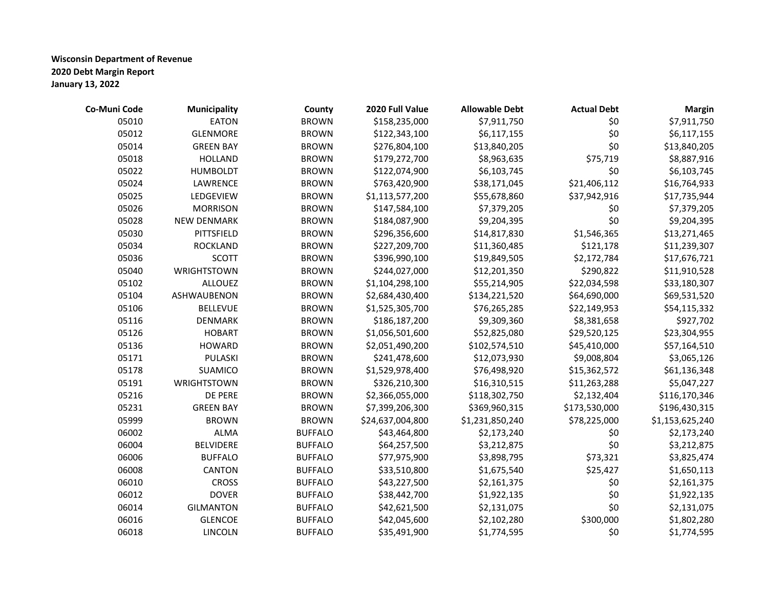**Wisconsin Department of Revenue**
**2020 Debt Margin Report**
**January 13, 2022**

| Co-Muni Code | Municipality | County | 2020 Full Value | Allowable Debt | Actual Debt | Margin |
|---|---|---|---|---|---|---|
| 05010 | EATON | BROWN | $158,235,000 | $7,911,750 | $0 | $7,911,750 |
| 05012 | GLENMORE | BROWN | $122,343,100 | $6,117,155 | $0 | $6,117,155 |
| 05014 | GREEN BAY | BROWN | $276,804,100 | $13,840,205 | $0 | $13,840,205 |
| 05018 | HOLLAND | BROWN | $179,272,700 | $8,963,635 | $75,719 | $8,887,916 |
| 05022 | HUMBOLDT | BROWN | $122,074,900 | $6,103,745 | $0 | $6,103,745 |
| 05024 | LAWRENCE | BROWN | $763,420,900 | $38,171,045 | $21,406,112 | $16,764,933 |
| 05025 | LEDGEVIEW | BROWN | $1,113,577,200 | $55,678,860 | $37,942,916 | $17,735,944 |
| 05026 | MORRISON | BROWN | $147,584,100 | $7,379,205 | $0 | $7,379,205 |
| 05028 | NEW DENMARK | BROWN | $184,087,900 | $9,204,395 | $0 | $9,204,395 |
| 05030 | PITTSFIELD | BROWN | $296,356,600 | $14,817,830 | $1,546,365 | $13,271,465 |
| 05034 | ROCKLAND | BROWN | $227,209,700 | $11,360,485 | $121,178 | $11,239,307 |
| 05036 | SCOTT | BROWN | $396,990,100 | $19,849,505 | $2,172,784 | $17,676,721 |
| 05040 | WRIGHTSTOWN | BROWN | $244,027,000 | $12,201,350 | $290,822 | $11,910,528 |
| 05102 | ALLOUEZ | BROWN | $1,104,298,100 | $55,214,905 | $22,034,598 | $33,180,307 |
| 05104 | ASHWAUBENON | BROWN | $2,684,430,400 | $134,221,520 | $64,690,000 | $69,531,520 |
| 05106 | BELLEVUE | BROWN | $1,525,305,700 | $76,265,285 | $22,149,953 | $54,115,332 |
| 05116 | DENMARK | BROWN | $186,187,200 | $9,309,360 | $8,381,658 | $927,702 |
| 05126 | HOBART | BROWN | $1,056,501,600 | $52,825,080 | $29,520,125 | $23,304,955 |
| 05136 | HOWARD | BROWN | $2,051,490,200 | $102,574,510 | $45,410,000 | $57,164,510 |
| 05171 | PULASKI | BROWN | $241,478,600 | $12,073,930 | $9,008,804 | $3,065,126 |
| 05178 | SUAMICO | BROWN | $1,529,978,400 | $76,498,920 | $15,362,572 | $61,136,348 |
| 05191 | WRIGHTSTOWN | BROWN | $326,210,300 | $16,310,515 | $11,263,288 | $5,047,227 |
| 05216 | DE PERE | BROWN | $2,366,055,000 | $118,302,750 | $2,132,404 | $116,170,346 |
| 05231 | GREEN BAY | BROWN | $7,399,206,300 | $369,960,315 | $173,530,000 | $196,430,315 |
| 05999 | BROWN | BROWN | $24,637,004,800 | $1,231,850,240 | $78,225,000 | $1,153,625,240 |
| 06002 | ALMA | BUFFALO | $43,464,800 | $2,173,240 | $0 | $2,173,240 |
| 06004 | BELVIDERE | BUFFALO | $64,257,500 | $3,212,875 | $0 | $3,212,875 |
| 06006 | BUFFALO | BUFFALO | $77,975,900 | $3,898,795 | $73,321 | $3,825,474 |
| 06008 | CANTON | BUFFALO | $33,510,800 | $1,675,540 | $25,427 | $1,650,113 |
| 06010 | CROSS | BUFFALO | $43,227,500 | $2,161,375 | $0 | $2,161,375 |
| 06012 | DOVER | BUFFALO | $38,442,700 | $1,922,135 | $0 | $1,922,135 |
| 06014 | GILMANTON | BUFFALO | $42,621,500 | $2,131,075 | $0 | $2,131,075 |
| 06016 | GLENCOE | BUFFALO | $42,045,600 | $2,102,280 | $300,000 | $1,802,280 |
| 06018 | LINCOLN | BUFFALO | $35,491,900 | $1,774,595 | $0 | $1,774,595 |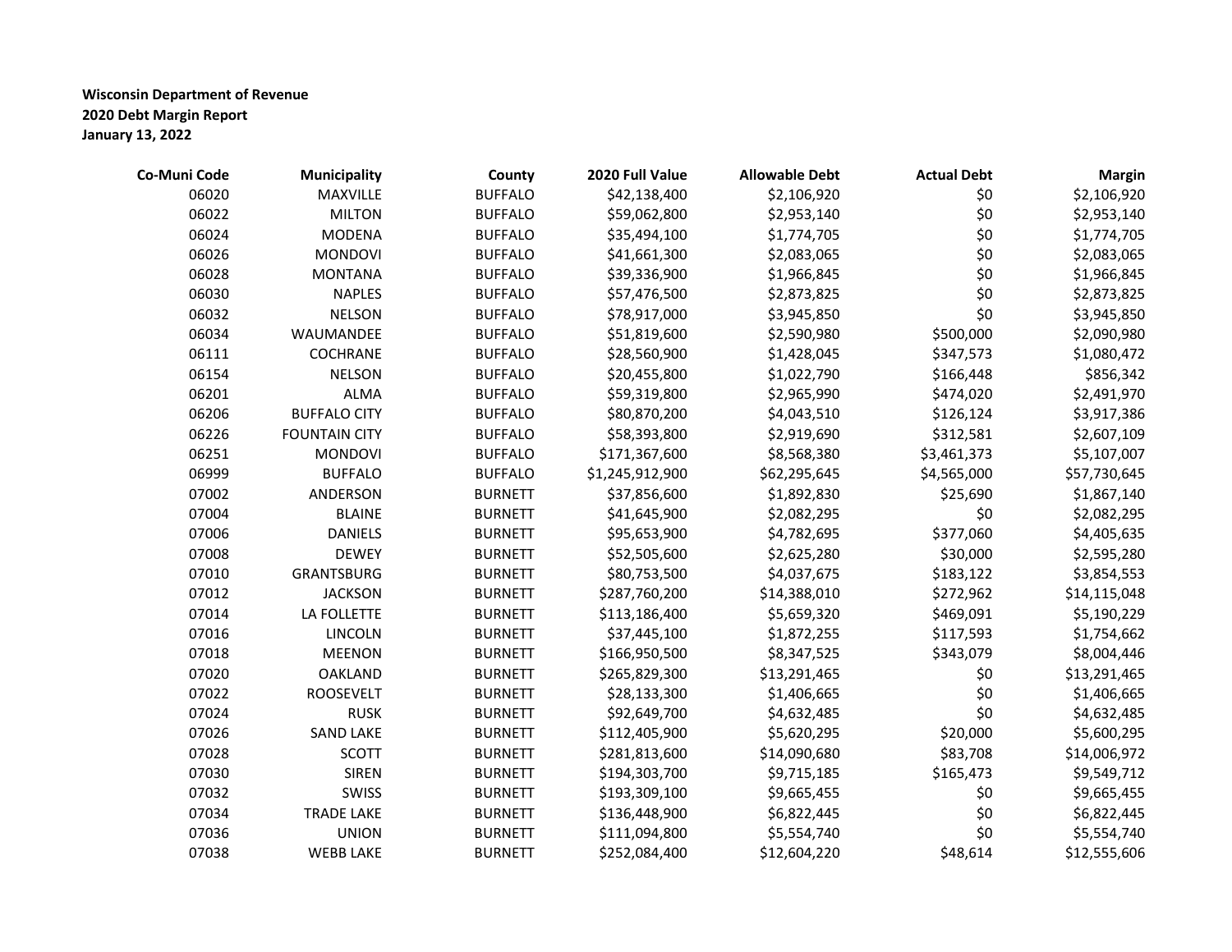**Wisconsin Department of Revenue**
**2020 Debt Margin Report**
**January 13, 2022**

| Co-Muni Code | Municipality | County | 2020 Full Value | Allowable Debt | Actual Debt | Margin |
|---|---|---|---|---|---|---|
| 06020 | MAXVILLE | BUFFALO | $42,138,400 | $2,106,920 | $0 | $2,106,920 |
| 06022 | MILTON | BUFFALO | $59,062,800 | $2,953,140 | $0 | $2,953,140 |
| 06024 | MODENA | BUFFALO | $35,494,100 | $1,774,705 | $0 | $1,774,705 |
| 06026 | MONDOVI | BUFFALO | $41,661,300 | $2,083,065 | $0 | $2,083,065 |
| 06028 | MONTANA | BUFFALO | $39,336,900 | $1,966,845 | $0 | $1,966,845 |
| 06030 | NAPLES | BUFFALO | $57,476,500 | $2,873,825 | $0 | $2,873,825 |
| 06032 | NELSON | BUFFALO | $78,917,000 | $3,945,850 | $0 | $3,945,850 |
| 06034 | WAUMANDEE | BUFFALO | $51,819,600 | $2,590,980 | $500,000 | $2,090,980 |
| 06111 | COCHRANE | BUFFALO | $28,560,900 | $1,428,045 | $347,573 | $1,080,472 |
| 06154 | NELSON | BUFFALO | $20,455,800 | $1,022,790 | $166,448 | $856,342 |
| 06201 | ALMA | BUFFALO | $59,319,800 | $2,965,990 | $474,020 | $2,491,970 |
| 06206 | BUFFALO CITY | BUFFALO | $80,870,200 | $4,043,510 | $126,124 | $3,917,386 |
| 06226 | FOUNTAIN CITY | BUFFALO | $58,393,800 | $2,919,690 | $312,581 | $2,607,109 |
| 06251 | MONDOVI | BUFFALO | $171,367,600 | $8,568,380 | $3,461,373 | $5,107,007 |
| 06999 | BUFFALO | BUFFALO | $1,245,912,900 | $62,295,645 | $4,565,000 | $57,730,645 |
| 07002 | ANDERSON | BURNETT | $37,856,600 | $1,892,830 | $25,690 | $1,867,140 |
| 07004 | BLAINE | BURNETT | $41,645,900 | $2,082,295 | $0 | $2,082,295 |
| 07006 | DANIELS | BURNETT | $95,653,900 | $4,782,695 | $377,060 | $4,405,635 |
| 07008 | DEWEY | BURNETT | $52,505,600 | $2,625,280 | $30,000 | $2,595,280 |
| 07010 | GRANTSBURG | BURNETT | $80,753,500 | $4,037,675 | $183,122 | $3,854,553 |
| 07012 | JACKSON | BURNETT | $287,760,200 | $14,388,010 | $272,962 | $14,115,048 |
| 07014 | LA FOLLETTE | BURNETT | $113,186,400 | $5,659,320 | $469,091 | $5,190,229 |
| 07016 | LINCOLN | BURNETT | $37,445,100 | $1,872,255 | $117,593 | $1,754,662 |
| 07018 | MEENON | BURNETT | $166,950,500 | $8,347,525 | $343,079 | $8,004,446 |
| 07020 | OAKLAND | BURNETT | $265,829,300 | $13,291,465 | $0 | $13,291,465 |
| 07022 | ROOSEVELT | BURNETT | $28,133,300 | $1,406,665 | $0 | $1,406,665 |
| 07024 | RUSK | BURNETT | $92,649,700 | $4,632,485 | $0 | $4,632,485 |
| 07026 | SAND LAKE | BURNETT | $112,405,900 | $5,620,295 | $20,000 | $5,600,295 |
| 07028 | SCOTT | BURNETT | $281,813,600 | $14,090,680 | $83,708 | $14,006,972 |
| 07030 | SIREN | BURNETT | $194,303,700 | $9,715,185 | $165,473 | $9,549,712 |
| 07032 | SWISS | BURNETT | $193,309,100 | $9,665,455 | $0 | $9,665,455 |
| 07034 | TRADE LAKE | BURNETT | $136,448,900 | $6,822,445 | $0 | $6,822,445 |
| 07036 | UNION | BURNETT | $111,094,800 | $5,554,740 | $0 | $5,554,740 |
| 07038 | WEBB LAKE | BURNETT | $252,084,400 | $12,604,220 | $48,614 | $12,555,606 |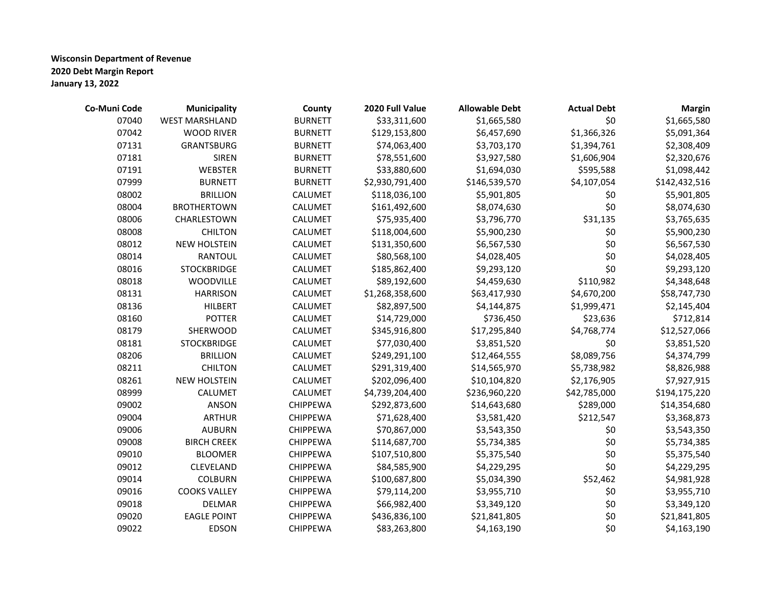**Wisconsin Department of Revenue**
**2020 Debt Margin Report**
**January 13, 2022**

| Co-Muni Code | Municipality | County | 2020 Full Value | Allowable Debt | Actual Debt | Margin |
|---|---|---|---|---|---|---|
| 07040 | WEST MARSHLAND | BURNETT | $33,311,600 | $1,665,580 | $0 | $1,665,580 |
| 07042 | WOOD RIVER | BURNETT | $129,153,800 | $6,457,690 | $1,366,326 | $5,091,364 |
| 07131 | GRANTSBURG | BURNETT | $74,063,400 | $3,703,170 | $1,394,761 | $2,308,409 |
| 07181 | SIREN | BURNETT | $78,551,600 | $3,927,580 | $1,606,904 | $2,320,676 |
| 07191 | WEBSTER | BURNETT | $33,880,600 | $1,694,030 | $595,588 | $1,098,442 |
| 07999 | BURNETT | BURNETT | $2,930,791,400 | $146,539,570 | $4,107,054 | $142,432,516 |
| 08002 | BRILLION | CALUMET | $118,036,100 | $5,901,805 | $0 | $5,901,805 |
| 08004 | BROTHERTOWN | CALUMET | $161,492,600 | $8,074,630 | $0 | $8,074,630 |
| 08006 | CHARLESTOWN | CALUMET | $75,935,400 | $3,796,770 | $31,135 | $3,765,635 |
| 08008 | CHILTON | CALUMET | $118,004,600 | $5,900,230 | $0 | $5,900,230 |
| 08012 | NEW HOLSTEIN | CALUMET | $131,350,600 | $6,567,530 | $0 | $6,567,530 |
| 08014 | RANTOUL | CALUMET | $80,568,100 | $4,028,405 | $0 | $4,028,405 |
| 08016 | STOCKBRIDGE | CALUMET | $185,862,400 | $9,293,120 | $0 | $9,293,120 |
| 08018 | WOODVILLE | CALUMET | $89,192,600 | $4,459,630 | $110,982 | $4,348,648 |
| 08131 | HARRISON | CALUMET | $1,268,358,600 | $63,417,930 | $4,670,200 | $58,747,730 |
| 08136 | HILBERT | CALUMET | $82,897,500 | $4,144,875 | $1,999,471 | $2,145,404 |
| 08160 | POTTER | CALUMET | $14,729,000 | $736,450 | $23,636 | $712,814 |
| 08179 | SHERWOOD | CALUMET | $345,916,800 | $17,295,840 | $4,768,774 | $12,527,066 |
| 08181 | STOCKBRIDGE | CALUMET | $77,030,400 | $3,851,520 | $0 | $3,851,520 |
| 08206 | BRILLION | CALUMET | $249,291,100 | $12,464,555 | $8,089,756 | $4,374,799 |
| 08211 | CHILTON | CALUMET | $291,319,400 | $14,565,970 | $5,738,982 | $8,826,988 |
| 08261 | NEW HOLSTEIN | CALUMET | $202,096,400 | $10,104,820 | $2,176,905 | $7,927,915 |
| 08999 | CALUMET | CALUMET | $4,739,204,400 | $236,960,220 | $42,785,000 | $194,175,220 |
| 09002 | ANSON | CHIPPEWA | $292,873,600 | $14,643,680 | $289,000 | $14,354,680 |
| 09004 | ARTHUR | CHIPPEWA | $71,628,400 | $3,581,420 | $212,547 | $3,368,873 |
| 09006 | AUBURN | CHIPPEWA | $70,867,000 | $3,543,350 | $0 | $3,543,350 |
| 09008 | BIRCH CREEK | CHIPPEWA | $114,687,700 | $5,734,385 | $0 | $5,734,385 |
| 09010 | BLOOMER | CHIPPEWA | $107,510,800 | $5,375,540 | $0 | $5,375,540 |
| 09012 | CLEVELAND | CHIPPEWA | $84,585,900 | $4,229,295 | $0 | $4,229,295 |
| 09014 | COLBURN | CHIPPEWA | $100,687,800 | $5,034,390 | $52,462 | $4,981,928 |
| 09016 | COOKS VALLEY | CHIPPEWA | $79,114,200 | $3,955,710 | $0 | $3,955,710 |
| 09018 | DELMAR | CHIPPEWA | $66,982,400 | $3,349,120 | $0 | $3,349,120 |
| 09020 | EAGLE POINT | CHIPPEWA | $436,836,100 | $21,841,805 | $0 | $21,841,805 |
| 09022 | EDSON | CHIPPEWA | $83,263,800 | $4,163,190 | $0 | $4,163,190 |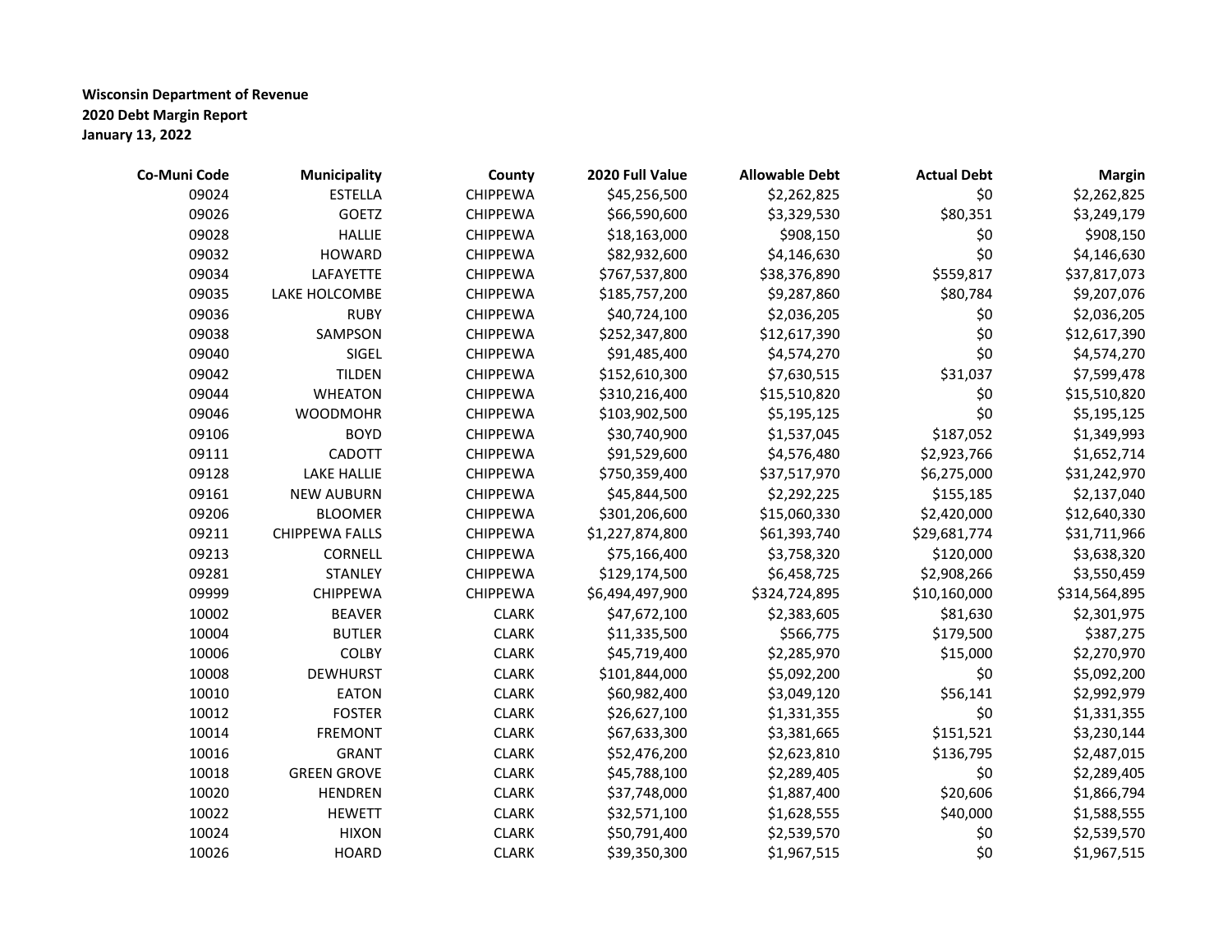**Wisconsin Department of Revenue**
**2020 Debt Margin Report**
**January 13, 2022**

| Co-Muni Code | Municipality | County | 2020 Full Value | Allowable Debt | Actual Debt | Margin |
|---|---|---|---|---|---|---|
| 09024 | ESTELLA | CHIPPEWA | $45,256,500 | $2,262,825 | $0 | $2,262,825 |
| 09026 | GOETZ | CHIPPEWA | $66,590,600 | $3,329,530 | $80,351 | $3,249,179 |
| 09028 | HALLIE | CHIPPEWA | $18,163,000 | $908,150 | $0 | $908,150 |
| 09032 | HOWARD | CHIPPEWA | $82,932,600 | $4,146,630 | $0 | $4,146,630 |
| 09034 | LAFAYETTE | CHIPPEWA | $767,537,800 | $38,376,890 | $559,817 | $37,817,073 |
| 09035 | LAKE HOLCOMBE | CHIPPEWA | $185,757,200 | $9,287,860 | $80,784 | $9,207,076 |
| 09036 | RUBY | CHIPPEWA | $40,724,100 | $2,036,205 | $0 | $2,036,205 |
| 09038 | SAMPSON | CHIPPEWA | $252,347,800 | $12,617,390 | $0 | $12,617,390 |
| 09040 | SIGEL | CHIPPEWA | $91,485,400 | $4,574,270 | $0 | $4,574,270 |
| 09042 | TILDEN | CHIPPEWA | $152,610,300 | $7,630,515 | $31,037 | $7,599,478 |
| 09044 | WHEATON | CHIPPEWA | $310,216,400 | $15,510,820 | $0 | $15,510,820 |
| 09046 | WOODMOHR | CHIPPEWA | $103,902,500 | $5,195,125 | $0 | $5,195,125 |
| 09106 | BOYD | CHIPPEWA | $30,740,900 | $1,537,045 | $187,052 | $1,349,993 |
| 09111 | CADOTT | CHIPPEWA | $91,529,600 | $4,576,480 | $2,923,766 | $1,652,714 |
| 09128 | LAKE HALLIE | CHIPPEWA | $750,359,400 | $37,517,970 | $6,275,000 | $31,242,970 |
| 09161 | NEW AUBURN | CHIPPEWA | $45,844,500 | $2,292,225 | $155,185 | $2,137,040 |
| 09206 | BLOOMER | CHIPPEWA | $301,206,600 | $15,060,330 | $2,420,000 | $12,640,330 |
| 09211 | CHIPPEWA FALLS | CHIPPEWA | $1,227,874,800 | $61,393,740 | $29,681,774 | $31,711,966 |
| 09213 | CORNELL | CHIPPEWA | $75,166,400 | $3,758,320 | $120,000 | $3,638,320 |
| 09281 | STANLEY | CHIPPEWA | $129,174,500 | $6,458,725 | $2,908,266 | $3,550,459 |
| 09999 | CHIPPEWA | CHIPPEWA | $6,494,497,900 | $324,724,895 | $10,160,000 | $314,564,895 |
| 10002 | BEAVER | CLARK | $47,672,100 | $2,383,605 | $81,630 | $2,301,975 |
| 10004 | BUTLER | CLARK | $11,335,500 | $566,775 | $179,500 | $387,275 |
| 10006 | COLBY | CLARK | $45,719,400 | $2,285,970 | $15,000 | $2,270,970 |
| 10008 | DEWHURST | CLARK | $101,844,000 | $5,092,200 | $0 | $5,092,200 |
| 10010 | EATON | CLARK | $60,982,400 | $3,049,120 | $56,141 | $2,992,979 |
| 10012 | FOSTER | CLARK | $26,627,100 | $1,331,355 | $0 | $1,331,355 |
| 10014 | FREMONT | CLARK | $67,633,300 | $3,381,665 | $151,521 | $3,230,144 |
| 10016 | GRANT | CLARK | $52,476,200 | $2,623,810 | $136,795 | $2,487,015 |
| 10018 | GREEN GROVE | CLARK | $45,788,100 | $2,289,405 | $0 | $2,289,405 |
| 10020 | HENDREN | CLARK | $37,748,000 | $1,887,400 | $20,606 | $1,866,794 |
| 10022 | HEWETT | CLARK | $32,571,100 | $1,628,555 | $40,000 | $1,588,555 |
| 10024 | HIXON | CLARK | $50,791,400 | $2,539,570 | $0 | $2,539,570 |
| 10026 | HOARD | CLARK | $39,350,300 | $1,967,515 | $0 | $1,967,515 |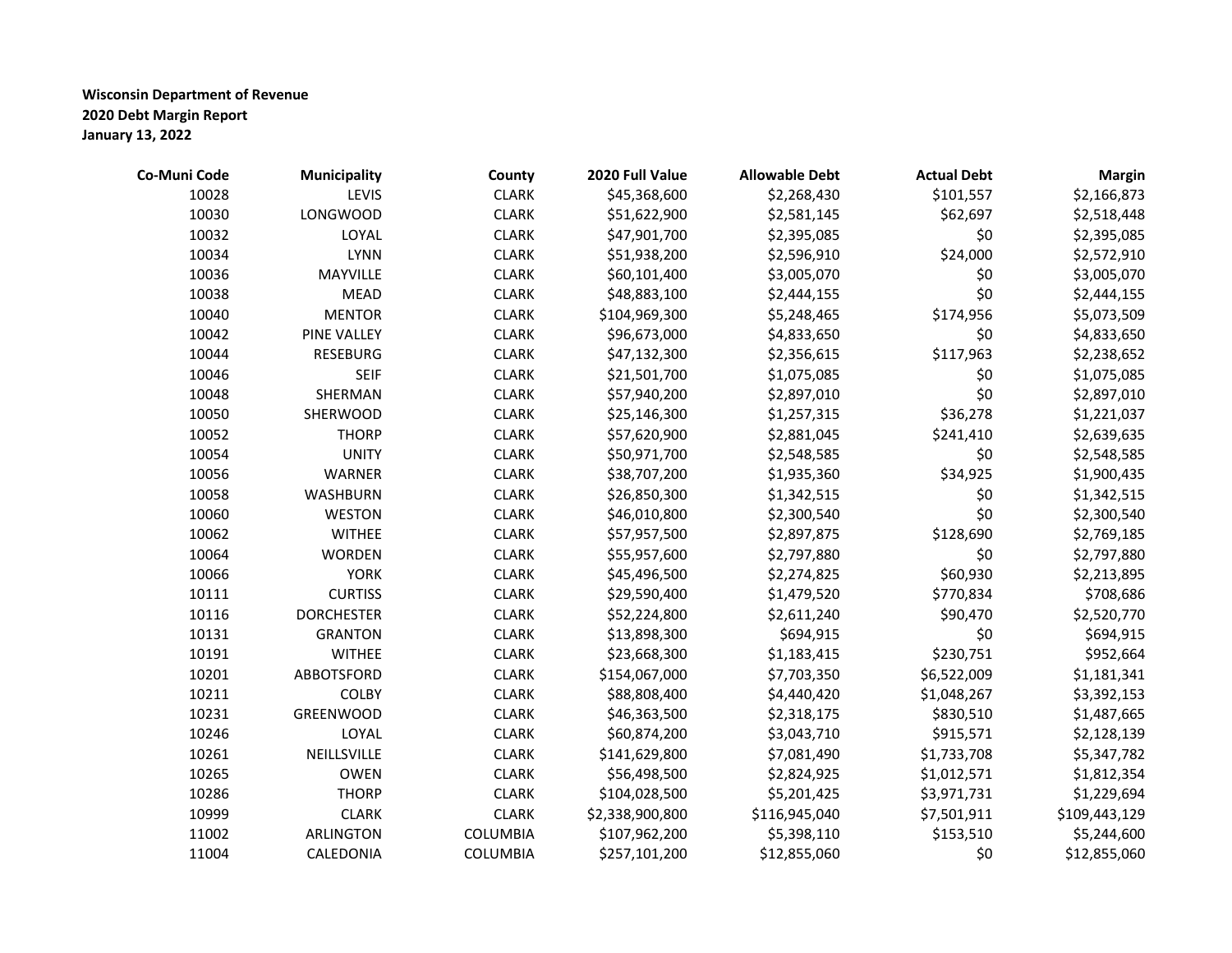**Wisconsin Department of Revenue**
**2020 Debt Margin Report**
**January 13, 2022**

| Co-Muni Code | Municipality | County | 2020 Full Value | Allowable Debt | Actual Debt | Margin |
|---|---|---|---|---|---|---|
| 10028 | LEVIS | CLARK | $45,368,600 | $2,268,430 | $101,557 | $2,166,873 |
| 10030 | LONGWOOD | CLARK | $51,622,900 | $2,581,145 | $62,697 | $2,518,448 |
| 10032 | LOYAL | CLARK | $47,901,700 | $2,395,085 | $0 | $2,395,085 |
| 10034 | LYNN | CLARK | $51,938,200 | $2,596,910 | $24,000 | $2,572,910 |
| 10036 | MAYVILLE | CLARK | $60,101,400 | $3,005,070 | $0 | $3,005,070 |
| 10038 | MEAD | CLARK | $48,883,100 | $2,444,155 | $0 | $2,444,155 |
| 10040 | MENTOR | CLARK | $104,969,300 | $5,248,465 | $174,956 | $5,073,509 |
| 10042 | PINE VALLEY | CLARK | $96,673,000 | $4,833,650 | $0 | $4,833,650 |
| 10044 | RESEBURG | CLARK | $47,132,300 | $2,356,615 | $117,963 | $2,238,652 |
| 10046 | SEIF | CLARK | $21,501,700 | $1,075,085 | $0 | $1,075,085 |
| 10048 | SHERMAN | CLARK | $57,940,200 | $2,897,010 | $0 | $2,897,010 |
| 10050 | SHERWOOD | CLARK | $25,146,300 | $1,257,315 | $36,278 | $1,221,037 |
| 10052 | THORP | CLARK | $57,620,900 | $2,881,045 | $241,410 | $2,639,635 |
| 10054 | UNITY | CLARK | $50,971,700 | $2,548,585 | $0 | $2,548,585 |
| 10056 | WARNER | CLARK | $38,707,200 | $1,935,360 | $34,925 | $1,900,435 |
| 10058 | WASHBURN | CLARK | $26,850,300 | $1,342,515 | $0 | $1,342,515 |
| 10060 | WESTON | CLARK | $46,010,800 | $2,300,540 | $0 | $2,300,540 |
| 10062 | WITHEE | CLARK | $57,957,500 | $2,897,875 | $128,690 | $2,769,185 |
| 10064 | WORDEN | CLARK | $55,957,600 | $2,797,880 | $0 | $2,797,880 |
| 10066 | YORK | CLARK | $45,496,500 | $2,274,825 | $60,930 | $2,213,895 |
| 10111 | CURTISS | CLARK | $29,590,400 | $1,479,520 | $770,834 | $708,686 |
| 10116 | DORCHESTER | CLARK | $52,224,800 | $2,611,240 | $90,470 | $2,520,770 |
| 10131 | GRANTON | CLARK | $13,898,300 | $694,915 | $0 | $694,915 |
| 10191 | WITHEE | CLARK | $23,668,300 | $1,183,415 | $230,751 | $952,664 |
| 10201 | ABBOTSFORD | CLARK | $154,067,000 | $7,703,350 | $6,522,009 | $1,181,341 |
| 10211 | COLBY | CLARK | $88,808,400 | $4,440,420 | $1,048,267 | $3,392,153 |
| 10231 | GREENWOOD | CLARK | $46,363,500 | $2,318,175 | $830,510 | $1,487,665 |
| 10246 | LOYAL | CLARK | $60,874,200 | $3,043,710 | $915,571 | $2,128,139 |
| 10261 | NEILLSVILLE | CLARK | $141,629,800 | $7,081,490 | $1,733,708 | $5,347,782 |
| 10265 | OWEN | CLARK | $56,498,500 | $2,824,925 | $1,012,571 | $1,812,354 |
| 10286 | THORP | CLARK | $104,028,500 | $5,201,425 | $3,971,731 | $1,229,694 |
| 10999 | CLARK | CLARK | $2,338,900,800 | $116,945,040 | $7,501,911 | $109,443,129 |
| 11002 | ARLINGTON | COLUMBIA | $107,962,200 | $5,398,110 | $153,510 | $5,244,600 |
| 11004 | CALEDONIA | COLUMBIA | $257,101,200 | $12,855,060 | $0 | $12,855,060 |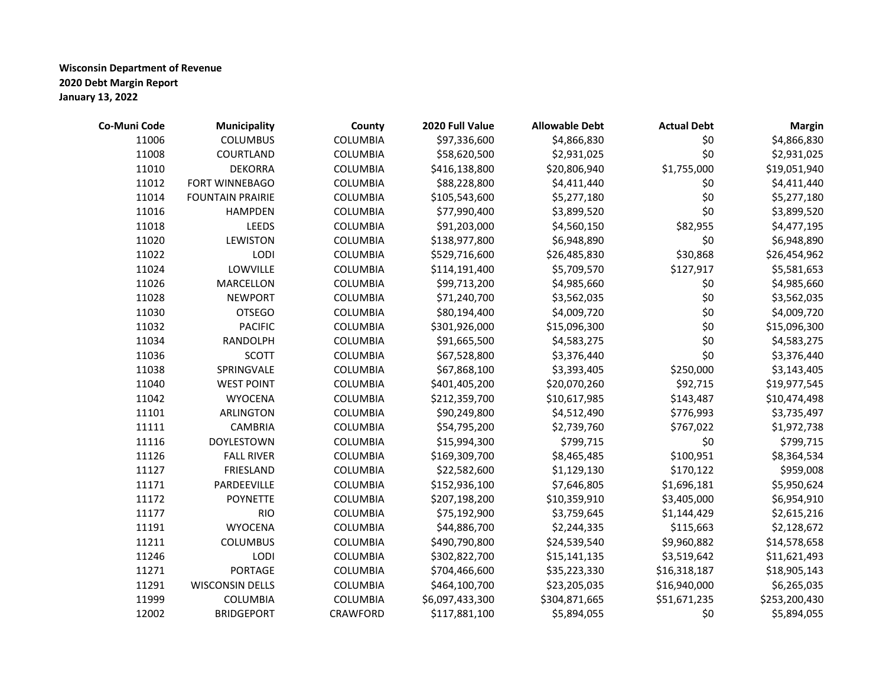**Wisconsin Department of Revenue**
**2020 Debt Margin Report**
**January 13, 2022**

| Co-Muni Code | Municipality | County | 2020 Full Value | Allowable Debt | Actual Debt | Margin |
|---|---|---|---|---|---|---|
| 11006 | COLUMBUS | COLUMBIA | $97,336,600 | $4,866,830 | $0 | $4,866,830 |
| 11008 | COURTLAND | COLUMBIA | $58,620,500 | $2,931,025 | $0 | $2,931,025 |
| 11010 | DEKORRA | COLUMBIA | $416,138,800 | $20,806,940 | $1,755,000 | $19,051,940 |
| 11012 | FORT WINNEBAGO | COLUMBIA | $88,228,800 | $4,411,440 | $0 | $4,411,440 |
| 11014 | FOUNTAIN PRAIRIE | COLUMBIA | $105,543,600 | $5,277,180 | $0 | $5,277,180 |
| 11016 | HAMPDEN | COLUMBIA | $77,990,400 | $3,899,520 | $0 | $3,899,520 |
| 11018 | LEEDS | COLUMBIA | $91,203,000 | $4,560,150 | $82,955 | $4,477,195 |
| 11020 | LEWISTON | COLUMBIA | $138,977,800 | $6,948,890 | $0 | $6,948,890 |
| 11022 | LODI | COLUMBIA | $529,716,600 | $26,485,830 | $30,868 | $26,454,962 |
| 11024 | LOWVILLE | COLUMBIA | $114,191,400 | $5,709,570 | $127,917 | $5,581,653 |
| 11026 | MARCELLON | COLUMBIA | $99,713,200 | $4,985,660 | $0 | $4,985,660 |
| 11028 | NEWPORT | COLUMBIA | $71,240,700 | $3,562,035 | $0 | $3,562,035 |
| 11030 | OTSEGO | COLUMBIA | $80,194,400 | $4,009,720 | $0 | $4,009,720 |
| 11032 | PACIFIC | COLUMBIA | $301,926,000 | $15,096,300 | $0 | $15,096,300 |
| 11034 | RANDOLPH | COLUMBIA | $91,665,500 | $4,583,275 | $0 | $4,583,275 |
| 11036 | SCOTT | COLUMBIA | $67,528,800 | $3,376,440 | $0 | $3,376,440 |
| 11038 | SPRINGVALE | COLUMBIA | $67,868,100 | $3,393,405 | $250,000 | $3,143,405 |
| 11040 | WEST POINT | COLUMBIA | $401,405,200 | $20,070,260 | $92,715 | $19,977,545 |
| 11042 | WYOCENA | COLUMBIA | $212,359,700 | $10,617,985 | $143,487 | $10,474,498 |
| 11101 | ARLINGTON | COLUMBIA | $90,249,800 | $4,512,490 | $776,993 | $3,735,497 |
| 11111 | CAMBRIA | COLUMBIA | $54,795,200 | $2,739,760 | $767,022 | $1,972,738 |
| 11116 | DOYLESTOWN | COLUMBIA | $15,994,300 | $799,715 | $0 | $799,715 |
| 11126 | FALL RIVER | COLUMBIA | $169,309,700 | $8,465,485 | $100,951 | $8,364,534 |
| 11127 | FRIESLAND | COLUMBIA | $22,582,600 | $1,129,130 | $170,122 | $959,008 |
| 11171 | PARDEEVILLE | COLUMBIA | $152,936,100 | $7,646,805 | $1,696,181 | $5,950,624 |
| 11172 | POYNETTE | COLUMBIA | $207,198,200 | $10,359,910 | $3,405,000 | $6,954,910 |
| 11177 | RIO | COLUMBIA | $75,192,900 | $3,759,645 | $1,144,429 | $2,615,216 |
| 11191 | WYOCENA | COLUMBIA | $44,886,700 | $2,244,335 | $115,663 | $2,128,672 |
| 11211 | COLUMBUS | COLUMBIA | $490,790,800 | $24,539,540 | $9,960,882 | $14,578,658 |
| 11246 | LODI | COLUMBIA | $302,822,700 | $15,141,135 | $3,519,642 | $11,621,493 |
| 11271 | PORTAGE | COLUMBIA | $704,466,600 | $35,223,330 | $16,318,187 | $18,905,143 |
| 11291 | WISCONSIN DELLS | COLUMBIA | $464,100,700 | $23,205,035 | $16,940,000 | $6,265,035 |
| 11999 | COLUMBIA | COLUMBIA | $6,097,433,300 | $304,871,665 | $51,671,235 | $253,200,430 |
| 12002 | BRIDGEPORT | CRAWFORD | $117,881,100 | $5,894,055 | $0 | $5,894,055 |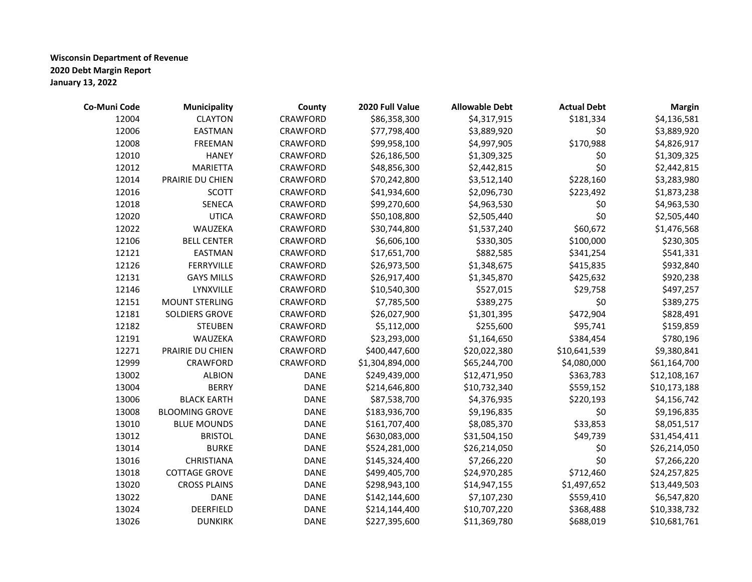**Wisconsin Department of Revenue**
**2020 Debt Margin Report**
**January 13, 2022**

| Co-Muni Code | Municipality | County | 2020 Full Value | Allowable Debt | Actual Debt | Margin |
|---|---|---|---|---|---|---|
| 12004 | CLAYTON | CRAWFORD | $86,358,300 | $4,317,915 | $181,334 | $4,136,581 |
| 12006 | EASTMAN | CRAWFORD | $77,798,400 | $3,889,920 | $0 | $3,889,920 |
| 12008 | FREEMAN | CRAWFORD | $99,958,100 | $4,997,905 | $170,988 | $4,826,917 |
| 12010 | HANEY | CRAWFORD | $26,186,500 | $1,309,325 | $0 | $1,309,325 |
| 12012 | MARIETTA | CRAWFORD | $48,856,300 | $2,442,815 | $0 | $2,442,815 |
| 12014 | PRAIRIE DU CHIEN | CRAWFORD | $70,242,800 | $3,512,140 | $228,160 | $3,283,980 |
| 12016 | SCOTT | CRAWFORD | $41,934,600 | $2,096,730 | $223,492 | $1,873,238 |
| 12018 | SENECA | CRAWFORD | $99,270,600 | $4,963,530 | $0 | $4,963,530 |
| 12020 | UTICA | CRAWFORD | $50,108,800 | $2,505,440 | $0 | $2,505,440 |
| 12022 | WAUZEKA | CRAWFORD | $30,744,800 | $1,537,240 | $60,672 | $1,476,568 |
| 12106 | BELL CENTER | CRAWFORD | $6,606,100 | $330,305 | $100,000 | $230,305 |
| 12121 | EASTMAN | CRAWFORD | $17,651,700 | $882,585 | $341,254 | $541,331 |
| 12126 | FERRYVILLE | CRAWFORD | $26,973,500 | $1,348,675 | $415,835 | $932,840 |
| 12131 | GAYS MILLS | CRAWFORD | $26,917,400 | $1,345,870 | $425,632 | $920,238 |
| 12146 | LYNXVILLE | CRAWFORD | $10,540,300 | $527,015 | $29,758 | $497,257 |
| 12151 | MOUNT STERLING | CRAWFORD | $7,785,500 | $389,275 | $0 | $389,275 |
| 12181 | SOLDIERS GROVE | CRAWFORD | $26,027,900 | $1,301,395 | $472,904 | $828,491 |
| 12182 | STEUBEN | CRAWFORD | $5,112,000 | $255,600 | $95,741 | $159,859 |
| 12191 | WAUZEKA | CRAWFORD | $23,293,000 | $1,164,650 | $384,454 | $780,196 |
| 12271 | PRAIRIE DU CHIEN | CRAWFORD | $400,447,600 | $20,022,380 | $10,641,539 | $9,380,841 |
| 12999 | CRAWFORD | CRAWFORD | $1,304,894,000 | $65,244,700 | $4,080,000 | $61,164,700 |
| 13002 | ALBION | DANE | $249,439,000 | $12,471,950 | $363,783 | $12,108,167 |
| 13004 | BERRY | DANE | $214,646,800 | $10,732,340 | $559,152 | $10,173,188 |
| 13006 | BLACK EARTH | DANE | $87,538,700 | $4,376,935 | $220,193 | $4,156,742 |
| 13008 | BLOOMING GROVE | DANE | $183,936,700 | $9,196,835 | $0 | $9,196,835 |
| 13010 | BLUE MOUNDS | DANE | $161,707,400 | $8,085,370 | $33,853 | $8,051,517 |
| 13012 | BRISTOL | DANE | $630,083,000 | $31,504,150 | $49,739 | $31,454,411 |
| 13014 | BURKE | DANE | $524,281,000 | $26,214,050 | $0 | $26,214,050 |
| 13016 | CHRISTIANA | DANE | $145,324,400 | $7,266,220 | $0 | $7,266,220 |
| 13018 | COTTAGE GROVE | DANE | $499,405,700 | $24,970,285 | $712,460 | $24,257,825 |
| 13020 | CROSS PLAINS | DANE | $298,943,100 | $14,947,155 | $1,497,652 | $13,449,503 |
| 13022 | DANE | DANE | $142,144,600 | $7,107,230 | $559,410 | $6,547,820 |
| 13024 | DEERFIELD | DANE | $214,144,400 | $10,707,220 | $368,488 | $10,338,732 |
| 13026 | DUNKIRK | DANE | $227,395,600 | $11,369,780 | $688,019 | $10,681,761 |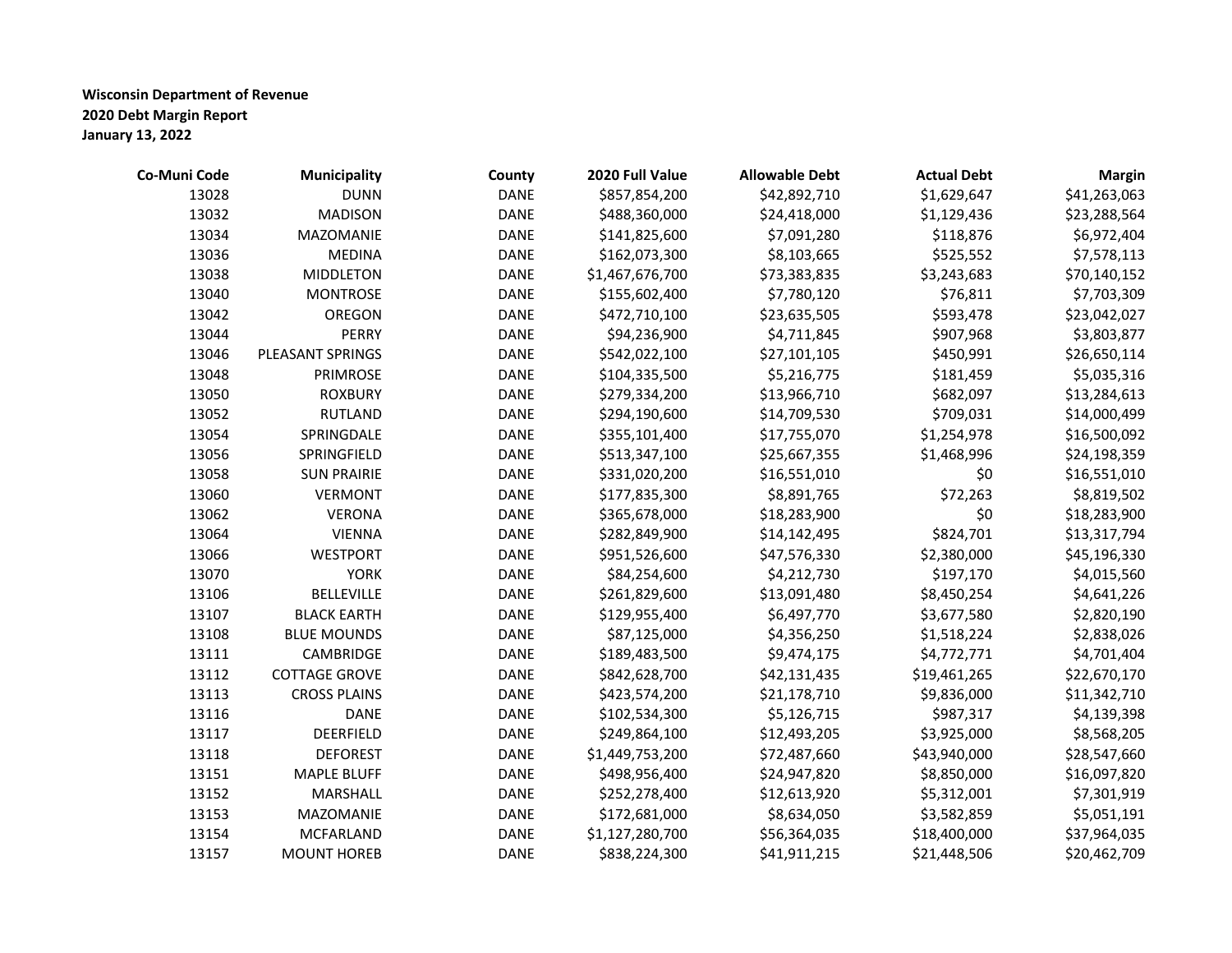**Wisconsin Department of Revenue**
**2020 Debt Margin Report**
**January 13, 2022**

| Co-Muni Code | Municipality | County | 2020 Full Value | Allowable Debt | Actual Debt | Margin |
|---|---|---|---|---|---|---|
| 13028 | DUNN | DANE | $857,854,200 | $42,892,710 | $1,629,647 | $41,263,063 |
| 13032 | MADISON | DANE | $488,360,000 | $24,418,000 | $1,129,436 | $23,288,564 |
| 13034 | MAZOMANIE | DANE | $141,825,600 | $7,091,280 | $118,876 | $6,972,404 |
| 13036 | MEDINA | DANE | $162,073,300 | $8,103,665 | $525,552 | $7,578,113 |
| 13038 | MIDDLETON | DANE | $1,467,676,700 | $73,383,835 | $3,243,683 | $70,140,152 |
| 13040 | MONTROSE | DANE | $155,602,400 | $7,780,120 | $76,811 | $7,703,309 |
| 13042 | OREGON | DANE | $472,710,100 | $23,635,505 | $593,478 | $23,042,027 |
| 13044 | PERRY | DANE | $94,236,900 | $4,711,845 | $907,968 | $3,803,877 |
| 13046 | PLEASANT SPRINGS | DANE | $542,022,100 | $27,101,105 | $450,991 | $26,650,114 |
| 13048 | PRIMROSE | DANE | $104,335,500 | $5,216,775 | $181,459 | $5,035,316 |
| 13050 | ROXBURY | DANE | $279,334,200 | $13,966,710 | $682,097 | $13,284,613 |
| 13052 | RUTLAND | DANE | $294,190,600 | $14,709,530 | $709,031 | $14,000,499 |
| 13054 | SPRINGDALE | DANE | $355,101,400 | $17,755,070 | $1,254,978 | $16,500,092 |
| 13056 | SPRINGFIELD | DANE | $513,347,100 | $25,667,355 | $1,468,996 | $24,198,359 |
| 13058 | SUN PRAIRIE | DANE | $331,020,200 | $16,551,010 | $0 | $16,551,010 |
| 13060 | VERMONT | DANE | $177,835,300 | $8,891,765 | $72,263 | $8,819,502 |
| 13062 | VERONA | DANE | $365,678,000 | $18,283,900 | $0 | $18,283,900 |
| 13064 | VIENNA | DANE | $282,849,900 | $14,142,495 | $824,701 | $13,317,794 |
| 13066 | WESTPORT | DANE | $951,526,600 | $47,576,330 | $2,380,000 | $45,196,330 |
| 13070 | YORK | DANE | $84,254,600 | $4,212,730 | $197,170 | $4,015,560 |
| 13106 | BELLEVILLE | DANE | $261,829,600 | $13,091,480 | $8,450,254 | $4,641,226 |
| 13107 | BLACK EARTH | DANE | $129,955,400 | $6,497,770 | $3,677,580 | $2,820,190 |
| 13108 | BLUE MOUNDS | DANE | $87,125,000 | $4,356,250 | $1,518,224 | $2,838,026 |
| 13111 | CAMBRIDGE | DANE | $189,483,500 | $9,474,175 | $4,772,771 | $4,701,404 |
| 13112 | COTTAGE GROVE | DANE | $842,628,700 | $42,131,435 | $19,461,265 | $22,670,170 |
| 13113 | CROSS PLAINS | DANE | $423,574,200 | $21,178,710 | $9,836,000 | $11,342,710 |
| 13116 | DANE | DANE | $102,534,300 | $5,126,715 | $987,317 | $4,139,398 |
| 13117 | DEERFIELD | DANE | $249,864,100 | $12,493,205 | $3,925,000 | $8,568,205 |
| 13118 | DEFOREST | DANE | $1,449,753,200 | $72,487,660 | $43,940,000 | $28,547,660 |
| 13151 | MAPLE BLUFF | DANE | $498,956,400 | $24,947,820 | $8,850,000 | $16,097,820 |
| 13152 | MARSHALL | DANE | $252,278,400 | $12,613,920 | $5,312,001 | $7,301,919 |
| 13153 | MAZOMANIE | DANE | $172,681,000 | $8,634,050 | $3,582,859 | $5,051,191 |
| 13154 | MCFARLAND | DANE | $1,127,280,700 | $56,364,035 | $18,400,000 | $37,964,035 |
| 13157 | MOUNT HOREB | DANE | $838,224,300 | $41,911,215 | $21,448,506 | $20,462,709 |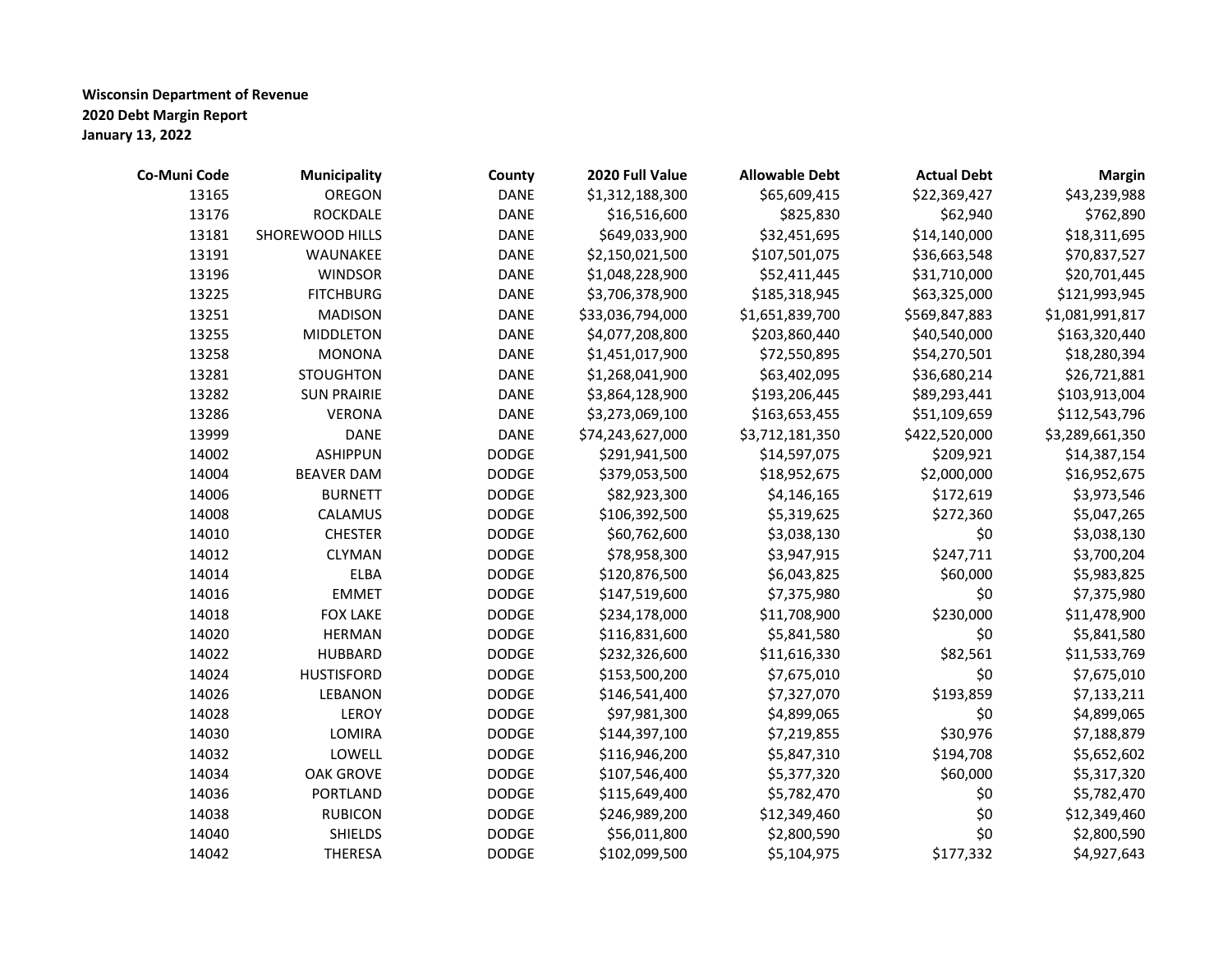**Wisconsin Department of Revenue**
**2020 Debt Margin Report**
**January 13, 2022**

| Co-Muni Code | Municipality | County | 2020 Full Value | Allowable Debt | Actual Debt | Margin |
|---|---|---|---|---|---|---|
| 13165 | OREGON | DANE | $1,312,188,300 | $65,609,415 | $22,369,427 | $43,239,988 |
| 13176 | ROCKDALE | DANE | $16,516,600 | $825,830 | $62,940 | $762,890 |
| 13181 | SHOREWOOD HILLS | DANE | $649,033,900 | $32,451,695 | $14,140,000 | $18,311,695 |
| 13191 | WAUNAKEE | DANE | $2,150,021,500 | $107,501,075 | $36,663,548 | $70,837,527 |
| 13196 | WINDSOR | DANE | $1,048,228,900 | $52,411,445 | $31,710,000 | $20,701,445 |
| 13225 | FITCHBURG | DANE | $3,706,378,900 | $185,318,945 | $63,325,000 | $121,993,945 |
| 13251 | MADISON | DANE | $33,036,794,000 | $1,651,839,700 | $569,847,883 | $1,081,991,817 |
| 13255 | MIDDLETON | DANE | $4,077,208,800 | $203,860,440 | $40,540,000 | $163,320,440 |
| 13258 | MONONA | DANE | $1,451,017,900 | $72,550,895 | $54,270,501 | $18,280,394 |
| 13281 | STOUGHTON | DANE | $1,268,041,900 | $63,402,095 | $36,680,214 | $26,721,881 |
| 13282 | SUN PRAIRIE | DANE | $3,864,128,900 | $193,206,445 | $89,293,441 | $103,913,004 |
| 13286 | VERONA | DANE | $3,273,069,100 | $163,653,455 | $51,109,659 | $112,543,796 |
| 13999 | DANE | DANE | $74,243,627,000 | $3,712,181,350 | $422,520,000 | $3,289,661,350 |
| 14002 | ASHIPPUN | DODGE | $291,941,500 | $14,597,075 | $209,921 | $14,387,154 |
| 14004 | BEAVER DAM | DODGE | $379,053,500 | $18,952,675 | $2,000,000 | $16,952,675 |
| 14006 | BURNETT | DODGE | $82,923,300 | $4,146,165 | $172,619 | $3,973,546 |
| 14008 | CALAMUS | DODGE | $106,392,500 | $5,319,625 | $272,360 | $5,047,265 |
| 14010 | CHESTER | DODGE | $60,762,600 | $3,038,130 | $0 | $3,038,130 |
| 14012 | CLYMAN | DODGE | $78,958,300 | $3,947,915 | $247,711 | $3,700,204 |
| 14014 | ELBA | DODGE | $120,876,500 | $6,043,825 | $60,000 | $5,983,825 |
| 14016 | EMMET | DODGE | $147,519,600 | $7,375,980 | $0 | $7,375,980 |
| 14018 | FOX LAKE | DODGE | $234,178,000 | $11,708,900 | $230,000 | $11,478,900 |
| 14020 | HERMAN | DODGE | $116,831,600 | $5,841,580 | $0 | $5,841,580 |
| 14022 | HUBBARD | DODGE | $232,326,600 | $11,616,330 | $82,561 | $11,533,769 |
| 14024 | HUSTISFORD | DODGE | $153,500,200 | $7,675,010 | $0 | $7,675,010 |
| 14026 | LEBANON | DODGE | $146,541,400 | $7,327,070 | $193,859 | $7,133,211 |
| 14028 | LEROY | DODGE | $97,981,300 | $4,899,065 | $0 | $4,899,065 |
| 14030 | LOMIRA | DODGE | $144,397,100 | $7,219,855 | $30,976 | $7,188,879 |
| 14032 | LOWELL | DODGE | $116,946,200 | $5,847,310 | $194,708 | $5,652,602 |
| 14034 | OAK GROVE | DODGE | $107,546,400 | $5,377,320 | $60,000 | $5,317,320 |
| 14036 | PORTLAND | DODGE | $115,649,400 | $5,782,470 | $0 | $5,782,470 |
| 14038 | RUBICON | DODGE | $246,989,200 | $12,349,460 | $0 | $12,349,460 |
| 14040 | SHIELDS | DODGE | $56,011,800 | $2,800,590 | $0 | $2,800,590 |
| 14042 | THERESA | DODGE | $102,099,500 | $5,104,975 | $177,332 | $4,927,643 |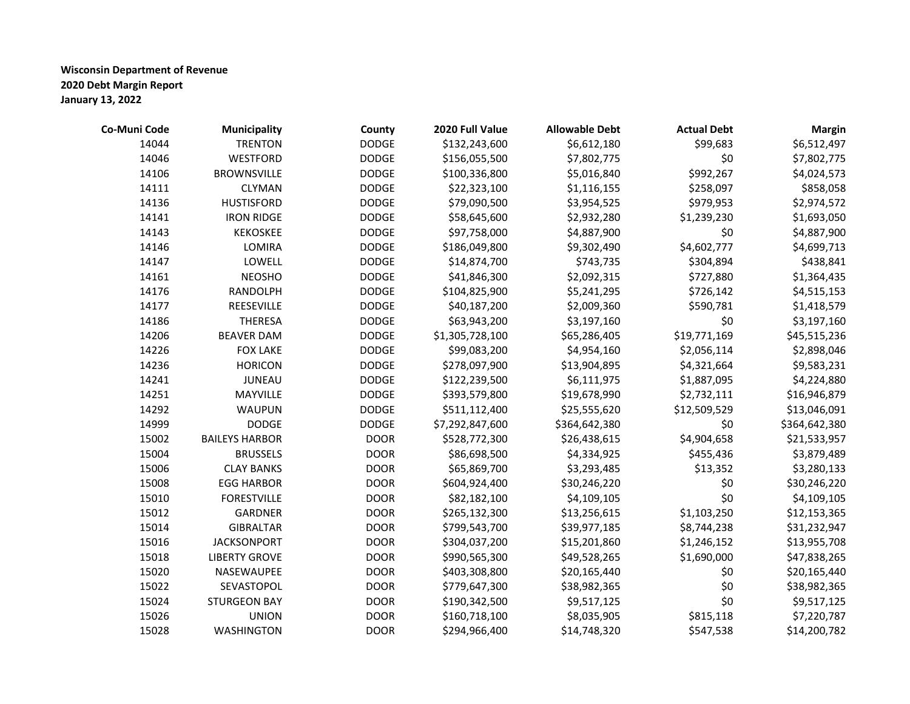**Wisconsin Department of Revenue**
**2020 Debt Margin Report**
**January 13, 2022**

| Co-Muni Code | Municipality | County | 2020 Full Value | Allowable Debt | Actual Debt | Margin |
|---|---|---|---|---|---|---|
| 14044 | TRENTON | DODGE | $132,243,600 | $6,612,180 | $99,683 | $6,512,497 |
| 14046 | WESTFORD | DODGE | $156,055,500 | $7,802,775 | $0 | $7,802,775 |
| 14106 | BROWNSVILLE | DODGE | $100,336,800 | $5,016,840 | $992,267 | $4,024,573 |
| 14111 | CLYMAN | DODGE | $22,323,100 | $1,116,155 | $258,097 | $858,058 |
| 14136 | HUSTISFORD | DODGE | $79,090,500 | $3,954,525 | $979,953 | $2,974,572 |
| 14141 | IRON RIDGE | DODGE | $58,645,600 | $2,932,280 | $1,239,230 | $1,693,050 |
| 14143 | KEKOSKEE | DODGE | $97,758,000 | $4,887,900 | $0 | $4,887,900 |
| 14146 | LOMIRA | DODGE | $186,049,800 | $9,302,490 | $4,602,777 | $4,699,713 |
| 14147 | LOWELL | DODGE | $14,874,700 | $743,735 | $304,894 | $438,841 |
| 14161 | NEOSHO | DODGE | $41,846,300 | $2,092,315 | $727,880 | $1,364,435 |
| 14176 | RANDOLPH | DODGE | $104,825,900 | $5,241,295 | $726,142 | $4,515,153 |
| 14177 | REESEVILLE | DODGE | $40,187,200 | $2,009,360 | $590,781 | $1,418,579 |
| 14186 | THERESA | DODGE | $63,943,200 | $3,197,160 | $0 | $3,197,160 |
| 14206 | BEAVER DAM | DODGE | $1,305,728,100 | $65,286,405 | $19,771,169 | $45,515,236 |
| 14226 | FOX LAKE | DODGE | $99,083,200 | $4,954,160 | $2,056,114 | $2,898,046 |
| 14236 | HORICON | DODGE | $278,097,900 | $13,904,895 | $4,321,664 | $9,583,231 |
| 14241 | JUNEAU | DODGE | $122,239,500 | $6,111,975 | $1,887,095 | $4,224,880 |
| 14251 | MAYVILLE | DODGE | $393,579,800 | $19,678,990 | $2,732,111 | $16,946,879 |
| 14292 | WAUPUN | DODGE | $511,112,400 | $25,555,620 | $12,509,529 | $13,046,091 |
| 14999 | DODGE | DODGE | $7,292,847,600 | $364,642,380 | $0 | $364,642,380 |
| 15002 | BAILEYS HARBOR | DOOR | $528,772,300 | $26,438,615 | $4,904,658 | $21,533,957 |
| 15004 | BRUSSELS | DOOR | $86,698,500 | $4,334,925 | $455,436 | $3,879,489 |
| 15006 | CLAY BANKS | DOOR | $65,869,700 | $3,293,485 | $13,352 | $3,280,133 |
| 15008 | EGG HARBOR | DOOR | $604,924,400 | $30,246,220 | $0 | $30,246,220 |
| 15010 | FORESTVILLE | DOOR | $82,182,100 | $4,109,105 | $0 | $4,109,105 |
| 15012 | GARDNER | DOOR | $265,132,300 | $13,256,615 | $1,103,250 | $12,153,365 |
| 15014 | GIBRALTAR | DOOR | $799,543,700 | $39,977,185 | $8,744,238 | $31,232,947 |
| 15016 | JACKSONPORT | DOOR | $304,037,200 | $15,201,860 | $1,246,152 | $13,955,708 |
| 15018 | LIBERTY GROVE | DOOR | $990,565,300 | $49,528,265 | $1,690,000 | $47,838,265 |
| 15020 | NASEWAUPEE | DOOR | $403,308,800 | $20,165,440 | $0 | $20,165,440 |
| 15022 | SEVASTOPOL | DOOR | $779,647,300 | $38,982,365 | $0 | $38,982,365 |
| 15024 | STURGEON BAY | DOOR | $190,342,500 | $9,517,125 | $0 | $9,517,125 |
| 15026 | UNION | DOOR | $160,718,100 | $8,035,905 | $815,118 | $7,220,787 |
| 15028 | WASHINGTON | DOOR | $294,966,400 | $14,748,320 | $547,538 | $14,200,782 |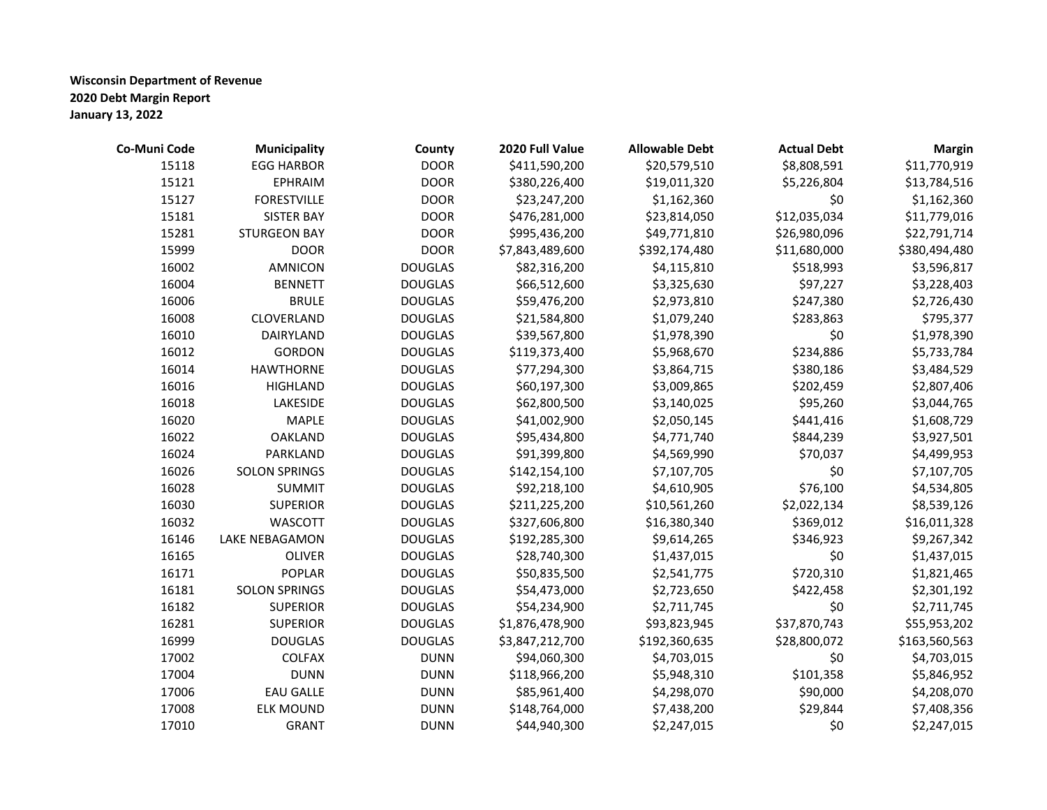**Wisconsin Department of Revenue**
**2020 Debt Margin Report**
**January 13, 2022**

| Co-Muni Code | Municipality | County | 2020 Full Value | Allowable Debt | Actual Debt | Margin |
|---|---|---|---|---|---|---|
| 15118 | EGG HARBOR | DOOR | $411,590,200 | $20,579,510 | $8,808,591 | $11,770,919 |
| 15121 | EPHRAIM | DOOR | $380,226,400 | $19,011,320 | $5,226,804 | $13,784,516 |
| 15127 | FORESTVILLE | DOOR | $23,247,200 | $1,162,360 | $0 | $1,162,360 |
| 15181 | SISTER BAY | DOOR | $476,281,000 | $23,814,050 | $12,035,034 | $11,779,016 |
| 15281 | STURGEON BAY | DOOR | $995,436,200 | $49,771,810 | $26,980,096 | $22,791,714 |
| 15999 | DOOR | DOOR | $7,843,489,600 | $392,174,480 | $11,680,000 | $380,494,480 |
| 16002 | AMNICON | DOUGLAS | $82,316,200 | $4,115,810 | $518,993 | $3,596,817 |
| 16004 | BENNETT | DOUGLAS | $66,512,600 | $3,325,630 | $97,227 | $3,228,403 |
| 16006 | BRULE | DOUGLAS | $59,476,200 | $2,973,810 | $247,380 | $2,726,430 |
| 16008 | CLOVERLAND | DOUGLAS | $21,584,800 | $1,079,240 | $283,863 | $795,377 |
| 16010 | DAIRYLAND | DOUGLAS | $39,567,800 | $1,978,390 | $0 | $1,978,390 |
| 16012 | GORDON | DOUGLAS | $119,373,400 | $5,968,670 | $234,886 | $5,733,784 |
| 16014 | HAWTHORNE | DOUGLAS | $77,294,300 | $3,864,715 | $380,186 | $3,484,529 |
| 16016 | HIGHLAND | DOUGLAS | $60,197,300 | $3,009,865 | $202,459 | $2,807,406 |
| 16018 | LAKESIDE | DOUGLAS | $62,800,500 | $3,140,025 | $95,260 | $3,044,765 |
| 16020 | MAPLE | DOUGLAS | $41,002,900 | $2,050,145 | $441,416 | $1,608,729 |
| 16022 | OAKLAND | DOUGLAS | $95,434,800 | $4,771,740 | $844,239 | $3,927,501 |
| 16024 | PARKLAND | DOUGLAS | $91,399,800 | $4,569,990 | $70,037 | $4,499,953 |
| 16026 | SOLON SPRINGS | DOUGLAS | $142,154,100 | $7,107,705 | $0 | $7,107,705 |
| 16028 | SUMMIT | DOUGLAS | $92,218,100 | $4,610,905 | $76,100 | $4,534,805 |
| 16030 | SUPERIOR | DOUGLAS | $211,225,200 | $10,561,260 | $2,022,134 | $8,539,126 |
| 16032 | WASCOTT | DOUGLAS | $327,606,800 | $16,380,340 | $369,012 | $16,011,328 |
| 16146 | LAKE NEBAGAMON | DOUGLAS | $192,285,300 | $9,614,265 | $346,923 | $9,267,342 |
| 16165 | OLIVER | DOUGLAS | $28,740,300 | $1,437,015 | $0 | $1,437,015 |
| 16171 | POPLAR | DOUGLAS | $50,835,500 | $2,541,775 | $720,310 | $1,821,465 |
| 16181 | SOLON SPRINGS | DOUGLAS | $54,473,000 | $2,723,650 | $422,458 | $2,301,192 |
| 16182 | SUPERIOR | DOUGLAS | $54,234,900 | $2,711,745 | $0 | $2,711,745 |
| 16281 | SUPERIOR | DOUGLAS | $1,876,478,900 | $93,823,945 | $37,870,743 | $55,953,202 |
| 16999 | DOUGLAS | DOUGLAS | $3,847,212,700 | $192,360,635 | $28,800,072 | $163,560,563 |
| 17002 | COLFAX | DUNN | $94,060,300 | $4,703,015 | $0 | $4,703,015 |
| 17004 | DUNN | DUNN | $118,966,200 | $5,948,310 | $101,358 | $5,846,952 |
| 17006 | EAU GALLE | DUNN | $85,961,400 | $4,298,070 | $90,000 | $4,208,070 |
| 17008 | ELK MOUND | DUNN | $148,764,000 | $7,438,200 | $29,844 | $7,408,356 |
| 17010 | GRANT | DUNN | $44,940,300 | $2,247,015 | $0 | $2,247,015 |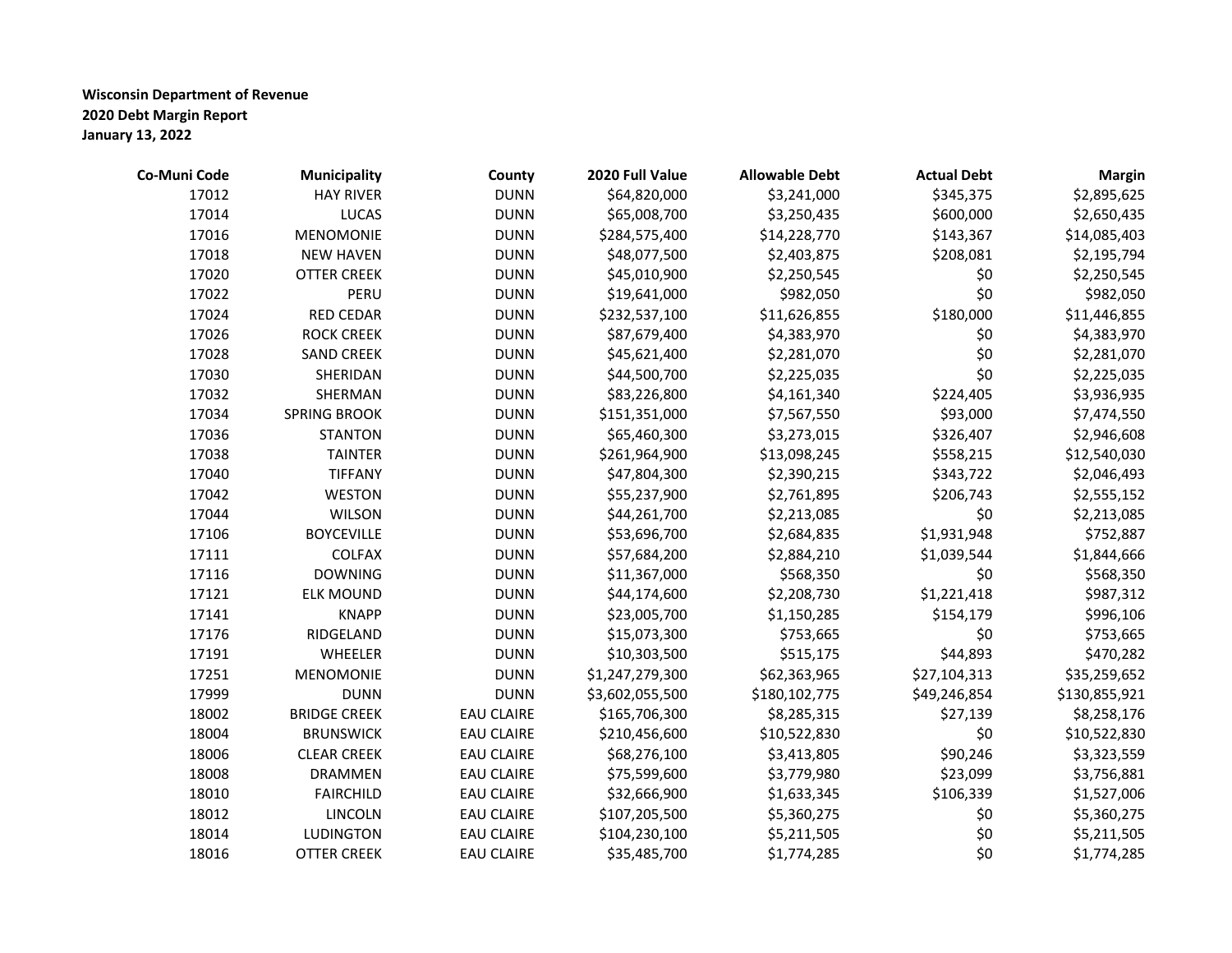**Wisconsin Department of Revenue**
**2020 Debt Margin Report**
**January 13, 2022**

| Co-Muni Code | Municipality | County | 2020 Full Value | Allowable Debt | Actual Debt | Margin |
|---|---|---|---|---|---|---|
| 17012 | HAY RIVER | DUNN | $64,820,000 | $3,241,000 | $345,375 | $2,895,625 |
| 17014 | LUCAS | DUNN | $65,008,700 | $3,250,435 | $600,000 | $2,650,435 |
| 17016 | MENOMONIE | DUNN | $284,575,400 | $14,228,770 | $143,367 | $14,085,403 |
| 17018 | NEW HAVEN | DUNN | $48,077,500 | $2,403,875 | $208,081 | $2,195,794 |
| 17020 | OTTER CREEK | DUNN | $45,010,900 | $2,250,545 | $0 | $2,250,545 |
| 17022 | PERU | DUNN | $19,641,000 | $982,050 | $0 | $982,050 |
| 17024 | RED CEDAR | DUNN | $232,537,100 | $11,626,855 | $180,000 | $11,446,855 |
| 17026 | ROCK CREEK | DUNN | $87,679,400 | $4,383,970 | $0 | $4,383,970 |
| 17028 | SAND CREEK | DUNN | $45,621,400 | $2,281,070 | $0 | $2,281,070 |
| 17030 | SHERIDAN | DUNN | $44,500,700 | $2,225,035 | $0 | $2,225,035 |
| 17032 | SHERMAN | DUNN | $83,226,800 | $4,161,340 | $224,405 | $3,936,935 |
| 17034 | SPRING BROOK | DUNN | $151,351,000 | $7,567,550 | $93,000 | $7,474,550 |
| 17036 | STANTON | DUNN | $65,460,300 | $3,273,015 | $326,407 | $2,946,608 |
| 17038 | TAINTER | DUNN | $261,964,900 | $13,098,245 | $558,215 | $12,540,030 |
| 17040 | TIFFANY | DUNN | $47,804,300 | $2,390,215 | $343,722 | $2,046,493 |
| 17042 | WESTON | DUNN | $55,237,900 | $2,761,895 | $206,743 | $2,555,152 |
| 17044 | WILSON | DUNN | $44,261,700 | $2,213,085 | $0 | $2,213,085 |
| 17106 | BOYCEVILLE | DUNN | $53,696,700 | $2,684,835 | $1,931,948 | $752,887 |
| 17111 | COLFAX | DUNN | $57,684,200 | $2,884,210 | $1,039,544 | $1,844,666 |
| 17116 | DOWNING | DUNN | $11,367,000 | $568,350 | $0 | $568,350 |
| 17121 | ELK MOUND | DUNN | $44,174,600 | $2,208,730 | $1,221,418 | $987,312 |
| 17141 | KNAPP | DUNN | $23,005,700 | $1,150,285 | $154,179 | $996,106 |
| 17176 | RIDGELAND | DUNN | $15,073,300 | $753,665 | $0 | $753,665 |
| 17191 | WHEELER | DUNN | $10,303,500 | $515,175 | $44,893 | $470,282 |
| 17251 | MENOMONIE | DUNN | $1,247,279,300 | $62,363,965 | $27,104,313 | $35,259,652 |
| 17999 | DUNN | DUNN | $3,602,055,500 | $180,102,775 | $49,246,854 | $130,855,921 |
| 18002 | BRIDGE CREEK | EAU CLAIRE | $165,706,300 | $8,285,315 | $27,139 | $8,258,176 |
| 18004 | BRUNSWICK | EAU CLAIRE | $210,456,600 | $10,522,830 | $0 | $10,522,830 |
| 18006 | CLEAR CREEK | EAU CLAIRE | $68,276,100 | $3,413,805 | $90,246 | $3,323,559 |
| 18008 | DRAMMEN | EAU CLAIRE | $75,599,600 | $3,779,980 | $23,099 | $3,756,881 |
| 18010 | FAIRCHILD | EAU CLAIRE | $32,666,900 | $1,633,345 | $106,339 | $1,527,006 |
| 18012 | LINCOLN | EAU CLAIRE | $107,205,500 | $5,360,275 | $0 | $5,360,275 |
| 18014 | LUDINGTON | EAU CLAIRE | $104,230,100 | $5,211,505 | $0 | $5,211,505 |
| 18016 | OTTER CREEK | EAU CLAIRE | $35,485,700 | $1,774,285 | $0 | $1,774,285 |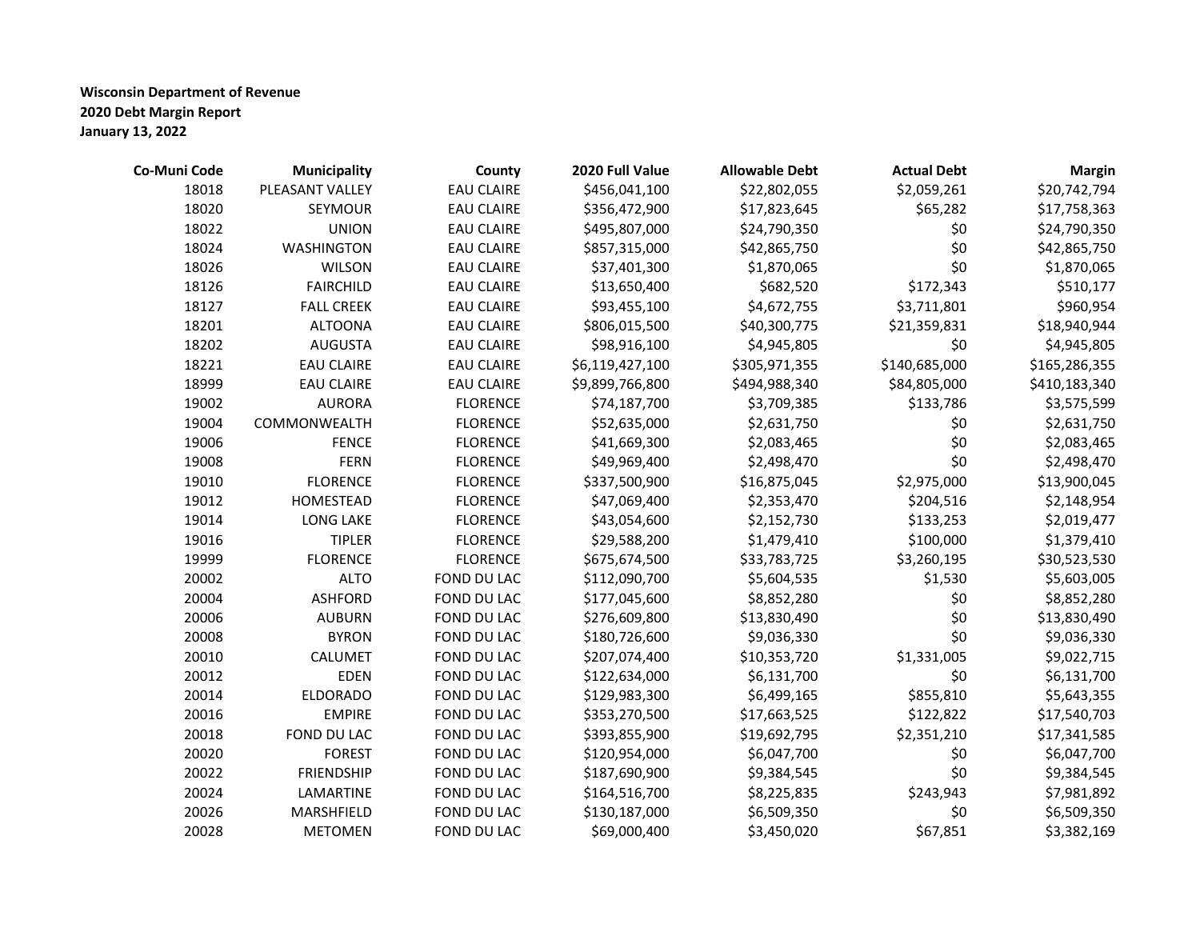**Wisconsin Department of Revenue**
**2020 Debt Margin Report**
**January 13, 2022**

| Co-Muni Code | Municipality | County | 2020 Full Value | Allowable Debt | Actual Debt | Margin |
|---|---|---|---|---|---|---|
| 18018 | PLEASANT VALLEY | EAU CLAIRE | $456,041,100 | $22,802,055 | $2,059,261 | $20,742,794 |
| 18020 | SEYMOUR | EAU CLAIRE | $356,472,900 | $17,823,645 | $65,282 | $17,758,363 |
| 18022 | UNION | EAU CLAIRE | $495,807,000 | $24,790,350 | $0 | $24,790,350 |
| 18024 | WASHINGTON | EAU CLAIRE | $857,315,000 | $42,865,750 | $0 | $42,865,750 |
| 18026 | WILSON | EAU CLAIRE | $37,401,300 | $1,870,065 | $0 | $1,870,065 |
| 18126 | FAIRCHILD | EAU CLAIRE | $13,650,400 | $682,520 | $172,343 | $510,177 |
| 18127 | FALL CREEK | EAU CLAIRE | $93,455,100 | $4,672,755 | $3,711,801 | $960,954 |
| 18201 | ALTOONA | EAU CLAIRE | $806,015,500 | $40,300,775 | $21,359,831 | $18,940,944 |
| 18202 | AUGUSTA | EAU CLAIRE | $98,916,100 | $4,945,805 | $0 | $4,945,805 |
| 18221 | EAU CLAIRE | EAU CLAIRE | $6,119,427,100 | $305,971,355 | $140,685,000 | $165,286,355 |
| 18999 | EAU CLAIRE | EAU CLAIRE | $9,899,766,800 | $494,988,340 | $84,805,000 | $410,183,340 |
| 19002 | AURORA | FLORENCE | $74,187,700 | $3,709,385 | $133,786 | $3,575,599 |
| 19004 | COMMONWEALTH | FLORENCE | $52,635,000 | $2,631,750 | $0 | $2,631,750 |
| 19006 | FENCE | FLORENCE | $41,669,300 | $2,083,465 | $0 | $2,083,465 |
| 19008 | FERN | FLORENCE | $49,969,400 | $2,498,470 | $0 | $2,498,470 |
| 19010 | FLORENCE | FLORENCE | $337,500,900 | $16,875,045 | $2,975,000 | $13,900,045 |
| 19012 | HOMESTEAD | FLORENCE | $47,069,400 | $2,353,470 | $204,516 | $2,148,954 |
| 19014 | LONG LAKE | FLORENCE | $43,054,600 | $2,152,730 | $133,253 | $2,019,477 |
| 19016 | TIPLER | FLORENCE | $29,588,200 | $1,479,410 | $100,000 | $1,379,410 |
| 19999 | FLORENCE | FLORENCE | $675,674,500 | $33,783,725 | $3,260,195 | $30,523,530 |
| 20002 | ALTO | FOND DU LAC | $112,090,700 | $5,604,535 | $1,530 | $5,603,005 |
| 20004 | ASHFORD | FOND DU LAC | $177,045,600 | $8,852,280 | $0 | $8,852,280 |
| 20006 | AUBURN | FOND DU LAC | $276,609,800 | $13,830,490 | $0 | $13,830,490 |
| 20008 | BYRON | FOND DU LAC | $180,726,600 | $9,036,330 | $0 | $9,036,330 |
| 20010 | CALUMET | FOND DU LAC | $207,074,400 | $10,353,720 | $1,331,005 | $9,022,715 |
| 20012 | EDEN | FOND DU LAC | $122,634,000 | $6,131,700 | $0 | $6,131,700 |
| 20014 | ELDORADO | FOND DU LAC | $129,983,300 | $6,499,165 | $855,810 | $5,643,355 |
| 20016 | EMPIRE | FOND DU LAC | $353,270,500 | $17,663,525 | $122,822 | $17,540,703 |
| 20018 | FOND DU LAC | FOND DU LAC | $393,855,900 | $19,692,795 | $2,351,210 | $17,341,585 |
| 20020 | FOREST | FOND DU LAC | $120,954,000 | $6,047,700 | $0 | $6,047,700 |
| 20022 | FRIENDSHIP | FOND DU LAC | $187,690,900 | $9,384,545 | $0 | $9,384,545 |
| 20024 | LAMARTINE | FOND DU LAC | $164,516,700 | $8,225,835 | $243,943 | $7,981,892 |
| 20026 | MARSHFIELD | FOND DU LAC | $130,187,000 | $6,509,350 | $0 | $6,509,350 |
| 20028 | METOMEN | FOND DU LAC | $69,000,400 | $3,450,020 | $67,851 | $3,382,169 |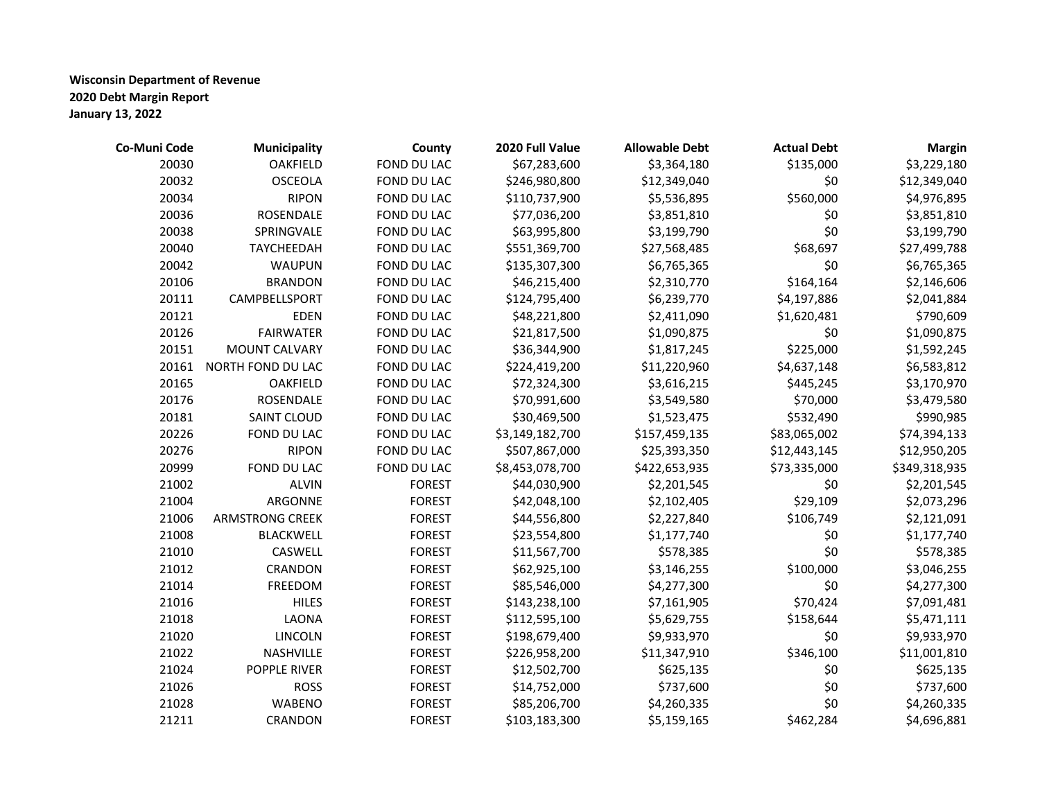**Wisconsin Department of Revenue**
**2020 Debt Margin Report**
**January 13, 2022**

| Co-Muni Code | Municipality | County | 2020 Full Value | Allowable Debt | Actual Debt | Margin |
|---|---|---|---|---|---|---|
| 20030 | OAKFIELD | FOND DU LAC | $67,283,600 | $3,364,180 | $135,000 | $3,229,180 |
| 20032 | OSCEOLA | FOND DU LAC | $246,980,800 | $12,349,040 | $0 | $12,349,040 |
| 20034 | RIPON | FOND DU LAC | $110,737,900 | $5,536,895 | $560,000 | $4,976,895 |
| 20036 | ROSENDALE | FOND DU LAC | $77,036,200 | $3,851,810 | $0 | $3,851,810 |
| 20038 | SPRINGVALE | FOND DU LAC | $63,995,800 | $3,199,790 | $0 | $3,199,790 |
| 20040 | TAYCHEEDAH | FOND DU LAC | $551,369,700 | $27,568,485 | $68,697 | $27,499,788 |
| 20042 | WAUPUN | FOND DU LAC | $135,307,300 | $6,765,365 | $0 | $6,765,365 |
| 20106 | BRANDON | FOND DU LAC | $46,215,400 | $2,310,770 | $164,164 | $2,146,606 |
| 20111 | CAMPBELLSPORT | FOND DU LAC | $124,795,400 | $6,239,770 | $4,197,886 | $2,041,884 |
| 20121 | EDEN | FOND DU LAC | $48,221,800 | $2,411,090 | $1,620,481 | $790,609 |
| 20126 | FAIRWATER | FOND DU LAC | $21,817,500 | $1,090,875 | $0 | $1,090,875 |
| 20151 | MOUNT CALVARY | FOND DU LAC | $36,344,900 | $1,817,245 | $225,000 | $1,592,245 |
| 20161 | NORTH FOND DU LAC | FOND DU LAC | $224,419,200 | $11,220,960 | $4,637,148 | $6,583,812 |
| 20165 | OAKFIELD | FOND DU LAC | $72,324,300 | $3,616,215 | $445,245 | $3,170,970 |
| 20176 | ROSENDALE | FOND DU LAC | $70,991,600 | $3,549,580 | $70,000 | $3,479,580 |
| 20181 | SAINT CLOUD | FOND DU LAC | $30,469,500 | $1,523,475 | $532,490 | $990,985 |
| 20226 | FOND DU LAC | FOND DU LAC | $3,149,182,700 | $157,459,135 | $83,065,002 | $74,394,133 |
| 20276 | RIPON | FOND DU LAC | $507,867,000 | $25,393,350 | $12,443,145 | $12,950,205 |
| 20999 | FOND DU LAC | FOND DU LAC | $8,453,078,700 | $422,653,935 | $73,335,000 | $349,318,935 |
| 21002 | ALVIN | FOREST | $44,030,900 | $2,201,545 | $0 | $2,201,545 |
| 21004 | ARGONNE | FOREST | $42,048,100 | $2,102,405 | $29,109 | $2,073,296 |
| 21006 | ARMSTRONG CREEK | FOREST | $44,556,800 | $2,227,840 | $106,749 | $2,121,091 |
| 21008 | BLACKWELL | FOREST | $23,554,800 | $1,177,740 | $0 | $1,177,740 |
| 21010 | CASWELL | FOREST | $11,567,700 | $578,385 | $0 | $578,385 |
| 21012 | CRANDON | FOREST | $62,925,100 | $3,146,255 | $100,000 | $3,046,255 |
| 21014 | FREEDOM | FOREST | $85,546,000 | $4,277,300 | $0 | $4,277,300 |
| 21016 | HILES | FOREST | $143,238,100 | $7,161,905 | $70,424 | $7,091,481 |
| 21018 | LAONA | FOREST | $112,595,100 | $5,629,755 | $158,644 | $5,471,111 |
| 21020 | LINCOLN | FOREST | $198,679,400 | $9,933,970 | $0 | $9,933,970 |
| 21022 | NASHVILLE | FOREST | $226,958,200 | $11,347,910 | $346,100 | $11,001,810 |
| 21024 | POPPLE RIVER | FOREST | $12,502,700 | $625,135 | $0 | $625,135 |
| 21026 | ROSS | FOREST | $14,752,000 | $737,600 | $0 | $737,600 |
| 21028 | WABENO | FOREST | $85,206,700 | $4,260,335 | $0 | $4,260,335 |
| 21211 | CRANDON | FOREST | $103,183,300 | $5,159,165 | $462,284 | $4,696,881 |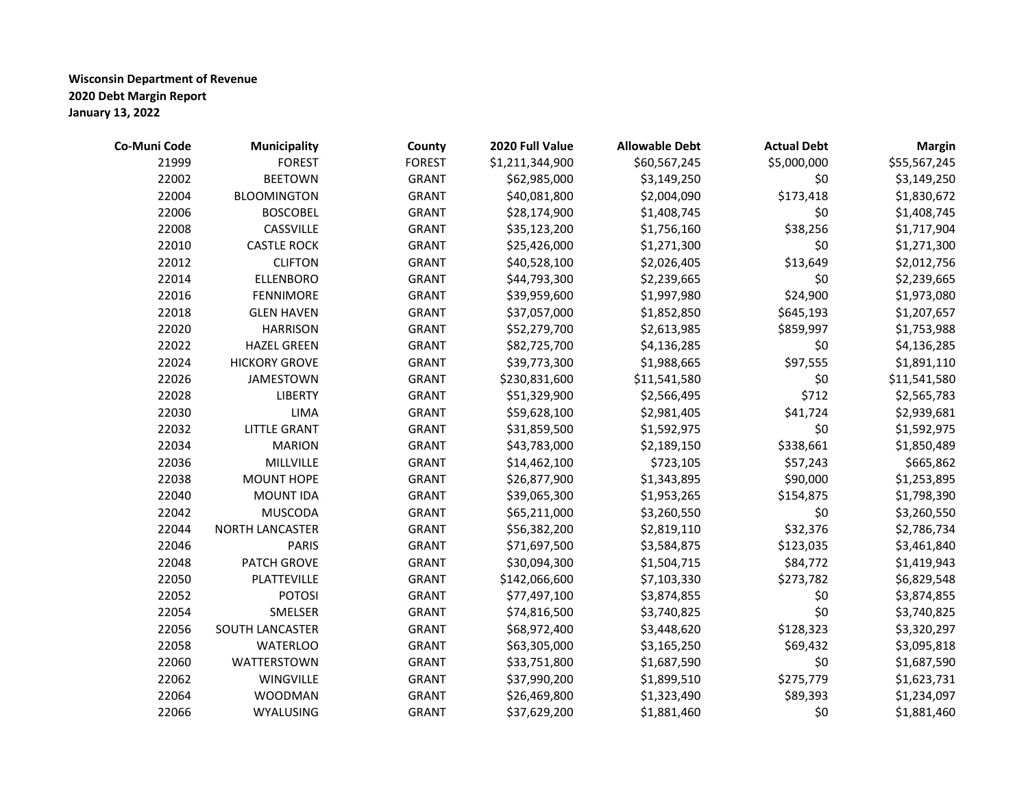**Wisconsin Department of Revenue**
**2020 Debt Margin Report**
**January 13, 2022**

| Co-Muni Code | Municipality | County | 2020 Full Value | Allowable Debt | Actual Debt | Margin |
|---|---|---|---|---|---|---|
| 21999 | FOREST | FOREST | $1,211,344,900 | $60,567,245 | $5,000,000 | $55,567,245 |
| 22002 | BEETOWN | GRANT | $62,985,000 | $3,149,250 | $0 | $3,149,250 |
| 22004 | BLOOMINGTON | GRANT | $40,081,800 | $2,004,090 | $173,418 | $1,830,672 |
| 22006 | BOSCOBEL | GRANT | $28,174,900 | $1,408,745 | $0 | $1,408,745 |
| 22008 | CASSVILLE | GRANT | $35,123,200 | $1,756,160 | $38,256 | $1,717,904 |
| 22010 | CASTLE ROCK | GRANT | $25,426,000 | $1,271,300 | $0 | $1,271,300 |
| 22012 | CLIFTON | GRANT | $40,528,100 | $2,026,405 | $13,649 | $2,012,756 |
| 22014 | ELLENBORO | GRANT | $44,793,300 | $2,239,665 | $0 | $2,239,665 |
| 22016 | FENNIMORE | GRANT | $39,959,600 | $1,997,980 | $24,900 | $1,973,080 |
| 22018 | GLEN HAVEN | GRANT | $37,057,000 | $1,852,850 | $645,193 | $1,207,657 |
| 22020 | HARRISON | GRANT | $52,279,700 | $2,613,985 | $859,997 | $1,753,988 |
| 22022 | HAZEL GREEN | GRANT | $82,725,700 | $4,136,285 | $0 | $4,136,285 |
| 22024 | HICKORY GROVE | GRANT | $39,773,300 | $1,988,665 | $97,555 | $1,891,110 |
| 22026 | JAMESTOWN | GRANT | $230,831,600 | $11,541,580 | $0 | $11,541,580 |
| 22028 | LIBERTY | GRANT | $51,329,900 | $2,566,495 | $712 | $2,565,783 |
| 22030 | LIMA | GRANT | $59,628,100 | $2,981,405 | $41,724 | $2,939,681 |
| 22032 | LITTLE GRANT | GRANT | $31,859,500 | $1,592,975 | $0 | $1,592,975 |
| 22034 | MARION | GRANT | $43,783,000 | $2,189,150 | $338,661 | $1,850,489 |
| 22036 | MILLVILLE | GRANT | $14,462,100 | $723,105 | $57,243 | $665,862 |
| 22038 | MOUNT HOPE | GRANT | $26,877,900 | $1,343,895 | $90,000 | $1,253,895 |
| 22040 | MOUNT IDA | GRANT | $39,065,300 | $1,953,265 | $154,875 | $1,798,390 |
| 22042 | MUSCODA | GRANT | $65,211,000 | $3,260,550 | $0 | $3,260,550 |
| 22044 | NORTH LANCASTER | GRANT | $56,382,200 | $2,819,110 | $32,376 | $2,786,734 |
| 22046 | PARIS | GRANT | $71,697,500 | $3,584,875 | $123,035 | $3,461,840 |
| 22048 | PATCH GROVE | GRANT | $30,094,300 | $1,504,715 | $84,772 | $1,419,943 |
| 22050 | PLATTEVILLE | GRANT | $142,066,600 | $7,103,330 | $273,782 | $6,829,548 |
| 22052 | POTOSI | GRANT | $77,497,100 | $3,874,855 | $0 | $3,874,855 |
| 22054 | SMELSER | GRANT | $74,816,500 | $3,740,825 | $0 | $3,740,825 |
| 22056 | SOUTH LANCASTER | GRANT | $68,972,400 | $3,448,620 | $128,323 | $3,320,297 |
| 22058 | WATERLOO | GRANT | $63,305,000 | $3,165,250 | $69,432 | $3,095,818 |
| 22060 | WATTERSTOWN | GRANT | $33,751,800 | $1,687,590 | $0 | $1,687,590 |
| 22062 | WINGVILLE | GRANT | $37,990,200 | $1,899,510 | $275,779 | $1,623,731 |
| 22064 | WOODMAN | GRANT | $26,469,800 | $1,323,490 | $89,393 | $1,234,097 |
| 22066 | WYALUSING | GRANT | $37,629,200 | $1,881,460 | $0 | $1,881,460 |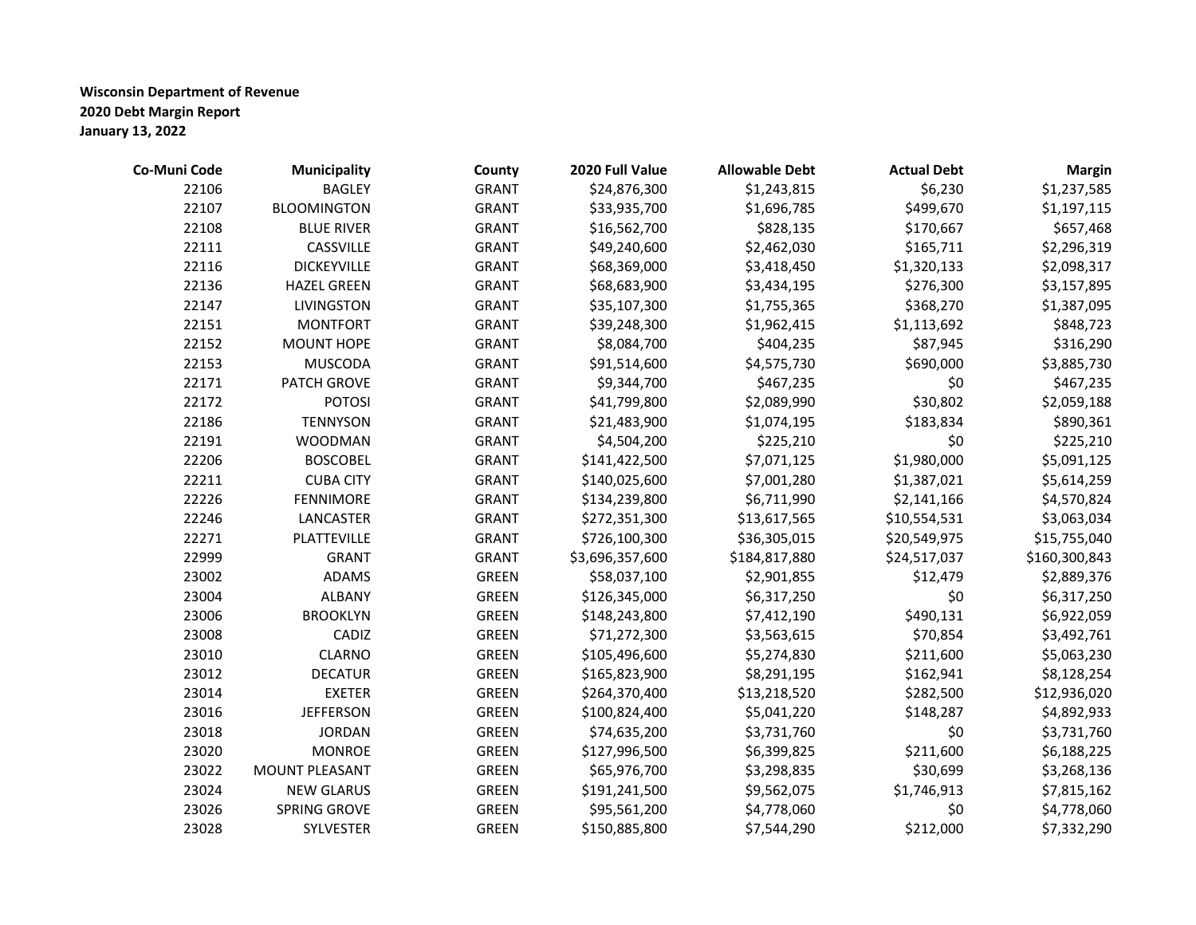**Wisconsin Department of Revenue**
**2020 Debt Margin Report**
**January 13, 2022**

| Co-Muni Code | Municipality | County | 2020 Full Value | Allowable Debt | Actual Debt | Margin |
|---|---|---|---|---|---|---|
| 22106 | BAGLEY | GRANT | $24,876,300 | $1,243,815 | $6,230 | $1,237,585 |
| 22107 | BLOOMINGTON | GRANT | $33,935,700 | $1,696,785 | $499,670 | $1,197,115 |
| 22108 | BLUE RIVER | GRANT | $16,562,700 | $828,135 | $170,667 | $657,468 |
| 22111 | CASSVILLE | GRANT | $49,240,600 | $2,462,030 | $165,711 | $2,296,319 |
| 22116 | DICKEYVILLE | GRANT | $68,369,000 | $3,418,450 | $1,320,133 | $2,098,317 |
| 22136 | HAZEL GREEN | GRANT | $68,683,900 | $3,434,195 | $276,300 | $3,157,895 |
| 22147 | LIVINGSTON | GRANT | $35,107,300 | $1,755,365 | $368,270 | $1,387,095 |
| 22151 | MONTFORT | GRANT | $39,248,300 | $1,962,415 | $1,113,692 | $848,723 |
| 22152 | MOUNT HOPE | GRANT | $8,084,700 | $404,235 | $87,945 | $316,290 |
| 22153 | MUSCODA | GRANT | $91,514,600 | $4,575,730 | $690,000 | $3,885,730 |
| 22171 | PATCH GROVE | GRANT | $9,344,700 | $467,235 | $0 | $467,235 |
| 22172 | POTOSI | GRANT | $41,799,800 | $2,089,990 | $30,802 | $2,059,188 |
| 22186 | TENNYSON | GRANT | $21,483,900 | $1,074,195 | $183,834 | $890,361 |
| 22191 | WOODMAN | GRANT | $4,504,200 | $225,210 | $0 | $225,210 |
| 22206 | BOSCOBEL | GRANT | $141,422,500 | $7,071,125 | $1,980,000 | $5,091,125 |
| 22211 | CUBA CITY | GRANT | $140,025,600 | $7,001,280 | $1,387,021 | $5,614,259 |
| 22226 | FENNIMORE | GRANT | $134,239,800 | $6,711,990 | $2,141,166 | $4,570,824 |
| 22246 | LANCASTER | GRANT | $272,351,300 | $13,617,565 | $10,554,531 | $3,063,034 |
| 22271 | PLATTEVILLE | GRANT | $726,100,300 | $36,305,015 | $20,549,975 | $15,755,040 |
| 22999 | GRANT | GRANT | $3,696,357,600 | $184,817,880 | $24,517,037 | $160,300,843 |
| 23002 | ADAMS | GREEN | $58,037,100 | $2,901,855 | $12,479 | $2,889,376 |
| 23004 | ALBANY | GREEN | $126,345,000 | $6,317,250 | $0 | $6,317,250 |
| 23006 | BROOKLYN | GREEN | $148,243,800 | $7,412,190 | $490,131 | $6,922,059 |
| 23008 | CADIZ | GREEN | $71,272,300 | $3,563,615 | $70,854 | $3,492,761 |
| 23010 | CLARNO | GREEN | $105,496,600 | $5,274,830 | $211,600 | $5,063,230 |
| 23012 | DECATUR | GREEN | $165,823,900 | $8,291,195 | $162,941 | $8,128,254 |
| 23014 | EXETER | GREEN | $264,370,400 | $13,218,520 | $282,500 | $12,936,020 |
| 23016 | JEFFERSON | GREEN | $100,824,400 | $5,041,220 | $148,287 | $4,892,933 |
| 23018 | JORDAN | GREEN | $74,635,200 | $3,731,760 | $0 | $3,731,760 |
| 23020 | MONROE | GREEN | $127,996,500 | $6,399,825 | $211,600 | $6,188,225 |
| 23022 | MOUNT PLEASANT | GREEN | $65,976,700 | $3,298,835 | $30,699 | $3,268,136 |
| 23024 | NEW GLARUS | GREEN | $191,241,500 | $9,562,075 | $1,746,913 | $7,815,162 |
| 23026 | SPRING GROVE | GREEN | $95,561,200 | $4,778,060 | $0 | $4,778,060 |
| 23028 | SYLVESTER | GREEN | $150,885,800 | $7,544,290 | $212,000 | $7,332,290 |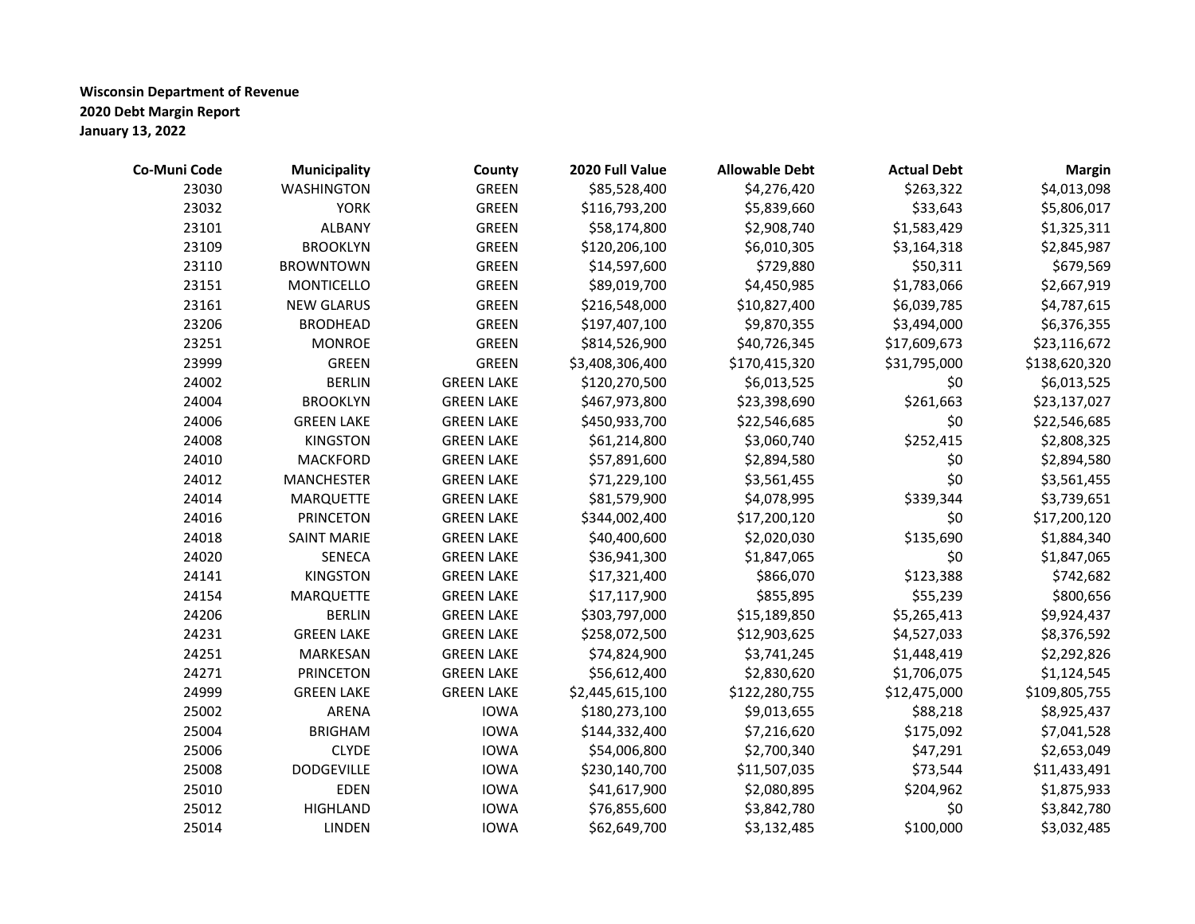**Wisconsin Department of Revenue**
**2020 Debt Margin Report**
**January 13, 2022**

| Co-Muni Code | Municipality | County | 2020 Full Value | Allowable Debt | Actual Debt | Margin |
|---|---|---|---|---|---|---|
| 23030 | WASHINGTON | GREEN | $85,528,400 | $4,276,420 | $263,322 | $4,013,098 |
| 23032 | YORK | GREEN | $116,793,200 | $5,839,660 | $33,643 | $5,806,017 |
| 23101 | ALBANY | GREEN | $58,174,800 | $2,908,740 | $1,583,429 | $1,325,311 |
| 23109 | BROOKLYN | GREEN | $120,206,100 | $6,010,305 | $3,164,318 | $2,845,987 |
| 23110 | BROWNTOWN | GREEN | $14,597,600 | $729,880 | $50,311 | $679,569 |
| 23151 | MONTICELLO | GREEN | $89,019,700 | $4,450,985 | $1,783,066 | $2,667,919 |
| 23161 | NEW GLARUS | GREEN | $216,548,000 | $10,827,400 | $6,039,785 | $4,787,615 |
| 23206 | BRODHEAD | GREEN | $197,407,100 | $9,870,355 | $3,494,000 | $6,376,355 |
| 23251 | MONROE | GREEN | $814,526,900 | $40,726,345 | $17,609,673 | $23,116,672 |
| 23999 | GREEN | GREEN | $3,408,306,400 | $170,415,320 | $31,795,000 | $138,620,320 |
| 24002 | BERLIN | GREEN LAKE | $120,270,500 | $6,013,525 | $0 | $6,013,525 |
| 24004 | BROOKLYN | GREEN LAKE | $467,973,800 | $23,398,690 | $261,663 | $23,137,027 |
| 24006 | GREEN LAKE | GREEN LAKE | $450,933,700 | $22,546,685 | $0 | $22,546,685 |
| 24008 | KINGSTON | GREEN LAKE | $61,214,800 | $3,060,740 | $252,415 | $2,808,325 |
| 24010 | MACKFORD | GREEN LAKE | $57,891,600 | $2,894,580 | $0 | $2,894,580 |
| 24012 | MANCHESTER | GREEN LAKE | $71,229,100 | $3,561,455 | $0 | $3,561,455 |
| 24014 | MARQUETTE | GREEN LAKE | $81,579,900 | $4,078,995 | $339,344 | $3,739,651 |
| 24016 | PRINCETON | GREEN LAKE | $344,002,400 | $17,200,120 | $0 | $17,200,120 |
| 24018 | SAINT MARIE | GREEN LAKE | $40,400,600 | $2,020,030 | $135,690 | $1,884,340 |
| 24020 | SENECA | GREEN LAKE | $36,941,300 | $1,847,065 | $0 | $1,847,065 |
| 24141 | KINGSTON | GREEN LAKE | $17,321,400 | $866,070 | $123,388 | $742,682 |
| 24154 | MARQUETTE | GREEN LAKE | $17,117,900 | $855,895 | $55,239 | $800,656 |
| 24206 | BERLIN | GREEN LAKE | $303,797,000 | $15,189,850 | $5,265,413 | $9,924,437 |
| 24231 | GREEN LAKE | GREEN LAKE | $258,072,500 | $12,903,625 | $4,527,033 | $8,376,592 |
| 24251 | MARKESAN | GREEN LAKE | $74,824,900 | $3,741,245 | $1,448,419 | $2,292,826 |
| 24271 | PRINCETON | GREEN LAKE | $56,612,400 | $2,830,620 | $1,706,075 | $1,124,545 |
| 24999 | GREEN LAKE | GREEN LAKE | $2,445,615,100 | $122,280,755 | $12,475,000 | $109,805,755 |
| 25002 | ARENA | IOWA | $180,273,100 | $9,013,655 | $88,218 | $8,925,437 |
| 25004 | BRIGHAM | IOWA | $144,332,400 | $7,216,620 | $175,092 | $7,041,528 |
| 25006 | CLYDE | IOWA | $54,006,800 | $2,700,340 | $47,291 | $2,653,049 |
| 25008 | DODGEVILLE | IOWA | $230,140,700 | $11,507,035 | $73,544 | $11,433,491 |
| 25010 | EDEN | IOWA | $41,617,900 | $2,080,895 | $204,962 | $1,875,933 |
| 25012 | HIGHLAND | IOWA | $76,855,600 | $3,842,780 | $0 | $3,842,780 |
| 25014 | LINDEN | IOWA | $62,649,700 | $3,132,485 | $100,000 | $3,032,485 |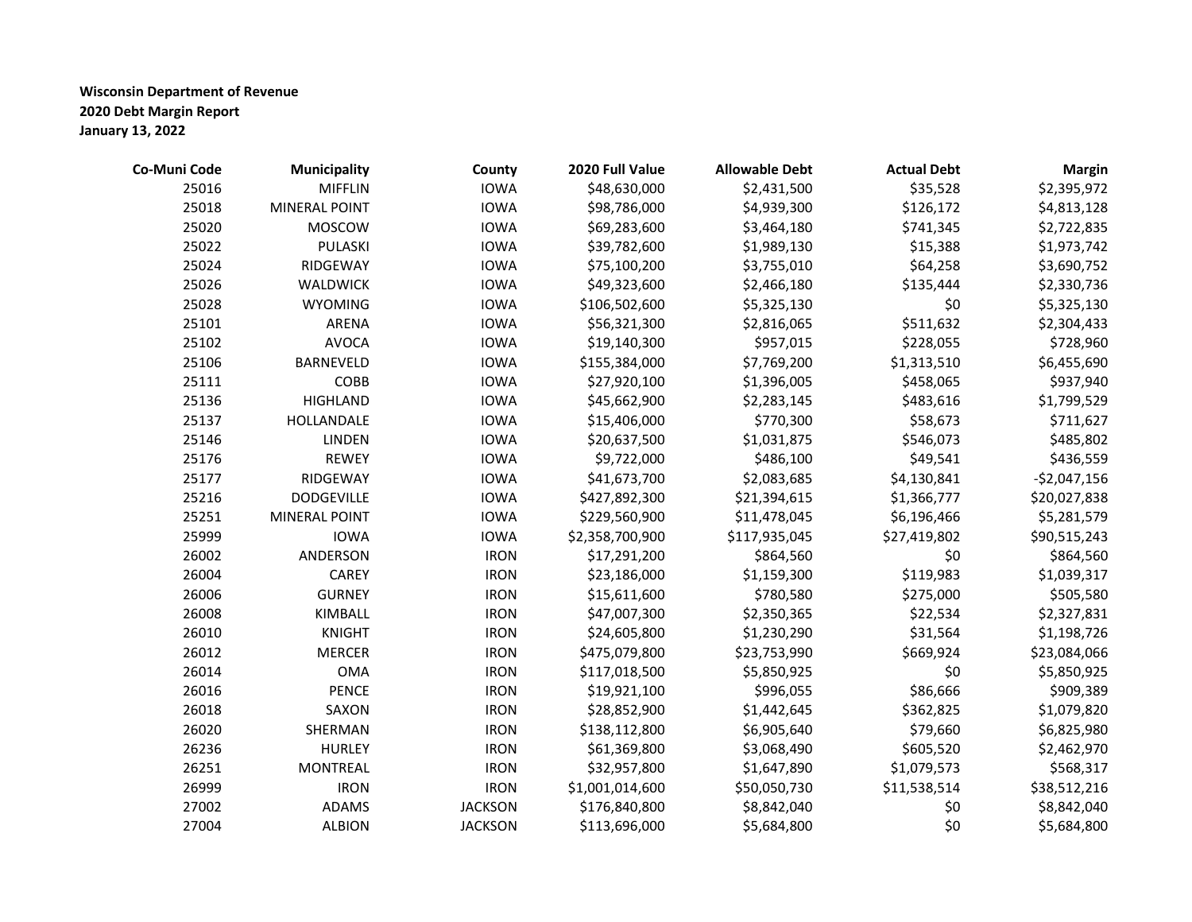**Wisconsin Department of Revenue**
**2020 Debt Margin Report**
**January 13, 2022**

| Co-Muni Code | Municipality | County | 2020 Full Value | Allowable Debt | Actual Debt | Margin |
|---|---|---|---|---|---|---|
| 25016 | MIFFLIN | IOWA | $48,630,000 | $2,431,500 | $35,528 | $2,395,972 |
| 25018 | MINERAL POINT | IOWA | $98,786,000 | $4,939,300 | $126,172 | $4,813,128 |
| 25020 | MOSCOW | IOWA | $69,283,600 | $3,464,180 | $741,345 | $2,722,835 |
| 25022 | PULASKI | IOWA | $39,782,600 | $1,989,130 | $15,388 | $1,973,742 |
| 25024 | RIDGEWAY | IOWA | $75,100,200 | $3,755,010 | $64,258 | $3,690,752 |
| 25026 | WALDWICK | IOWA | $49,323,600 | $2,466,180 | $135,444 | $2,330,736 |
| 25028 | WYOMING | IOWA | $106,502,600 | $5,325,130 | $0 | $5,325,130 |
| 25101 | ARENA | IOWA | $56,321,300 | $2,816,065 | $511,632 | $2,304,433 |
| 25102 | AVOCA | IOWA | $19,140,300 | $957,015 | $228,055 | $728,960 |
| 25106 | BARNEVELD | IOWA | $155,384,000 | $7,769,200 | $1,313,510 | $6,455,690 |
| 25111 | COBB | IOWA | $27,920,100 | $1,396,005 | $458,065 | $937,940 |
| 25136 | HIGHLAND | IOWA | $45,662,900 | $2,283,145 | $483,616 | $1,799,529 |
| 25137 | HOLLANDALE | IOWA | $15,406,000 | $770,300 | $58,673 | $711,627 |
| 25146 | LINDEN | IOWA | $20,637,500 | $1,031,875 | $546,073 | $485,802 |
| 25176 | REWEY | IOWA | $9,722,000 | $486,100 | $49,541 | $436,559 |
| 25177 | RIDGEWAY | IOWA | $41,673,700 | $2,083,685 | $4,130,841 | -$2,047,156 |
| 25216 | DODGEVILLE | IOWA | $427,892,300 | $21,394,615 | $1,366,777 | $20,027,838 |
| 25251 | MINERAL POINT | IOWA | $229,560,900 | $11,478,045 | $6,196,466 | $5,281,579 |
| 25999 | IOWA | IOWA | $2,358,700,900 | $117,935,045 | $27,419,802 | $90,515,243 |
| 26002 | ANDERSON | IRON | $17,291,200 | $864,560 | $0 | $864,560 |
| 26004 | CAREY | IRON | $23,186,000 | $1,159,300 | $119,983 | $1,039,317 |
| 26006 | GURNEY | IRON | $15,611,600 | $780,580 | $275,000 | $505,580 |
| 26008 | KIMBALL | IRON | $47,007,300 | $2,350,365 | $22,534 | $2,327,831 |
| 26010 | KNIGHT | IRON | $24,605,800 | $1,230,290 | $31,564 | $1,198,726 |
| 26012 | MERCER | IRON | $475,079,800 | $23,753,990 | $669,924 | $23,084,066 |
| 26014 | OMA | IRON | $117,018,500 | $5,850,925 | $0 | $5,850,925 |
| 26016 | PENCE | IRON | $19,921,100 | $996,055 | $86,666 | $909,389 |
| 26018 | SAXON | IRON | $28,852,900 | $1,442,645 | $362,825 | $1,079,820 |
| 26020 | SHERMAN | IRON | $138,112,800 | $6,905,640 | $79,660 | $6,825,980 |
| 26236 | HURLEY | IRON | $61,369,800 | $3,068,490 | $605,520 | $2,462,970 |
| 26251 | MONTREAL | IRON | $32,957,800 | $1,647,890 | $1,079,573 | $568,317 |
| 26999 | IRON | IRON | $1,001,014,600 | $50,050,730 | $11,538,514 | $38,512,216 |
| 27002 | ADAMS | JACKSON | $176,840,800 | $8,842,040 | $0 | $8,842,040 |
| 27004 | ALBION | JACKSON | $113,696,000 | $5,684,800 | $0 | $5,684,800 |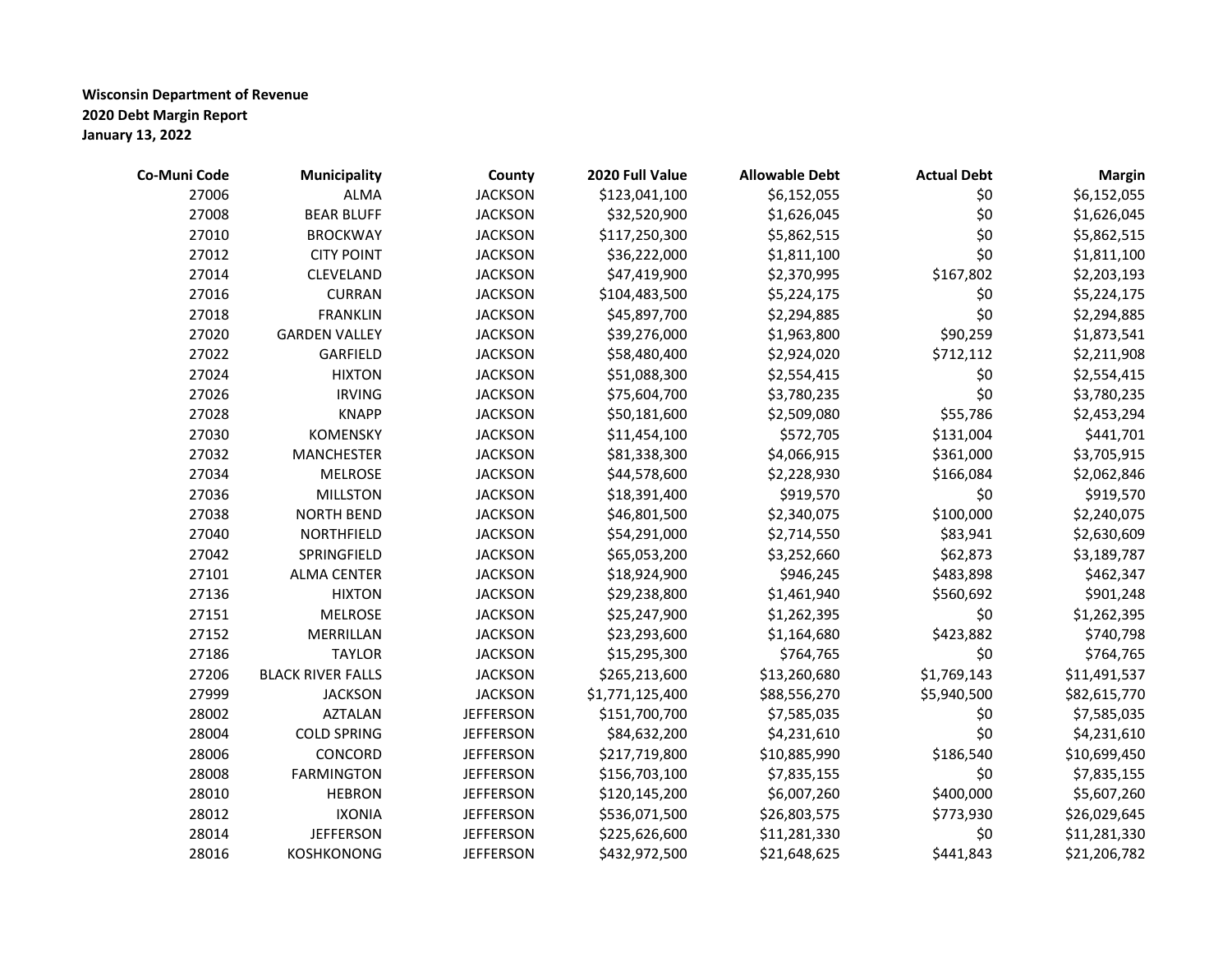**Wisconsin Department of Revenue**
**2020 Debt Margin Report**
**January 13, 2022**

| Co-Muni Code | Municipality | County | 2020 Full Value | Allowable Debt | Actual Debt | Margin |
|---|---|---|---|---|---|---|
| 27006 | ALMA | JACKSON | $123,041,100 | $6,152,055 | $0 | $6,152,055 |
| 27008 | BEAR BLUFF | JACKSON | $32,520,900 | $1,626,045 | $0 | $1,626,045 |
| 27010 | BROCKWAY | JACKSON | $117,250,300 | $5,862,515 | $0 | $5,862,515 |
| 27012 | CITY POINT | JACKSON | $36,222,000 | $1,811,100 | $0 | $1,811,100 |
| 27014 | CLEVELAND | JACKSON | $47,419,900 | $2,370,995 | $167,802 | $2,203,193 |
| 27016 | CURRAN | JACKSON | $104,483,500 | $5,224,175 | $0 | $5,224,175 |
| 27018 | FRANKLIN | JACKSON | $45,897,700 | $2,294,885 | $0 | $2,294,885 |
| 27020 | GARDEN VALLEY | JACKSON | $39,276,000 | $1,963,800 | $90,259 | $1,873,541 |
| 27022 | GARFIELD | JACKSON | $58,480,400 | $2,924,020 | $712,112 | $2,211,908 |
| 27024 | HIXTON | JACKSON | $51,088,300 | $2,554,415 | $0 | $2,554,415 |
| 27026 | IRVING | JACKSON | $75,604,700 | $3,780,235 | $0 | $3,780,235 |
| 27028 | KNAPP | JACKSON | $50,181,600 | $2,509,080 | $55,786 | $2,453,294 |
| 27030 | KOMENSKY | JACKSON | $11,454,100 | $572,705 | $131,004 | $441,701 |
| 27032 | MANCHESTER | JACKSON | $81,338,300 | $4,066,915 | $361,000 | $3,705,915 |
| 27034 | MELROSE | JACKSON | $44,578,600 | $2,228,930 | $166,084 | $2,062,846 |
| 27036 | MILLSTON | JACKSON | $18,391,400 | $919,570 | $0 | $919,570 |
| 27038 | NORTH BEND | JACKSON | $46,801,500 | $2,340,075 | $100,000 | $2,240,075 |
| 27040 | NORTHFIELD | JACKSON | $54,291,000 | $2,714,550 | $83,941 | $2,630,609 |
| 27042 | SPRINGFIELD | JACKSON | $65,053,200 | $3,252,660 | $62,873 | $3,189,787 |
| 27101 | ALMA CENTER | JACKSON | $18,924,900 | $946,245 | $483,898 | $462,347 |
| 27136 | HIXTON | JACKSON | $29,238,800 | $1,461,940 | $560,692 | $901,248 |
| 27151 | MELROSE | JACKSON | $25,247,900 | $1,262,395 | $0 | $1,262,395 |
| 27152 | MERRILLAN | JACKSON | $23,293,600 | $1,164,680 | $423,882 | $740,798 |
| 27186 | TAYLOR | JACKSON | $15,295,300 | $764,765 | $0 | $764,765 |
| 27206 | BLACK RIVER FALLS | JACKSON | $265,213,600 | $13,260,680 | $1,769,143 | $11,491,537 |
| 27999 | JACKSON | JACKSON | $1,771,125,400 | $88,556,270 | $5,940,500 | $82,615,770 |
| 28002 | AZTALAN | JEFFERSON | $151,700,700 | $7,585,035 | $0 | $7,585,035 |
| 28004 | COLD SPRING | JEFFERSON | $84,632,200 | $4,231,610 | $0 | $4,231,610 |
| 28006 | CONCORD | JEFFERSON | $217,719,800 | $10,885,990 | $186,540 | $10,699,450 |
| 28008 | FARMINGTON | JEFFERSON | $156,703,100 | $7,835,155 | $0 | $7,835,155 |
| 28010 | HEBRON | JEFFERSON | $120,145,200 | $6,007,260 | $400,000 | $5,607,260 |
| 28012 | IXONIA | JEFFERSON | $536,071,500 | $26,803,575 | $773,930 | $26,029,645 |
| 28014 | JEFFERSON | JEFFERSON | $225,626,600 | $11,281,330 | $0 | $11,281,330 |
| 28016 | KOSHKONONG | JEFFERSON | $432,972,500 | $21,648,625 | $441,843 | $21,206,782 |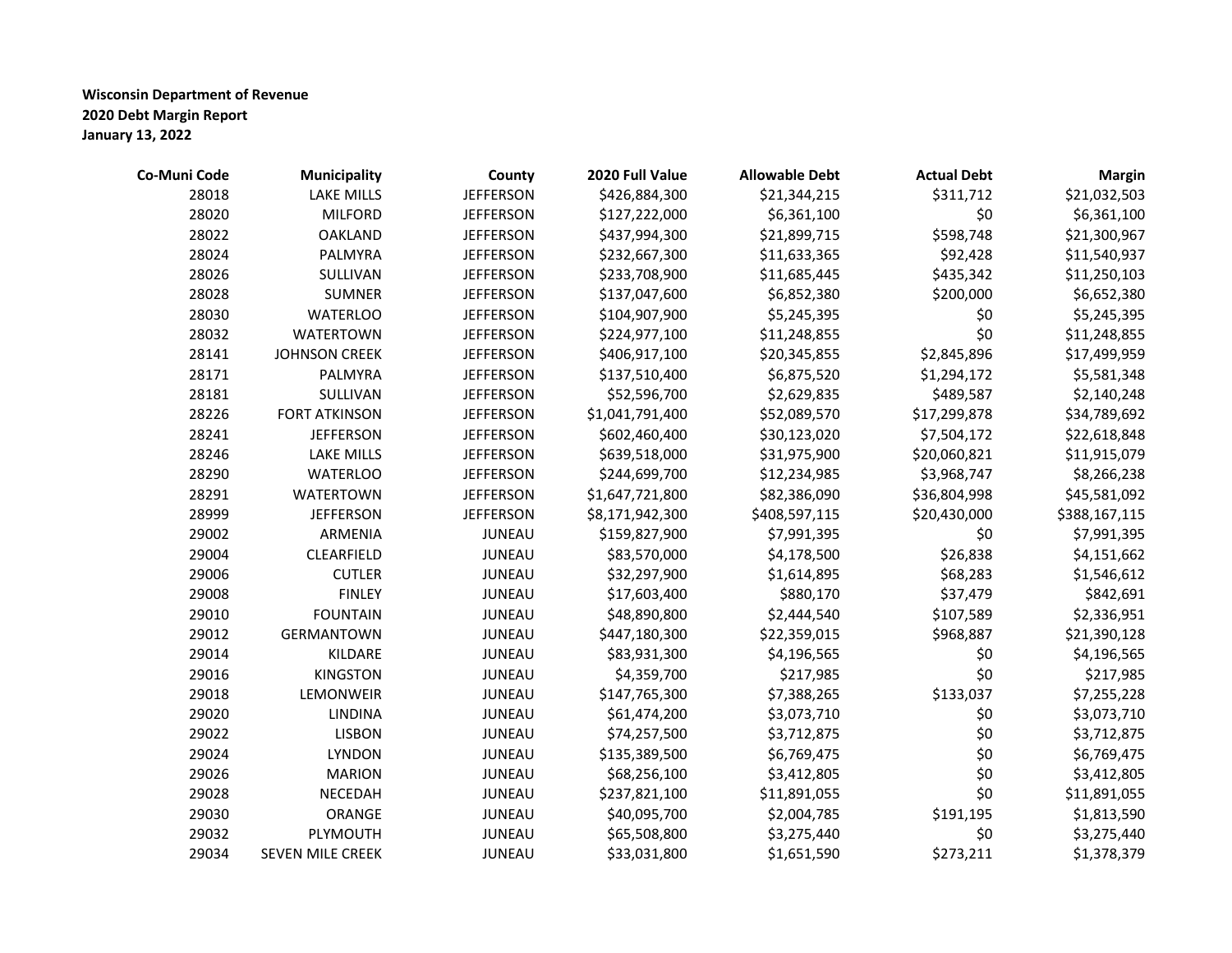**Wisconsin Department of Revenue**
**2020 Debt Margin Report**
**January 13, 2022**

| Co-Muni Code | Municipality | County | 2020 Full Value | Allowable Debt | Actual Debt | Margin |
|---|---|---|---|---|---|---|
| 28018 | LAKE MILLS | JEFFERSON | $426,884,300 | $21,344,215 | $311,712 | $21,032,503 |
| 28020 | MILFORD | JEFFERSON | $127,222,000 | $6,361,100 | $0 | $6,361,100 |
| 28022 | OAKLAND | JEFFERSON | $437,994,300 | $21,899,715 | $598,748 | $21,300,967 |
| 28024 | PALMYRA | JEFFERSON | $232,667,300 | $11,633,365 | $92,428 | $11,540,937 |
| 28026 | SULLIVAN | JEFFERSON | $233,708,900 | $11,685,445 | $435,342 | $11,250,103 |
| 28028 | SUMNER | JEFFERSON | $137,047,600 | $6,852,380 | $200,000 | $6,652,380 |
| 28030 | WATERLOO | JEFFERSON | $104,907,900 | $5,245,395 | $0 | $5,245,395 |
| 28032 | WATERTOWN | JEFFERSON | $224,977,100 | $11,248,855 | $0 | $11,248,855 |
| 28141 | JOHNSON CREEK | JEFFERSON | $406,917,100 | $20,345,855 | $2,845,896 | $17,499,959 |
| 28171 | PALMYRA | JEFFERSON | $137,510,400 | $6,875,520 | $1,294,172 | $5,581,348 |
| 28181 | SULLIVAN | JEFFERSON | $52,596,700 | $2,629,835 | $489,587 | $2,140,248 |
| 28226 | FORT ATKINSON | JEFFERSON | $1,041,791,400 | $52,089,570 | $17,299,878 | $34,789,692 |
| 28241 | JEFFERSON | JEFFERSON | $602,460,400 | $30,123,020 | $7,504,172 | $22,618,848 |
| 28246 | LAKE MILLS | JEFFERSON | $639,518,000 | $31,975,900 | $20,060,821 | $11,915,079 |
| 28290 | WATERLOO | JEFFERSON | $244,699,700 | $12,234,985 | $3,968,747 | $8,266,238 |
| 28291 | WATERTOWN | JEFFERSON | $1,647,721,800 | $82,386,090 | $36,804,998 | $45,581,092 |
| 28999 | JEFFERSON | JEFFERSON | $8,171,942,300 | $408,597,115 | $20,430,000 | $388,167,115 |
| 29002 | ARMENIA | JUNEAU | $159,827,900 | $7,991,395 | $0 | $7,991,395 |
| 29004 | CLEARFIELD | JUNEAU | $83,570,000 | $4,178,500 | $26,838 | $4,151,662 |
| 29006 | CUTLER | JUNEAU | $32,297,900 | $1,614,895 | $68,283 | $1,546,612 |
| 29008 | FINLEY | JUNEAU | $17,603,400 | $880,170 | $37,479 | $842,691 |
| 29010 | FOUNTAIN | JUNEAU | $48,890,800 | $2,444,540 | $107,589 | $2,336,951 |
| 29012 | GERMANTOWN | JUNEAU | $447,180,300 | $22,359,015 | $968,887 | $21,390,128 |
| 29014 | KILDARE | JUNEAU | $83,931,300 | $4,196,565 | $0 | $4,196,565 |
| 29016 | KINGSTON | JUNEAU | $4,359,700 | $217,985 | $0 | $217,985 |
| 29018 | LEMONWEIR | JUNEAU | $147,765,300 | $7,388,265 | $133,037 | $7,255,228 |
| 29020 | LINDINA | JUNEAU | $61,474,200 | $3,073,710 | $0 | $3,073,710 |
| 29022 | LISBON | JUNEAU | $74,257,500 | $3,712,875 | $0 | $3,712,875 |
| 29024 | LYNDON | JUNEAU | $135,389,500 | $6,769,475 | $0 | $6,769,475 |
| 29026 | MARION | JUNEAU | $68,256,100 | $3,412,805 | $0 | $3,412,805 |
| 29028 | NECEDAH | JUNEAU | $237,821,100 | $11,891,055 | $0 | $11,891,055 |
| 29030 | ORANGE | JUNEAU | $40,095,700 | $2,004,785 | $191,195 | $1,813,590 |
| 29032 | PLYMOUTH | JUNEAU | $65,508,800 | $3,275,440 | $0 | $3,275,440 |
| 29034 | SEVEN MILE CREEK | JUNEAU | $33,031,800 | $1,651,590 | $273,211 | $1,378,379 |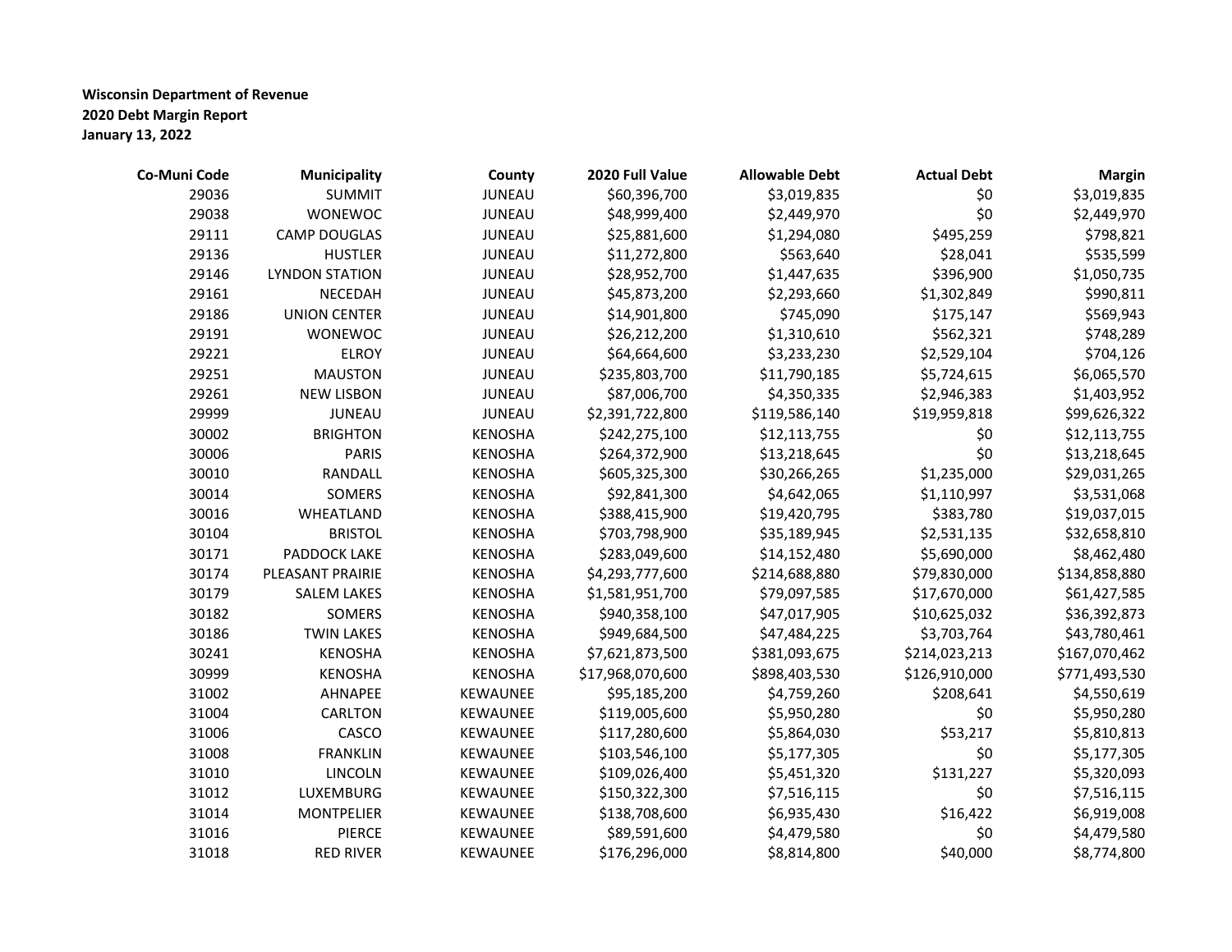**Wisconsin Department of Revenue**
**2020 Debt Margin Report**
**January 13, 2022**

| Co-Muni Code | Municipality | County | 2020 Full Value | Allowable Debt | Actual Debt | Margin |
|---|---|---|---|---|---|---|
| 29036 | SUMMIT | JUNEAU | $60,396,700 | $3,019,835 | $0 | $3,019,835 |
| 29038 | WONEWOC | JUNEAU | $48,999,400 | $2,449,970 | $0 | $2,449,970 |
| 29111 | CAMP DOUGLAS | JUNEAU | $25,881,600 | $1,294,080 | $495,259 | $798,821 |
| 29136 | HUSTLER | JUNEAU | $11,272,800 | $563,640 | $28,041 | $535,599 |
| 29146 | LYNDON STATION | JUNEAU | $28,952,700 | $1,447,635 | $396,900 | $1,050,735 |
| 29161 | NECEDAH | JUNEAU | $45,873,200 | $2,293,660 | $1,302,849 | $990,811 |
| 29186 | UNION CENTER | JUNEAU | $14,901,800 | $745,090 | $175,147 | $569,943 |
| 29191 | WONEWOC | JUNEAU | $26,212,200 | $1,310,610 | $562,321 | $748,289 |
| 29221 | ELROY | JUNEAU | $64,664,600 | $3,233,230 | $2,529,104 | $704,126 |
| 29251 | MAUSTON | JUNEAU | $235,803,700 | $11,790,185 | $5,724,615 | $6,065,570 |
| 29261 | NEW LISBON | JUNEAU | $87,006,700 | $4,350,335 | $2,946,383 | $1,403,952 |
| 29999 | JUNEAU | JUNEAU | $2,391,722,800 | $119,586,140 | $19,959,818 | $99,626,322 |
| 30002 | BRIGHTON | KENOSHA | $242,275,100 | $12,113,755 | $0 | $12,113,755 |
| 30006 | PARIS | KENOSHA | $264,372,900 | $13,218,645 | $0 | $13,218,645 |
| 30010 | RANDALL | KENOSHA | $605,325,300 | $30,266,265 | $1,235,000 | $29,031,265 |
| 30014 | SOMERS | KENOSHA | $92,841,300 | $4,642,065 | $1,110,997 | $3,531,068 |
| 30016 | WHEATLAND | KENOSHA | $388,415,900 | $19,420,795 | $383,780 | $19,037,015 |
| 30104 | BRISTOL | KENOSHA | $703,798,900 | $35,189,945 | $2,531,135 | $32,658,810 |
| 30171 | PADDOCK LAKE | KENOSHA | $283,049,600 | $14,152,480 | $5,690,000 | $8,462,480 |
| 30174 | PLEASANT PRAIRIE | KENOSHA | $4,293,777,600 | $214,688,880 | $79,830,000 | $134,858,880 |
| 30179 | SALEM LAKES | KENOSHA | $1,581,951,700 | $79,097,585 | $17,670,000 | $61,427,585 |
| 30182 | SOMERS | KENOSHA | $940,358,100 | $47,017,905 | $10,625,032 | $36,392,873 |
| 30186 | TWIN LAKES | KENOSHA | $949,684,500 | $47,484,225 | $3,703,764 | $43,780,461 |
| 30241 | KENOSHA | KENOSHA | $7,621,873,500 | $381,093,675 | $214,023,213 | $167,070,462 |
| 30999 | KENOSHA | KENOSHA | $17,968,070,600 | $898,403,530 | $126,910,000 | $771,493,530 |
| 31002 | AHNAPEE | KEWAUNEE | $95,185,200 | $4,759,260 | $208,641 | $4,550,619 |
| 31004 | CARLTON | KEWAUNEE | $119,005,600 | $5,950,280 | $0 | $5,950,280 |
| 31006 | CASCO | KEWAUNEE | $117,280,600 | $5,864,030 | $53,217 | $5,810,813 |
| 31008 | FRANKLIN | KEWAUNEE | $103,546,100 | $5,177,305 | $0 | $5,177,305 |
| 31010 | LINCOLN | KEWAUNEE | $109,026,400 | $5,451,320 | $131,227 | $5,320,093 |
| 31012 | LUXEMBURG | KEWAUNEE | $150,322,300 | $7,516,115 | $0 | $7,516,115 |
| 31014 | MONTPELIER | KEWAUNEE | $138,708,600 | $6,935,430 | $16,422 | $6,919,008 |
| 31016 | PIERCE | KEWAUNEE | $89,591,600 | $4,479,580 | $0 | $4,479,580 |
| 31018 | RED RIVER | KEWAUNEE | $176,296,000 | $8,814,800 | $40,000 | $8,774,800 |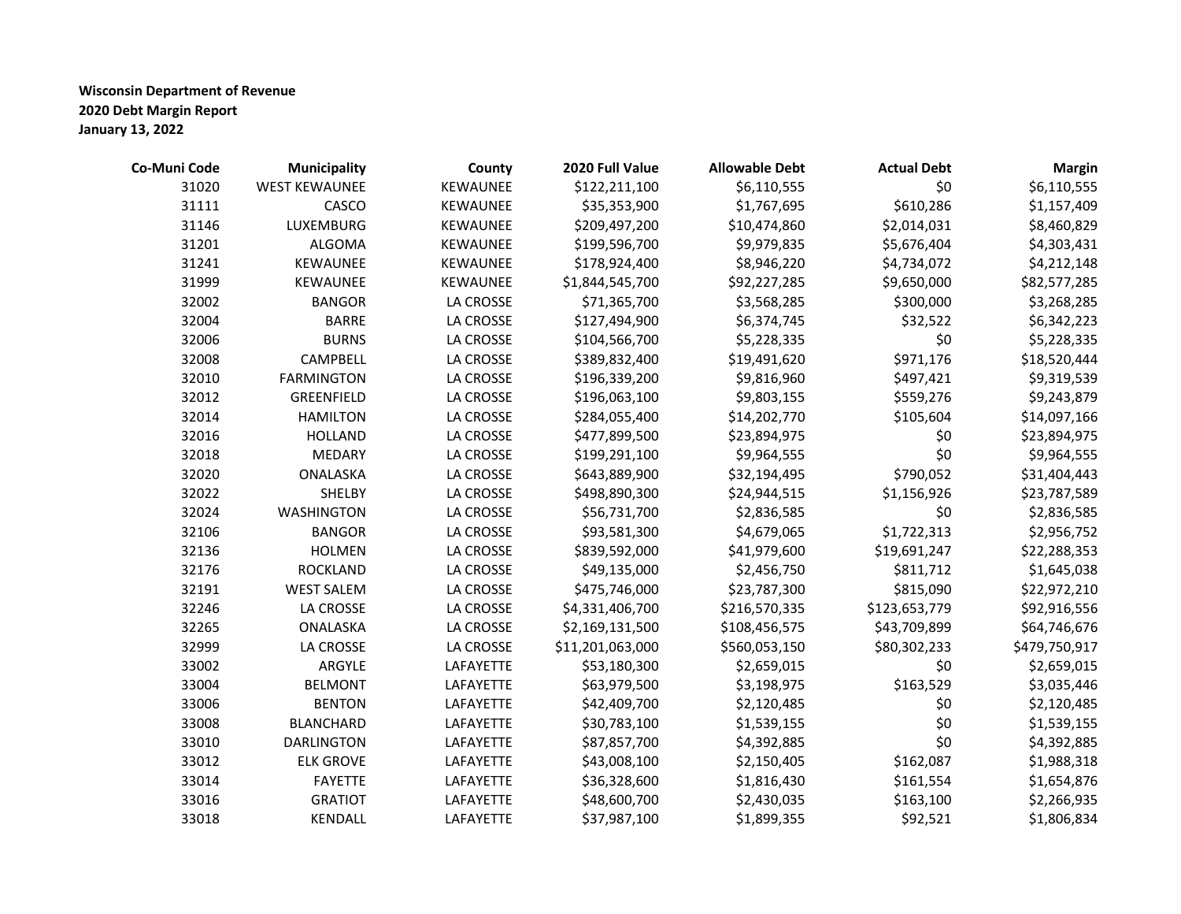**Wisconsin Department of Revenue**
**2020 Debt Margin Report**
**January 13, 2022**

| Co-Muni Code | Municipality | County | 2020 Full Value | Allowable Debt | Actual Debt | Margin |
|---|---|---|---|---|---|---|
| 31020 | WEST KEWAUNEE | KEWAUNEE | $122,211,100 | $6,110,555 | $0 | $6,110,555 |
| 31111 | CASCO | KEWAUNEE | $35,353,900 | $1,767,695 | $610,286 | $1,157,409 |
| 31146 | LUXEMBURG | KEWAUNEE | $209,497,200 | $10,474,860 | $2,014,031 | $8,460,829 |
| 31201 | ALGOMA | KEWAUNEE | $199,596,700 | $9,979,835 | $5,676,404 | $4,303,431 |
| 31241 | KEWAUNEE | KEWAUNEE | $178,924,400 | $8,946,220 | $4,734,072 | $4,212,148 |
| 31999 | KEWAUNEE | KEWAUNEE | $1,844,545,700 | $92,227,285 | $9,650,000 | $82,577,285 |
| 32002 | BANGOR | LA CROSSE | $71,365,700 | $3,568,285 | $300,000 | $3,268,285 |
| 32004 | BARRE | LA CROSSE | $127,494,900 | $6,374,745 | $32,522 | $6,342,223 |
| 32006 | BURNS | LA CROSSE | $104,566,700 | $5,228,335 | $0 | $5,228,335 |
| 32008 | CAMPBELL | LA CROSSE | $389,832,400 | $19,491,620 | $971,176 | $18,520,444 |
| 32010 | FARMINGTON | LA CROSSE | $196,339,200 | $9,816,960 | $497,421 | $9,319,539 |
| 32012 | GREENFIELD | LA CROSSE | $196,063,100 | $9,803,155 | $559,276 | $9,243,879 |
| 32014 | HAMILTON | LA CROSSE | $284,055,400 | $14,202,770 | $105,604 | $14,097,166 |
| 32016 | HOLLAND | LA CROSSE | $477,899,500 | $23,894,975 | $0 | $23,894,975 |
| 32018 | MEDARY | LA CROSSE | $199,291,100 | $9,964,555 | $0 | $9,964,555 |
| 32020 | ONALASKA | LA CROSSE | $643,889,900 | $32,194,495 | $790,052 | $31,404,443 |
| 32022 | SHELBY | LA CROSSE | $498,890,300 | $24,944,515 | $1,156,926 | $23,787,589 |
| 32024 | WASHINGTON | LA CROSSE | $56,731,700 | $2,836,585 | $0 | $2,836,585 |
| 32106 | BANGOR | LA CROSSE | $93,581,300 | $4,679,065 | $1,722,313 | $2,956,752 |
| 32136 | HOLMEN | LA CROSSE | $839,592,000 | $41,979,600 | $19,691,247 | $22,288,353 |
| 32176 | ROCKLAND | LA CROSSE | $49,135,000 | $2,456,750 | $811,712 | $1,645,038 |
| 32191 | WEST SALEM | LA CROSSE | $475,746,000 | $23,787,300 | $815,090 | $22,972,210 |
| 32246 | LA CROSSE | LA CROSSE | $4,331,406,700 | $216,570,335 | $123,653,779 | $92,916,556 |
| 32265 | ONALASKA | LA CROSSE | $2,169,131,500 | $108,456,575 | $43,709,899 | $64,746,676 |
| 32999 | LA CROSSE | LA CROSSE | $11,201,063,000 | $560,053,150 | $80,302,233 | $479,750,917 |
| 33002 | ARGYLE | LAFAYETTE | $53,180,300 | $2,659,015 | $0 | $2,659,015 |
| 33004 | BELMONT | LAFAYETTE | $63,979,500 | $3,198,975 | $163,529 | $3,035,446 |
| 33006 | BENTON | LAFAYETTE | $42,409,700 | $2,120,485 | $0 | $2,120,485 |
| 33008 | BLANCHARD | LAFAYETTE | $30,783,100 | $1,539,155 | $0 | $1,539,155 |
| 33010 | DARLINGTON | LAFAYETTE | $87,857,700 | $4,392,885 | $0 | $4,392,885 |
| 33012 | ELK GROVE | LAFAYETTE | $43,008,100 | $2,150,405 | $162,087 | $1,988,318 |
| 33014 | FAYETTE | LAFAYETTE | $36,328,600 | $1,816,430 | $161,554 | $1,654,876 |
| 33016 | GRATIOT | LAFAYETTE | $48,600,700 | $2,430,035 | $163,100 | $2,266,935 |
| 33018 | KENDALL | LAFAYETTE | $37,987,100 | $1,899,355 | $92,521 | $1,806,834 |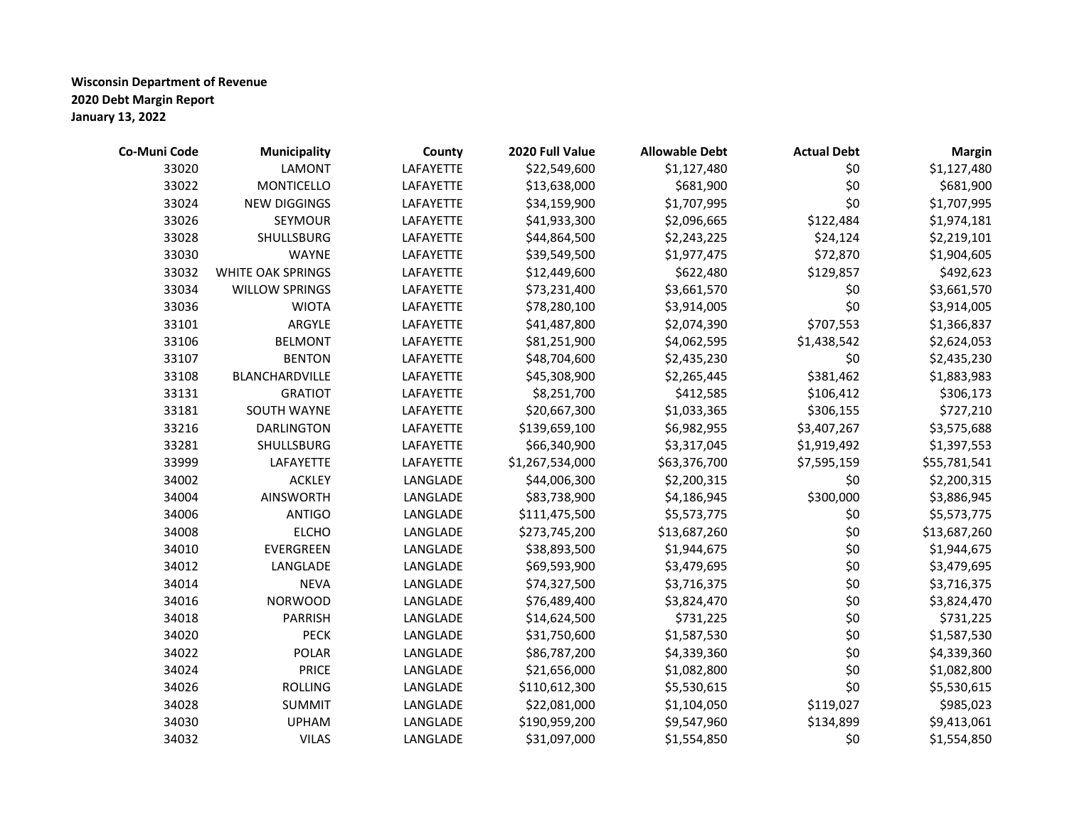**Wisconsin Department of Revenue**
**2020 Debt Margin Report**
**January 13, 2022**

| Co-Muni Code | Municipality | County | 2020 Full Value | Allowable Debt | Actual Debt | Margin |
|---|---|---|---|---|---|---|
| 33020 | LAMONT | LAFAYETTE | $22,549,600 | $1,127,480 | $0 | $1,127,480 |
| 33022 | MONTICELLO | LAFAYETTE | $13,638,000 | $681,900 | $0 | $681,900 |
| 33024 | NEW DIGGINGS | LAFAYETTE | $34,159,900 | $1,707,995 | $0 | $1,707,995 |
| 33026 | SEYMOUR | LAFAYETTE | $41,933,300 | $2,096,665 | $122,484 | $1,974,181 |
| 33028 | SHULLSBURG | LAFAYETTE | $44,864,500 | $2,243,225 | $24,124 | $2,219,101 |
| 33030 | WAYNE | LAFAYETTE | $39,549,500 | $1,977,475 | $72,870 | $1,904,605 |
| 33032 | WHITE OAK SPRINGS | LAFAYETTE | $12,449,600 | $622,480 | $129,857 | $492,623 |
| 33034 | WILLOW SPRINGS | LAFAYETTE | $73,231,400 | $3,661,570 | $0 | $3,661,570 |
| 33036 | WIOTA | LAFAYETTE | $78,280,100 | $3,914,005 | $0 | $3,914,005 |
| 33101 | ARGYLE | LAFAYETTE | $41,487,800 | $2,074,390 | $707,553 | $1,366,837 |
| 33106 | BELMONT | LAFAYETTE | $81,251,900 | $4,062,595 | $1,438,542 | $2,624,053 |
| 33107 | BENTON | LAFAYETTE | $48,704,600 | $2,435,230 | $0 | $2,435,230 |
| 33108 | BLANCHARDVILLE | LAFAYETTE | $45,308,900 | $2,265,445 | $381,462 | $1,883,983 |
| 33131 | GRATIOT | LAFAYETTE | $8,251,700 | $412,585 | $106,412 | $306,173 |
| 33181 | SOUTH WAYNE | LAFAYETTE | $20,667,300 | $1,033,365 | $306,155 | $727,210 |
| 33216 | DARLINGTON | LAFAYETTE | $139,659,100 | $6,982,955 | $3,407,267 | $3,575,688 |
| 33281 | SHULLSBURG | LAFAYETTE | $66,340,900 | $3,317,045 | $1,919,492 | $1,397,553 |
| 33999 | LAFAYETTE | LAFAYETTE | $1,267,534,000 | $63,376,700 | $7,595,159 | $55,781,541 |
| 34002 | ACKLEY | LANGLADE | $44,006,300 | $2,200,315 | $0 | $2,200,315 |
| 34004 | AINSWORTH | LANGLADE | $83,738,900 | $4,186,945 | $300,000 | $3,886,945 |
| 34006 | ANTIGO | LANGLADE | $111,475,500 | $5,573,775 | $0 | $5,573,775 |
| 34008 | ELCHO | LANGLADE | $273,745,200 | $13,687,260 | $0 | $13,687,260 |
| 34010 | EVERGREEN | LANGLADE | $38,893,500 | $1,944,675 | $0 | $1,944,675 |
| 34012 | LANGLADE | LANGLADE | $69,593,900 | $3,479,695 | $0 | $3,479,695 |
| 34014 | NEVA | LANGLADE | $74,327,500 | $3,716,375 | $0 | $3,716,375 |
| 34016 | NORWOOD | LANGLADE | $76,489,400 | $3,824,470 | $0 | $3,824,470 |
| 34018 | PARRISH | LANGLADE | $14,624,500 | $731,225 | $0 | $731,225 |
| 34020 | PECK | LANGLADE | $31,750,600 | $1,587,530 | $0 | $1,587,530 |
| 34022 | POLAR | LANGLADE | $86,787,200 | $4,339,360 | $0 | $4,339,360 |
| 34024 | PRICE | LANGLADE | $21,656,000 | $1,082,800 | $0 | $1,082,800 |
| 34026 | ROLLING | LANGLADE | $110,612,300 | $5,530,615 | $0 | $5,530,615 |
| 34028 | SUMMIT | LANGLADE | $22,081,000 | $1,104,050 | $119,027 | $985,023 |
| 34030 | UPHAM | LANGLADE | $190,959,200 | $9,547,960 | $134,899 | $9,413,061 |
| 34032 | VILAS | LANGLADE | $31,097,000 | $1,554,850 | $0 | $1,554,850 |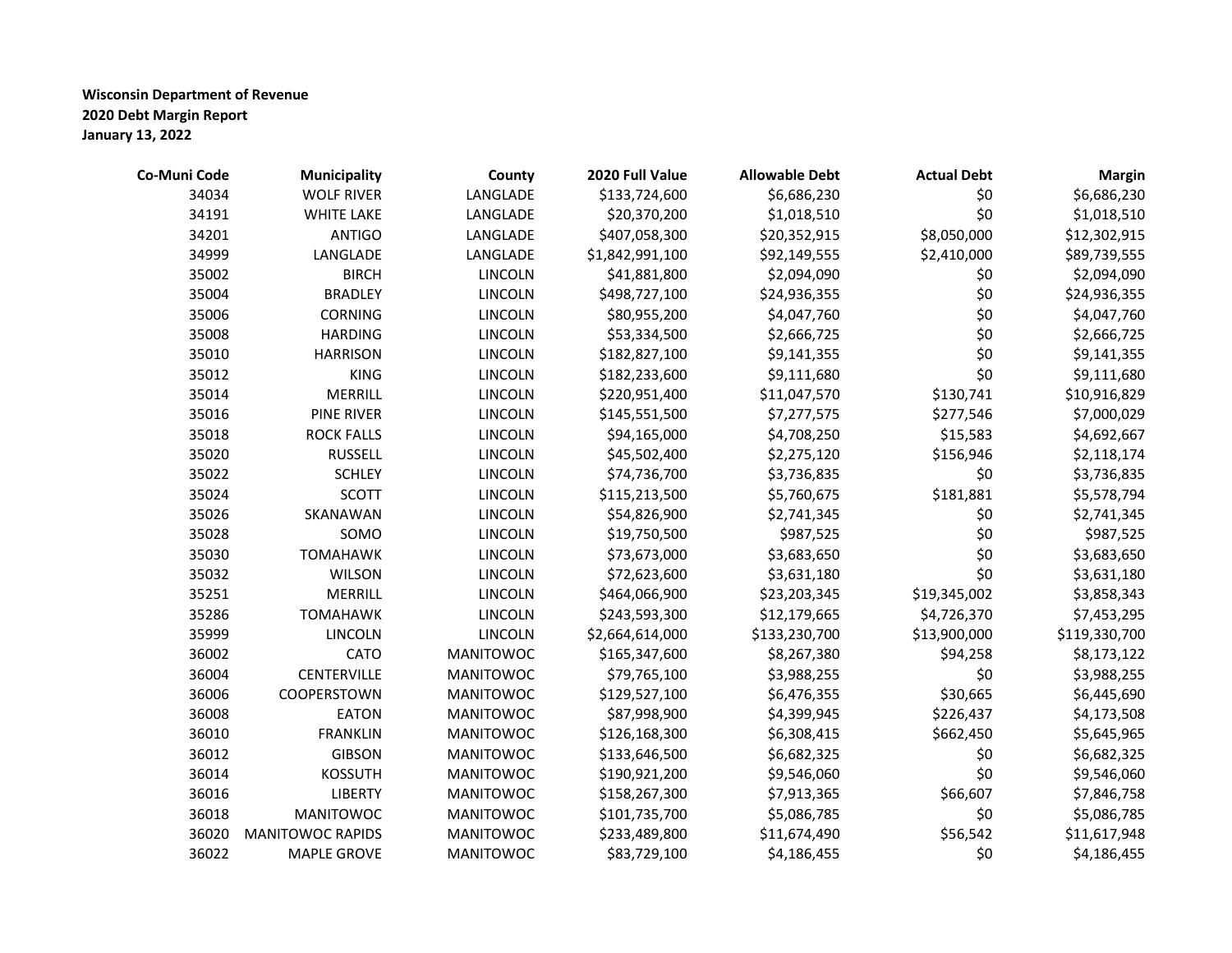**Wisconsin Department of Revenue**
**2020 Debt Margin Report**
**January 13, 2022**

| Co-Muni Code | Municipality | County | 2020 Full Value | Allowable Debt | Actual Debt | Margin |
|---|---|---|---|---|---|---|
| 34034 | WOLF RIVER | LANGLADE | $133,724,600 | $6,686,230 | $0 | $6,686,230 |
| 34191 | WHITE LAKE | LANGLADE | $20,370,200 | $1,018,510 | $0 | $1,018,510 |
| 34201 | ANTIGO | LANGLADE | $407,058,300 | $20,352,915 | $8,050,000 | $12,302,915 |
| 34999 | LANGLADE | LANGLADE | $1,842,991,100 | $92,149,555 | $2,410,000 | $89,739,555 |
| 35002 | BIRCH | LINCOLN | $41,881,800 | $2,094,090 | $0 | $2,094,090 |
| 35004 | BRADLEY | LINCOLN | $498,727,100 | $24,936,355 | $0 | $24,936,355 |
| 35006 | CORNING | LINCOLN | $80,955,200 | $4,047,760 | $0 | $4,047,760 |
| 35008 | HARDING | LINCOLN | $53,334,500 | $2,666,725 | $0 | $2,666,725 |
| 35010 | HARRISON | LINCOLN | $182,827,100 | $9,141,355 | $0 | $9,141,355 |
| 35012 | KING | LINCOLN | $182,233,600 | $9,111,680 | $0 | $9,111,680 |
| 35014 | MERRILL | LINCOLN | $220,951,400 | $11,047,570 | $130,741 | $10,916,829 |
| 35016 | PINE RIVER | LINCOLN | $145,551,500 | $7,277,575 | $277,546 | $7,000,029 |
| 35018 | ROCK FALLS | LINCOLN | $94,165,000 | $4,708,250 | $15,583 | $4,692,667 |
| 35020 | RUSSELL | LINCOLN | $45,502,400 | $2,275,120 | $156,946 | $2,118,174 |
| 35022 | SCHLEY | LINCOLN | $74,736,700 | $3,736,835 | $0 | $3,736,835 |
| 35024 | SCOTT | LINCOLN | $115,213,500 | $5,760,675 | $181,881 | $5,578,794 |
| 35026 | SKANAWAN | LINCOLN | $54,826,900 | $2,741,345 | $0 | $2,741,345 |
| 35028 | SOMO | LINCOLN | $19,750,500 | $987,525 | $0 | $987,525 |
| 35030 | TOMAHAWK | LINCOLN | $73,673,000 | $3,683,650 | $0 | $3,683,650 |
| 35032 | WILSON | LINCOLN | $72,623,600 | $3,631,180 | $0 | $3,631,180 |
| 35251 | MERRILL | LINCOLN | $464,066,900 | $23,203,345 | $19,345,002 | $3,858,343 |
| 35286 | TOMAHAWK | LINCOLN | $243,593,300 | $12,179,665 | $4,726,370 | $7,453,295 |
| 35999 | LINCOLN | LINCOLN | $2,664,614,000 | $133,230,700 | $13,900,000 | $119,330,700 |
| 36002 | CATO | MANITOWOC | $165,347,600 | $8,267,380 | $94,258 | $8,173,122 |
| 36004 | CENTERVILLE | MANITOWOC | $79,765,100 | $3,988,255 | $0 | $3,988,255 |
| 36006 | COOPERSTOWN | MANITOWOC | $129,527,100 | $6,476,355 | $30,665 | $6,445,690 |
| 36008 | EATON | MANITOWOC | $87,998,900 | $4,399,945 | $226,437 | $4,173,508 |
| 36010 | FRANKLIN | MANITOWOC | $126,168,300 | $6,308,415 | $662,450 | $5,645,965 |
| 36012 | GIBSON | MANITOWOC | $133,646,500 | $6,682,325 | $0 | $6,682,325 |
| 36014 | KOSSUTH | MANITOWOC | $190,921,200 | $9,546,060 | $0 | $9,546,060 |
| 36016 | LIBERTY | MANITOWOC | $158,267,300 | $7,913,365 | $66,607 | $7,846,758 |
| 36018 | MANITOWOC | MANITOWOC | $101,735,700 | $5,086,785 | $0 | $5,086,785 |
| 36020 | MANITOWOC RAPIDS | MANITOWOC | $233,489,800 | $11,674,490 | $56,542 | $11,617,948 |
| 36022 | MAPLE GROVE | MANITOWOC | $83,729,100 | $4,186,455 | $0 | $4,186,455 |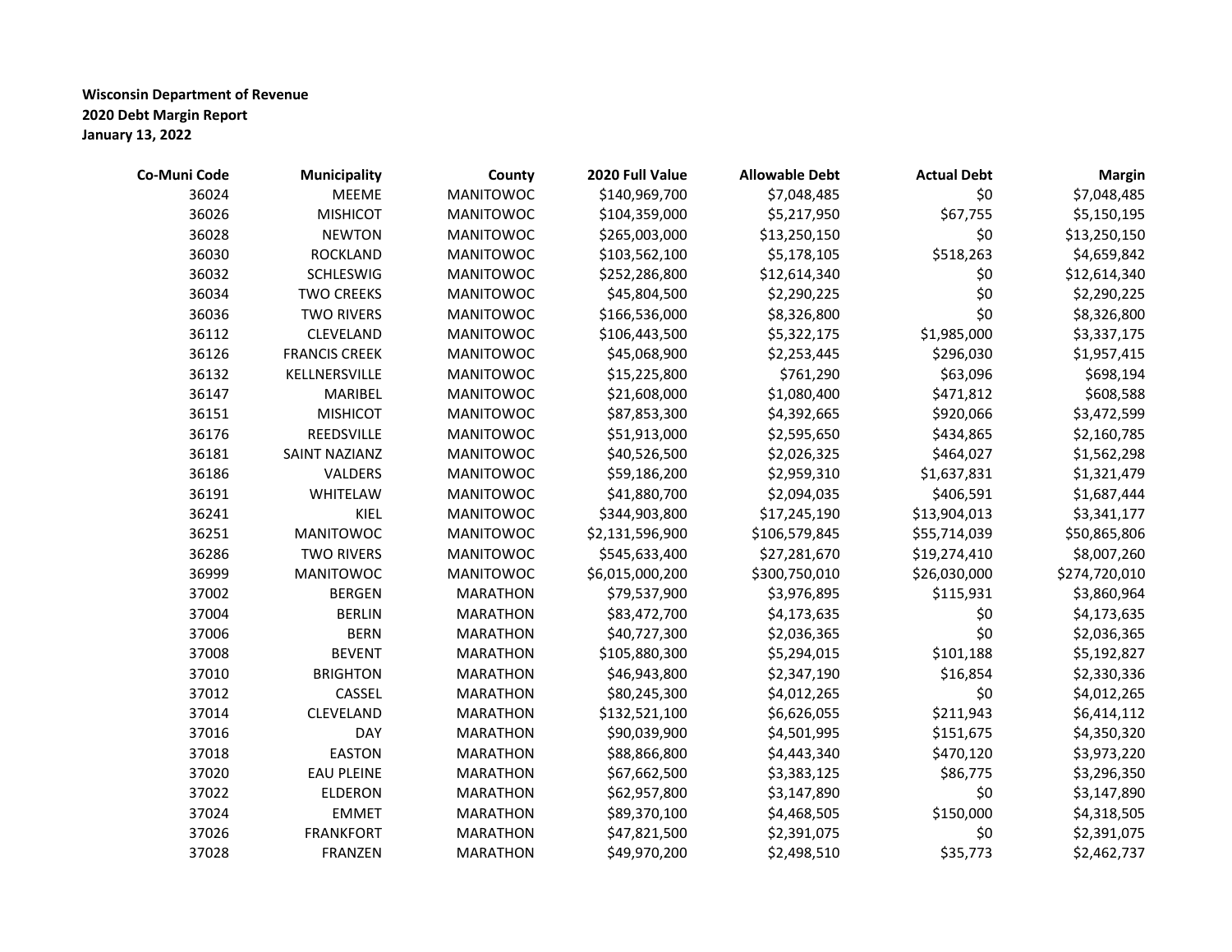**Wisconsin Department of Revenue**
**2020 Debt Margin Report**
**January 13, 2022**

| Co-Muni Code | Municipality | County | 2020 Full Value | Allowable Debt | Actual Debt | Margin |
|---|---|---|---|---|---|---|
| 36024 | MEEME | MANITOWOC | $140,969,700 | $7,048,485 | $0 | $7,048,485 |
| 36026 | MISHICOT | MANITOWOC | $104,359,000 | $5,217,950 | $67,755 | $5,150,195 |
| 36028 | NEWTON | MANITOWOC | $265,003,000 | $13,250,150 | $0 | $13,250,150 |
| 36030 | ROCKLAND | MANITOWOC | $103,562,100 | $5,178,105 | $518,263 | $4,659,842 |
| 36032 | SCHLESWIG | MANITOWOC | $252,286,800 | $12,614,340 | $0 | $12,614,340 |
| 36034 | TWO CREEKS | MANITOWOC | $45,804,500 | $2,290,225 | $0 | $2,290,225 |
| 36036 | TWO RIVERS | MANITOWOC | $166,536,000 | $8,326,800 | $0 | $8,326,800 |
| 36112 | CLEVELAND | MANITOWOC | $106,443,500 | $5,322,175 | $1,985,000 | $3,337,175 |
| 36126 | FRANCIS CREEK | MANITOWOC | $45,068,900 | $2,253,445 | $296,030 | $1,957,415 |
| 36132 | KELLNERSVILLE | MANITOWOC | $15,225,800 | $761,290 | $63,096 | $698,194 |
| 36147 | MARIBEL | MANITOWOC | $21,608,000 | $1,080,400 | $471,812 | $608,588 |
| 36151 | MISHICOT | MANITOWOC | $87,853,300 | $4,392,665 | $920,066 | $3,472,599 |
| 36176 | REEDSVILLE | MANITOWOC | $51,913,000 | $2,595,650 | $434,865 | $2,160,785 |
| 36181 | SAINT NAZIANZ | MANITOWOC | $40,526,500 | $2,026,325 | $464,027 | $1,562,298 |
| 36186 | VALDERS | MANITOWOC | $59,186,200 | $2,959,310 | $1,637,831 | $1,321,479 |
| 36191 | WHITELAW | MANITOWOC | $41,880,700 | $2,094,035 | $406,591 | $1,687,444 |
| 36241 | KIEL | MANITOWOC | $344,903,800 | $17,245,190 | $13,904,013 | $3,341,177 |
| 36251 | MANITOWOC | MANITOWOC | $2,131,596,900 | $106,579,845 | $55,714,039 | $50,865,806 |
| 36286 | TWO RIVERS | MANITOWOC | $545,633,400 | $27,281,670 | $19,274,410 | $8,007,260 |
| 36999 | MANITOWOC | MANITOWOC | $6,015,000,200 | $300,750,010 | $26,030,000 | $274,720,010 |
| 37002 | BERGEN | MARATHON | $79,537,900 | $3,976,895 | $115,931 | $3,860,964 |
| 37004 | BERLIN | MARATHON | $83,472,700 | $4,173,635 | $0 | $4,173,635 |
| 37006 | BERN | MARATHON | $40,727,300 | $2,036,365 | $0 | $2,036,365 |
| 37008 | BEVENT | MARATHON | $105,880,300 | $5,294,015 | $101,188 | $5,192,827 |
| 37010 | BRIGHTON | MARATHON | $46,943,800 | $2,347,190 | $16,854 | $2,330,336 |
| 37012 | CASSEL | MARATHON | $80,245,300 | $4,012,265 | $0 | $4,012,265 |
| 37014 | CLEVELAND | MARATHON | $132,521,100 | $6,626,055 | $211,943 | $6,414,112 |
| 37016 | DAY | MARATHON | $90,039,900 | $4,501,995 | $151,675 | $4,350,320 |
| 37018 | EASTON | MARATHON | $88,866,800 | $4,443,340 | $470,120 | $3,973,220 |
| 37020 | EAU PLEINE | MARATHON | $67,662,500 | $3,383,125 | $86,775 | $3,296,350 |
| 37022 | ELDERON | MARATHON | $62,957,800 | $3,147,890 | $0 | $3,147,890 |
| 37024 | EMMET | MARATHON | $89,370,100 | $4,468,505 | $150,000 | $4,318,505 |
| 37026 | FRANKFORT | MARATHON | $47,821,500 | $2,391,075 | $0 | $2,391,075 |
| 37028 | FRANZEN | MARATHON | $49,970,200 | $2,498,510 | $35,773 | $2,462,737 |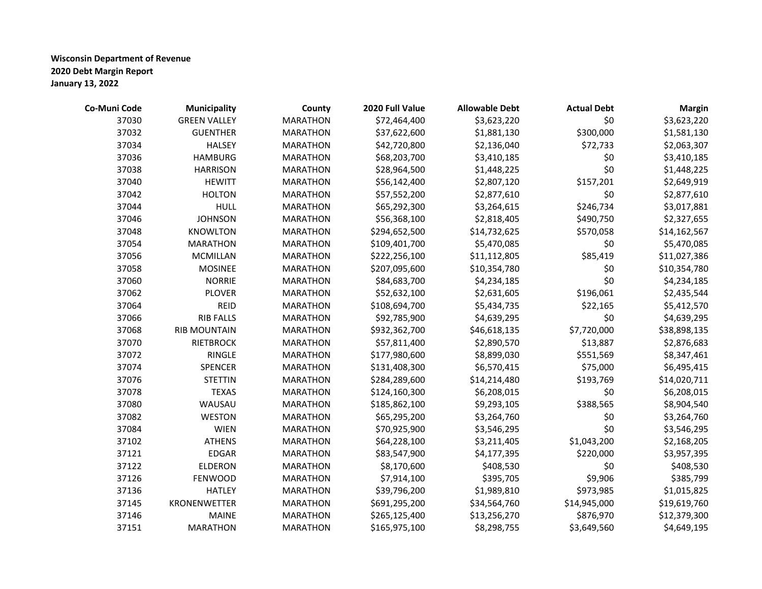**Wisconsin Department of Revenue**
**2020 Debt Margin Report**
**January 13, 2022**

| Co-Muni Code | Municipality | County | 2020 Full Value | Allowable Debt | Actual Debt | Margin |
|---|---|---|---|---|---|---|
| 37030 | GREEN VALLEY | MARATHON | $72,464,400 | $3,623,220 | $0 | $3,623,220 |
| 37032 | GUENTHER | MARATHON | $37,622,600 | $1,881,130 | $300,000 | $1,581,130 |
| 37034 | HALSEY | MARATHON | $42,720,800 | $2,136,040 | $72,733 | $2,063,307 |
| 37036 | HAMBURG | MARATHON | $68,203,700 | $3,410,185 | $0 | $3,410,185 |
| 37038 | HARRISON | MARATHON | $28,964,500 | $1,448,225 | $0 | $1,448,225 |
| 37040 | HEWITT | MARATHON | $56,142,400 | $2,807,120 | $157,201 | $2,649,919 |
| 37042 | HOLTON | MARATHON | $57,552,200 | $2,877,610 | $0 | $2,877,610 |
| 37044 | HULL | MARATHON | $65,292,300 | $3,264,615 | $246,734 | $3,017,881 |
| 37046 | JOHNSON | MARATHON | $56,368,100 | $2,818,405 | $490,750 | $2,327,655 |
| 37048 | KNOWLTON | MARATHON | $294,652,500 | $14,732,625 | $570,058 | $14,162,567 |
| 37054 | MARATHON | MARATHON | $109,401,700 | $5,470,085 | $0 | $5,470,085 |
| 37056 | MCMILLAN | MARATHON | $222,256,100 | $11,112,805 | $85,419 | $11,027,386 |
| 37058 | MOSINEE | MARATHON | $207,095,600 | $10,354,780 | $0 | $10,354,780 |
| 37060 | NORRIE | MARATHON | $84,683,700 | $4,234,185 | $0 | $4,234,185 |
| 37062 | PLOVER | MARATHON | $52,632,100 | $2,631,605 | $196,061 | $2,435,544 |
| 37064 | REID | MARATHON | $108,694,700 | $5,434,735 | $22,165 | $5,412,570 |
| 37066 | RIB FALLS | MARATHON | $92,785,900 | $4,639,295 | $0 | $4,639,295 |
| 37068 | RIB MOUNTAIN | MARATHON | $932,362,700 | $46,618,135 | $7,720,000 | $38,898,135 |
| 37070 | RIETBROCK | MARATHON | $57,811,400 | $2,890,570 | $13,887 | $2,876,683 |
| 37072 | RINGLE | MARATHON | $177,980,600 | $8,899,030 | $551,569 | $8,347,461 |
| 37074 | SPENCER | MARATHON | $131,408,300 | $6,570,415 | $75,000 | $6,495,415 |
| 37076 | STETTIN | MARATHON | $284,289,600 | $14,214,480 | $193,769 | $14,020,711 |
| 37078 | TEXAS | MARATHON | $124,160,300 | $6,208,015 | $0 | $6,208,015 |
| 37080 | WAUSAU | MARATHON | $185,862,100 | $9,293,105 | $388,565 | $8,904,540 |
| 37082 | WESTON | MARATHON | $65,295,200 | $3,264,760 | $0 | $3,264,760 |
| 37084 | WIEN | MARATHON | $70,925,900 | $3,546,295 | $0 | $3,546,295 |
| 37102 | ATHENS | MARATHON | $64,228,100 | $3,211,405 | $1,043,200 | $2,168,205 |
| 37121 | EDGAR | MARATHON | $83,547,900 | $4,177,395 | $220,000 | $3,957,395 |
| 37122 | ELDERON | MARATHON | $8,170,600 | $408,530 | $0 | $408,530 |
| 37126 | FENWOOD | MARATHON | $7,914,100 | $395,705 | $9,906 | $385,799 |
| 37136 | HATLEY | MARATHON | $39,796,200 | $1,989,810 | $973,985 | $1,015,825 |
| 37145 | KRONENWETTER | MARATHON | $691,295,200 | $34,564,760 | $14,945,000 | $19,619,760 |
| 37146 | MAINE | MARATHON | $265,125,400 | $13,256,270 | $876,970 | $12,379,300 |
| 37151 | MARATHON | MARATHON | $165,975,100 | $8,298,755 | $3,649,560 | $4,649,195 |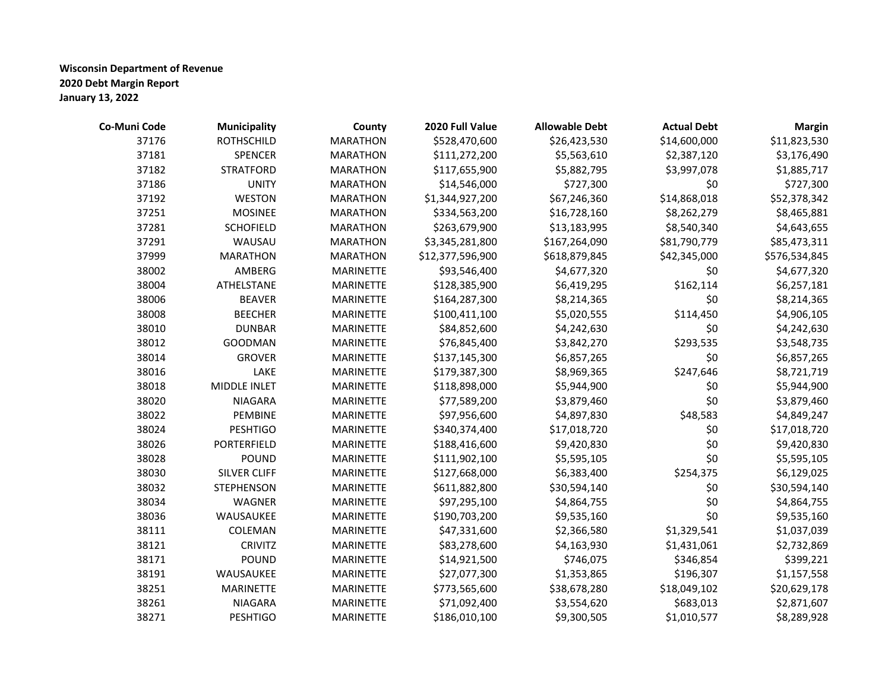**Wisconsin Department of Revenue**
**2020 Debt Margin Report**
**January 13, 2022**

| Co-Muni Code | Municipality | County | 2020 Full Value | Allowable Debt | Actual Debt | Margin |
|---|---|---|---|---|---|---|
| 37176 | ROTHSCHILD | MARATHON | $528,470,600 | $26,423,530 | $14,600,000 | $11,823,530 |
| 37181 | SPENCER | MARATHON | $111,272,200 | $5,563,610 | $2,387,120 | $3,176,490 |
| 37182 | STRATFORD | MARATHON | $117,655,900 | $5,882,795 | $3,997,078 | $1,885,717 |
| 37186 | UNITY | MARATHON | $14,546,000 | $727,300 | $0 | $727,300 |
| 37192 | WESTON | MARATHON | $1,344,927,200 | $67,246,360 | $14,868,018 | $52,378,342 |
| 37251 | MOSINEE | MARATHON | $334,563,200 | $16,728,160 | $8,262,279 | $8,465,881 |
| 37281 | SCHOFIELD | MARATHON | $263,679,900 | $13,183,995 | $8,540,340 | $4,643,655 |
| 37291 | WAUSAU | MARATHON | $3,345,281,800 | $167,264,090 | $81,790,779 | $85,473,311 |
| 37999 | MARATHON | MARATHON | $12,377,596,900 | $618,879,845 | $42,345,000 | $576,534,845 |
| 38002 | AMBERG | MARINETTE | $93,546,400 | $4,677,320 | $0 | $4,677,320 |
| 38004 | ATHELSTANE | MARINETTE | $128,385,900 | $6,419,295 | $162,114 | $6,257,181 |
| 38006 | BEAVER | MARINETTE | $164,287,300 | $8,214,365 | $0 | $8,214,365 |
| 38008 | BEECHER | MARINETTE | $100,411,100 | $5,020,555 | $114,450 | $4,906,105 |
| 38010 | DUNBAR | MARINETTE | $84,852,600 | $4,242,630 | $0 | $4,242,630 |
| 38012 | GOODMAN | MARINETTE | $76,845,400 | $3,842,270 | $293,535 | $3,548,735 |
| 38014 | GROVER | MARINETTE | $137,145,300 | $6,857,265 | $0 | $6,857,265 |
| 38016 | LAKE | MARINETTE | $179,387,300 | $8,969,365 | $247,646 | $8,721,719 |
| 38018 | MIDDLE INLET | MARINETTE | $118,898,000 | $5,944,900 | $0 | $5,944,900 |
| 38020 | NIAGARA | MARINETTE | $77,589,200 | $3,879,460 | $0 | $3,879,460 |
| 38022 | PEMBINE | MARINETTE | $97,956,600 | $4,897,830 | $48,583 | $4,849,247 |
| 38024 | PESHTIGO | MARINETTE | $340,374,400 | $17,018,720 | $0 | $17,018,720 |
| 38026 | PORTERFIELD | MARINETTE | $188,416,600 | $9,420,830 | $0 | $9,420,830 |
| 38028 | POUND | MARINETTE | $111,902,100 | $5,595,105 | $0 | $5,595,105 |
| 38030 | SILVER CLIFF | MARINETTE | $127,668,000 | $6,383,400 | $254,375 | $6,129,025 |
| 38032 | STEPHENSON | MARINETTE | $611,882,800 | $30,594,140 | $0 | $30,594,140 |
| 38034 | WAGNER | MARINETTE | $97,295,100 | $4,864,755 | $0 | $4,864,755 |
| 38036 | WAUSAUKEE | MARINETTE | $190,703,200 | $9,535,160 | $0 | $9,535,160 |
| 38111 | COLEMAN | MARINETTE | $47,331,600 | $2,366,580 | $1,329,541 | $1,037,039 |
| 38121 | CRIVITZ | MARINETTE | $83,278,600 | $4,163,930 | $1,431,061 | $2,732,869 |
| 38171 | POUND | MARINETTE | $14,921,500 | $746,075 | $346,854 | $399,221 |
| 38191 | WAUSAUKEE | MARINETTE | $27,077,300 | $1,353,865 | $196,307 | $1,157,558 |
| 38251 | MARINETTE | MARINETTE | $773,565,600 | $38,678,280 | $18,049,102 | $20,629,178 |
| 38261 | NIAGARA | MARINETTE | $71,092,400 | $3,554,620 | $683,013 | $2,871,607 |
| 38271 | PESHTIGO | MARINETTE | $186,010,100 | $9,300,505 | $1,010,577 | $8,289,928 |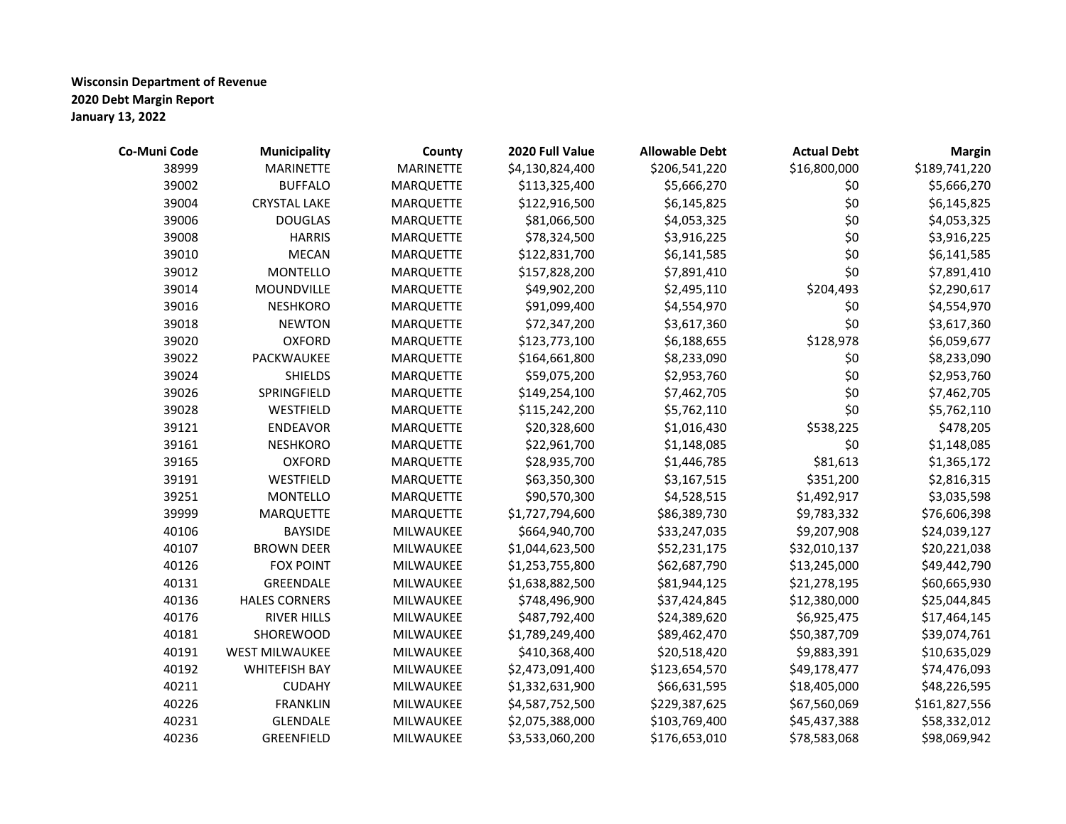**Wisconsin Department of Revenue**
**2020 Debt Margin Report**
**January 13, 2022**

| Co-Muni Code | Municipality | County | 2020 Full Value | Allowable Debt | Actual Debt | Margin |
|---|---|---|---|---|---|---|
| 38999 | MARINETTE | MARINETTE | $4,130,824,400 | $206,541,220 | $16,800,000 | $189,741,220 |
| 39002 | BUFFALO | MARQUETTE | $113,325,400 | $5,666,270 | $0 | $5,666,270 |
| 39004 | CRYSTAL LAKE | MARQUETTE | $122,916,500 | $6,145,825 | $0 | $6,145,825 |
| 39006 | DOUGLAS | MARQUETTE | $81,066,500 | $4,053,325 | $0 | $4,053,325 |
| 39008 | HARRIS | MARQUETTE | $78,324,500 | $3,916,225 | $0 | $3,916,225 |
| 39010 | MECAN | MARQUETTE | $122,831,700 | $6,141,585 | $0 | $6,141,585 |
| 39012 | MONTELLO | MARQUETTE | $157,828,200 | $7,891,410 | $0 | $7,891,410 |
| 39014 | MOUNDVILLE | MARQUETTE | $49,902,200 | $2,495,110 | $204,493 | $2,290,617 |
| 39016 | NESHKORO | MARQUETTE | $91,099,400 | $4,554,970 | $0 | $4,554,970 |
| 39018 | NEWTON | MARQUETTE | $72,347,200 | $3,617,360 | $0 | $3,617,360 |
| 39020 | OXFORD | MARQUETTE | $123,773,100 | $6,188,655 | $128,978 | $6,059,677 |
| 39022 | PACKWAUKEE | MARQUETTE | $164,661,800 | $8,233,090 | $0 | $8,233,090 |
| 39024 | SHIELDS | MARQUETTE | $59,075,200 | $2,953,760 | $0 | $2,953,760 |
| 39026 | SPRINGFIELD | MARQUETTE | $149,254,100 | $7,462,705 | $0 | $7,462,705 |
| 39028 | WESTFIELD | MARQUETTE | $115,242,200 | $5,762,110 | $0 | $5,762,110 |
| 39121 | ENDEAVOR | MARQUETTE | $20,328,600 | $1,016,430 | $538,225 | $478,205 |
| 39161 | NESHKORO | MARQUETTE | $22,961,700 | $1,148,085 | $0 | $1,148,085 |
| 39165 | OXFORD | MARQUETTE | $28,935,700 | $1,446,785 | $81,613 | $1,365,172 |
| 39191 | WESTFIELD | MARQUETTE | $63,350,300 | $3,167,515 | $351,200 | $2,816,315 |
| 39251 | MONTELLO | MARQUETTE | $90,570,300 | $4,528,515 | $1,492,917 | $3,035,598 |
| 39999 | MARQUETTE | MARQUETTE | $1,727,794,600 | $86,389,730 | $9,783,332 | $76,606,398 |
| 40106 | BAYSIDE | MILWAUKEE | $664,940,700 | $33,247,035 | $9,207,908 | $24,039,127 |
| 40107 | BROWN DEER | MILWAUKEE | $1,044,623,500 | $52,231,175 | $32,010,137 | $20,221,038 |
| 40126 | FOX POINT | MILWAUKEE | $1,253,755,800 | $62,687,790 | $13,245,000 | $49,442,790 |
| 40131 | GREENDALE | MILWAUKEE | $1,638,882,500 | $81,944,125 | $21,278,195 | $60,665,930 |
| 40136 | HALES CORNERS | MILWAUKEE | $748,496,900 | $37,424,845 | $12,380,000 | $25,044,845 |
| 40176 | RIVER HILLS | MILWAUKEE | $487,792,400 | $24,389,620 | $6,925,475 | $17,464,145 |
| 40181 | SHOREWOOD | MILWAUKEE | $1,789,249,400 | $89,462,470 | $50,387,709 | $39,074,761 |
| 40191 | WEST MILWAUKEE | MILWAUKEE | $410,368,400 | $20,518,420 | $9,883,391 | $10,635,029 |
| 40192 | WHITEFISH BAY | MILWAUKEE | $2,473,091,400 | $123,654,570 | $49,178,477 | $74,476,093 |
| 40211 | CUDAHY | MILWAUKEE | $1,332,631,900 | $66,631,595 | $18,405,000 | $48,226,595 |
| 40226 | FRANKLIN | MILWAUKEE | $4,587,752,500 | $229,387,625 | $67,560,069 | $161,827,556 |
| 40231 | GLENDALE | MILWAUKEE | $2,075,388,000 | $103,769,400 | $45,437,388 | $58,332,012 |
| 40236 | GREENFIELD | MILWAUKEE | $3,533,060,200 | $176,653,010 | $78,583,068 | $98,069,942 |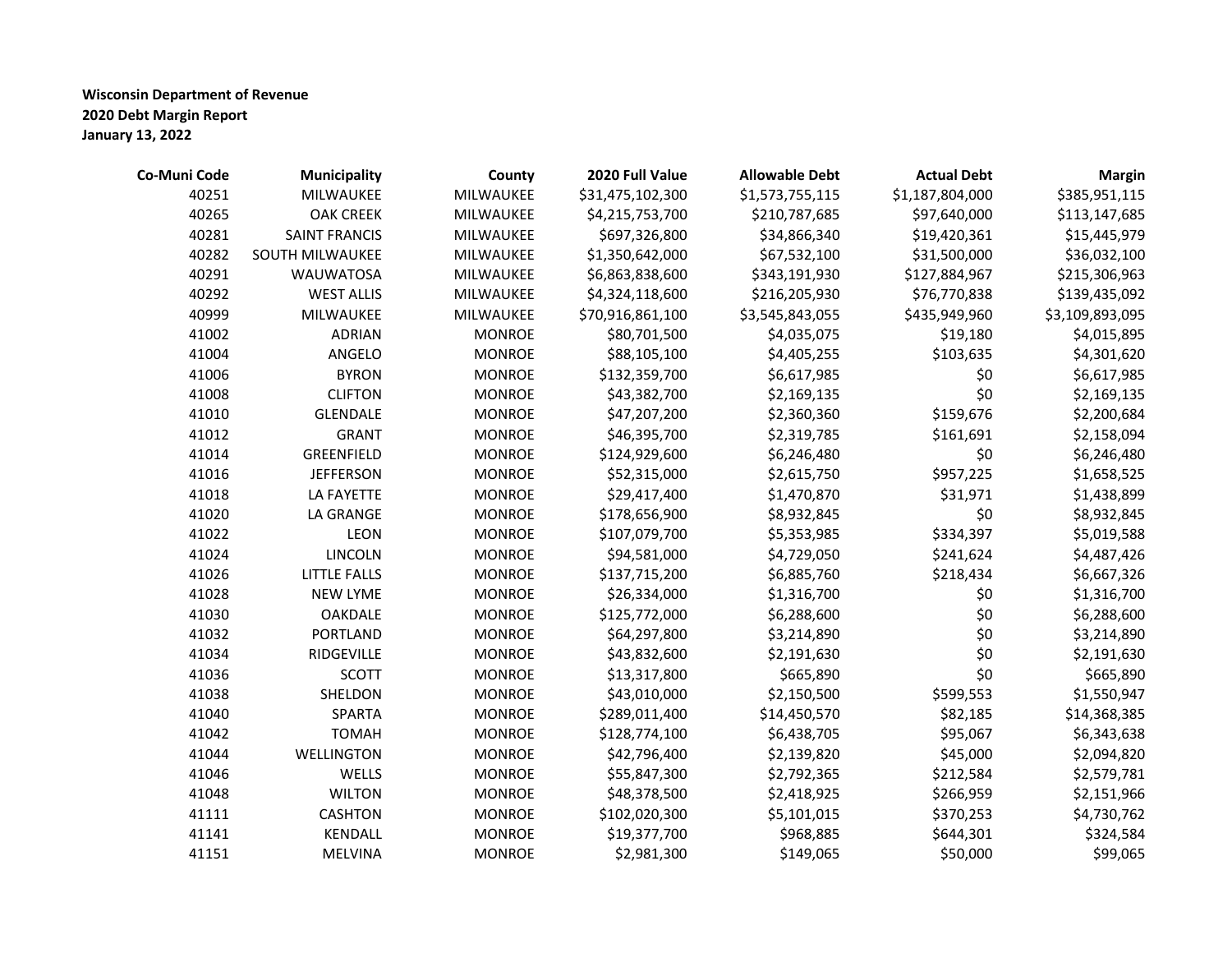**Wisconsin Department of Revenue**
**2020 Debt Margin Report**
**January 13, 2022**

| Co-Muni Code | Municipality | County | 2020 Full Value | Allowable Debt | Actual Debt | Margin |
|---|---|---|---|---|---|---|
| 40251 | MILWAUKEE | MILWAUKEE | $31,475,102,300 | $1,573,755,115 | $1,187,804,000 | $385,951,115 |
| 40265 | OAK CREEK | MILWAUKEE | $4,215,753,700 | $210,787,685 | $97,640,000 | $113,147,685 |
| 40281 | SAINT FRANCIS | MILWAUKEE | $697,326,800 | $34,866,340 | $19,420,361 | $15,445,979 |
| 40282 | SOUTH MILWAUKEE | MILWAUKEE | $1,350,642,000 | $67,532,100 | $31,500,000 | $36,032,100 |
| 40291 | WAUWATOSA | MILWAUKEE | $6,863,838,600 | $343,191,930 | $127,884,967 | $215,306,963 |
| 40292 | WEST ALLIS | MILWAUKEE | $4,324,118,600 | $216,205,930 | $76,770,838 | $139,435,092 |
| 40999 | MILWAUKEE | MILWAUKEE | $70,916,861,100 | $3,545,843,055 | $435,949,960 | $3,109,893,095 |
| 41002 | ADRIAN | MONROE | $80,701,500 | $4,035,075 | $19,180 | $4,015,895 |
| 41004 | ANGELO | MONROE | $88,105,100 | $4,405,255 | $103,635 | $4,301,620 |
| 41006 | BYRON | MONROE | $132,359,700 | $6,617,985 | $0 | $6,617,985 |
| 41008 | CLIFTON | MONROE | $43,382,700 | $2,169,135 | $0 | $2,169,135 |
| 41010 | GLENDALE | MONROE | $47,207,200 | $2,360,360 | $159,676 | $2,200,684 |
| 41012 | GRANT | MONROE | $46,395,700 | $2,319,785 | $161,691 | $2,158,094 |
| 41014 | GREENFIELD | MONROE | $124,929,600 | $6,246,480 | $0 | $6,246,480 |
| 41016 | JEFFERSON | MONROE | $52,315,000 | $2,615,750 | $957,225 | $1,658,525 |
| 41018 | LA FAYETTE | MONROE | $29,417,400 | $1,470,870 | $31,971 | $1,438,899 |
| 41020 | LA GRANGE | MONROE | $178,656,900 | $8,932,845 | $0 | $8,932,845 |
| 41022 | LEON | MONROE | $107,079,700 | $5,353,985 | $334,397 | $5,019,588 |
| 41024 | LINCOLN | MONROE | $94,581,000 | $4,729,050 | $241,624 | $4,487,426 |
| 41026 | LITTLE FALLS | MONROE | $137,715,200 | $6,885,760 | $218,434 | $6,667,326 |
| 41028 | NEW LYME | MONROE | $26,334,000 | $1,316,700 | $0 | $1,316,700 |
| 41030 | OAKDALE | MONROE | $125,772,000 | $6,288,600 | $0 | $6,288,600 |
| 41032 | PORTLAND | MONROE | $64,297,800 | $3,214,890 | $0 | $3,214,890 |
| 41034 | RIDGEVILLE | MONROE | $43,832,600 | $2,191,630 | $0 | $2,191,630 |
| 41036 | SCOTT | MONROE | $13,317,800 | $665,890 | $0 | $665,890 |
| 41038 | SHELDON | MONROE | $43,010,000 | $2,150,500 | $599,553 | $1,550,947 |
| 41040 | SPARTA | MONROE | $289,011,400 | $14,450,570 | $82,185 | $14,368,385 |
| 41042 | TOMAH | MONROE | $128,774,100 | $6,438,705 | $95,067 | $6,343,638 |
| 41044 | WELLINGTON | MONROE | $42,796,400 | $2,139,820 | $45,000 | $2,094,820 |
| 41046 | WELLS | MONROE | $55,847,300 | $2,792,365 | $212,584 | $2,579,781 |
| 41048 | WILTON | MONROE | $48,378,500 | $2,418,925 | $266,959 | $2,151,966 |
| 41111 | CASHTON | MONROE | $102,020,300 | $5,101,015 | $370,253 | $4,730,762 |
| 41141 | KENDALL | MONROE | $19,377,700 | $968,885 | $644,301 | $324,584 |
| 41151 | MELVINA | MONROE | $2,981,300 | $149,065 | $50,000 | $99,065 |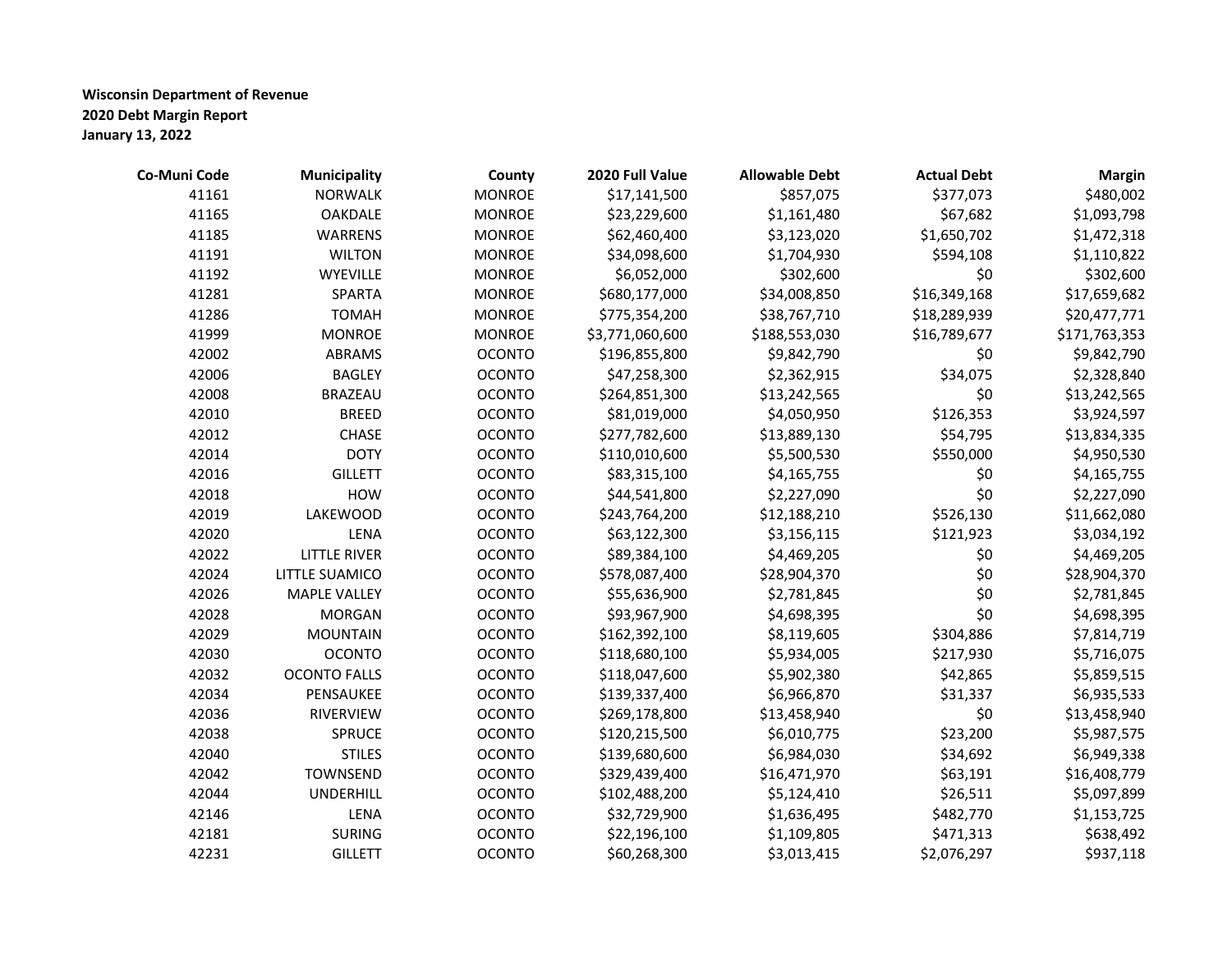**Wisconsin Department of Revenue**
**2020 Debt Margin Report**
**January 13, 2022**

| Co-Muni Code | Municipality | County | 2020 Full Value | Allowable Debt | Actual Debt | Margin |
|---|---|---|---|---|---|---|
| 41161 | NORWALK | MONROE | $17,141,500 | $857,075 | $377,073 | $480,002 |
| 41165 | OAKDALE | MONROE | $23,229,600 | $1,161,480 | $67,682 | $1,093,798 |
| 41185 | WARRENS | MONROE | $62,460,400 | $3,123,020 | $1,650,702 | $1,472,318 |
| 41191 | WILTON | MONROE | $34,098,600 | $1,704,930 | $594,108 | $1,110,822 |
| 41192 | WYEVILLE | MONROE | $6,052,000 | $302,600 | $0 | $302,600 |
| 41281 | SPARTA | MONROE | $680,177,000 | $34,008,850 | $16,349,168 | $17,659,682 |
| 41286 | TOMAH | MONROE | $775,354,200 | $38,767,710 | $18,289,939 | $20,477,771 |
| 41999 | MONROE | MONROE | $3,771,060,600 | $188,553,030 | $16,789,677 | $171,763,353 |
| 42002 | ABRAMS | OCONTO | $196,855,800 | $9,842,790 | $0 | $9,842,790 |
| 42006 | BAGLEY | OCONTO | $47,258,300 | $2,362,915 | $34,075 | $2,328,840 |
| 42008 | BRAZEAU | OCONTO | $264,851,300 | $13,242,565 | $0 | $13,242,565 |
| 42010 | BREED | OCONTO | $81,019,000 | $4,050,950 | $126,353 | $3,924,597 |
| 42012 | CHASE | OCONTO | $277,782,600 | $13,889,130 | $54,795 | $13,834,335 |
| 42014 | DOTY | OCONTO | $110,010,600 | $5,500,530 | $550,000 | $4,950,530 |
| 42016 | GILLETT | OCONTO | $83,315,100 | $4,165,755 | $0 | $4,165,755 |
| 42018 | HOW | OCONTO | $44,541,800 | $2,227,090 | $0 | $2,227,090 |
| 42019 | LAKEWOOD | OCONTO | $243,764,200 | $12,188,210 | $526,130 | $11,662,080 |
| 42020 | LENA | OCONTO | $63,122,300 | $3,156,115 | $121,923 | $3,034,192 |
| 42022 | LITTLE RIVER | OCONTO | $89,384,100 | $4,469,205 | $0 | $4,469,205 |
| 42024 | LITTLE SUAMICO | OCONTO | $578,087,400 | $28,904,370 | $0 | $28,904,370 |
| 42026 | MAPLE VALLEY | OCONTO | $55,636,900 | $2,781,845 | $0 | $2,781,845 |
| 42028 | MORGAN | OCONTO | $93,967,900 | $4,698,395 | $0 | $4,698,395 |
| 42029 | MOUNTAIN | OCONTO | $162,392,100 | $8,119,605 | $304,886 | $7,814,719 |
| 42030 | OCONTO | OCONTO | $118,680,100 | $5,934,005 | $217,930 | $5,716,075 |
| 42032 | OCONTO FALLS | OCONTO | $118,047,600 | $5,902,380 | $42,865 | $5,859,515 |
| 42034 | PENSAUKEE | OCONTO | $139,337,400 | $6,966,870 | $31,337 | $6,935,533 |
| 42036 | RIVERVIEW | OCONTO | $269,178,800 | $13,458,940 | $0 | $13,458,940 |
| 42038 | SPRUCE | OCONTO | $120,215,500 | $6,010,775 | $23,200 | $5,987,575 |
| 42040 | STILES | OCONTO | $139,680,600 | $6,984,030 | $34,692 | $6,949,338 |
| 42042 | TOWNSEND | OCONTO | $329,439,400 | $16,471,970 | $63,191 | $16,408,779 |
| 42044 | UNDERHILL | OCONTO | $102,488,200 | $5,124,410 | $26,511 | $5,097,899 |
| 42146 | LENA | OCONTO | $32,729,900 | $1,636,495 | $482,770 | $1,153,725 |
| 42181 | SURING | OCONTO | $22,196,100 | $1,109,805 | $471,313 | $638,492 |
| 42231 | GILLETT | OCONTO | $60,268,300 | $3,013,415 | $2,076,297 | $937,118 |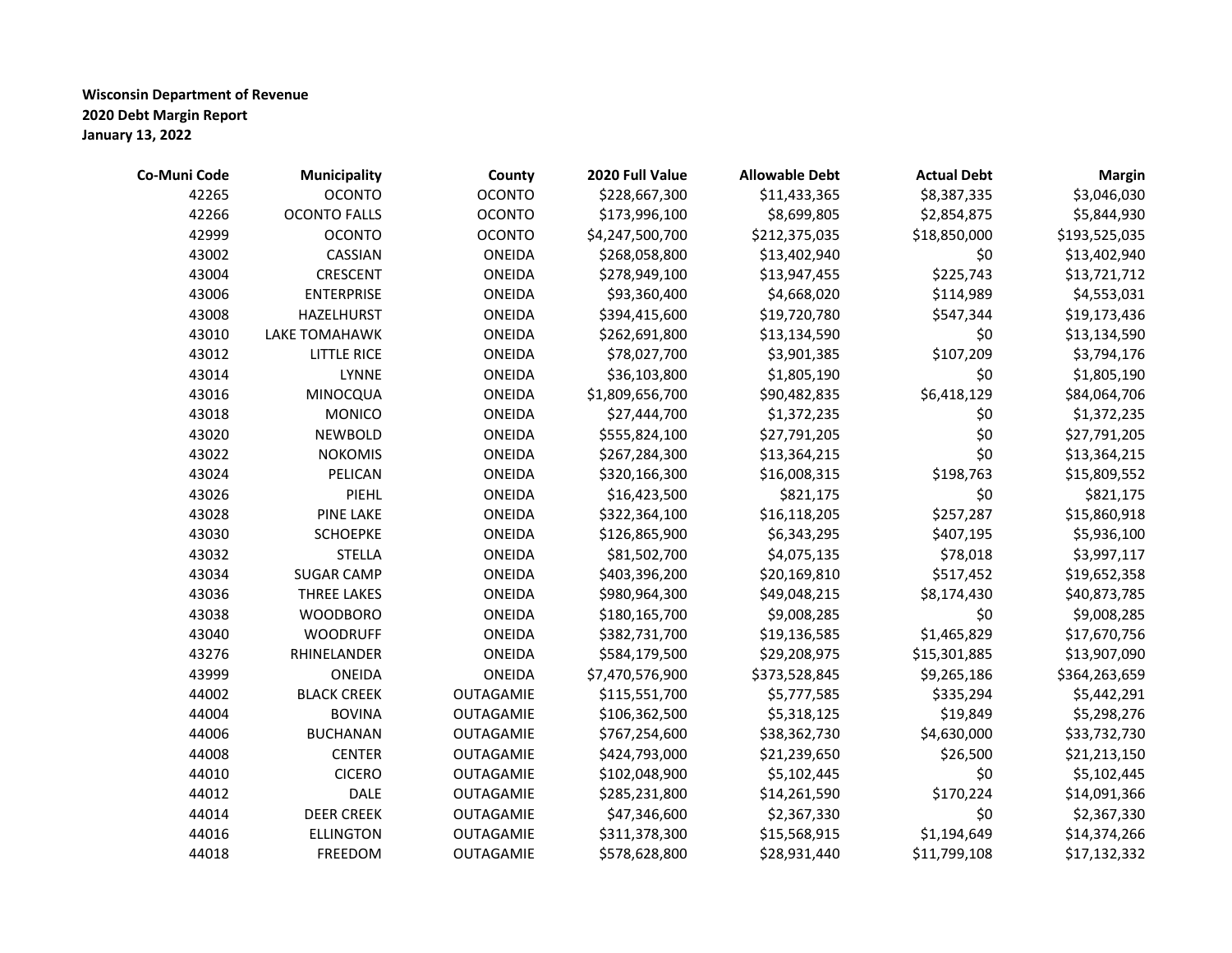**Wisconsin Department of Revenue**
**2020 Debt Margin Report**
**January 13, 2022**

| Co-Muni Code | Municipality | County | 2020 Full Value | Allowable Debt | Actual Debt | Margin |
|---|---|---|---|---|---|---|
| 42265 | OCONTO | OCONTO | $228,667,300 | $11,433,365 | $8,387,335 | $3,046,030 |
| 42266 | OCONTO FALLS | OCONTO | $173,996,100 | $8,699,805 | $2,854,875 | $5,844,930 |
| 42999 | OCONTO | OCONTO | $4,247,500,700 | $212,375,035 | $18,850,000 | $193,525,035 |
| 43002 | CASSIAN | ONEIDA | $268,058,800 | $13,402,940 | $0 | $13,402,940 |
| 43004 | CRESCENT | ONEIDA | $278,949,100 | $13,947,455 | $225,743 | $13,721,712 |
| 43006 | ENTERPRISE | ONEIDA | $93,360,400 | $4,668,020 | $114,989 | $4,553,031 |
| 43008 | HAZELHURST | ONEIDA | $394,415,600 | $19,720,780 | $547,344 | $19,173,436 |
| 43010 | LAKE TOMAHAWK | ONEIDA | $262,691,800 | $13,134,590 | $0 | $13,134,590 |
| 43012 | LITTLE RICE | ONEIDA | $78,027,700 | $3,901,385 | $107,209 | $3,794,176 |
| 43014 | LYNNE | ONEIDA | $36,103,800 | $1,805,190 | $0 | $1,805,190 |
| 43016 | MINOCQUA | ONEIDA | $1,809,656,700 | $90,482,835 | $6,418,129 | $84,064,706 |
| 43018 | MONICO | ONEIDA | $27,444,700 | $1,372,235 | $0 | $1,372,235 |
| 43020 | NEWBOLD | ONEIDA | $555,824,100 | $27,791,205 | $0 | $27,791,205 |
| 43022 | NOKOMIS | ONEIDA | $267,284,300 | $13,364,215 | $0 | $13,364,215 |
| 43024 | PELICAN | ONEIDA | $320,166,300 | $16,008,315 | $198,763 | $15,809,552 |
| 43026 | PIEHL | ONEIDA | $16,423,500 | $821,175 | $0 | $821,175 |
| 43028 | PINE LAKE | ONEIDA | $322,364,100 | $16,118,205 | $257,287 | $15,860,918 |
| 43030 | SCHOEPKE | ONEIDA | $126,865,900 | $6,343,295 | $407,195 | $5,936,100 |
| 43032 | STELLA | ONEIDA | $81,502,700 | $4,075,135 | $78,018 | $3,997,117 |
| 43034 | SUGAR CAMP | ONEIDA | $403,396,200 | $20,169,810 | $517,452 | $19,652,358 |
| 43036 | THREE LAKES | ONEIDA | $980,964,300 | $49,048,215 | $8,174,430 | $40,873,785 |
| 43038 | WOODBORO | ONEIDA | $180,165,700 | $9,008,285 | $0 | $9,008,285 |
| 43040 | WOODRUFF | ONEIDA | $382,731,700 | $19,136,585 | $1,465,829 | $17,670,756 |
| 43276 | RHINELANDER | ONEIDA | $584,179,500 | $29,208,975 | $15,301,885 | $13,907,090 |
| 43999 | ONEIDA | ONEIDA | $7,470,576,900 | $373,528,845 | $9,265,186 | $364,263,659 |
| 44002 | BLACK CREEK | OUTAGAMIE | $115,551,700 | $5,777,585 | $335,294 | $5,442,291 |
| 44004 | BOVINA | OUTAGAMIE | $106,362,500 | $5,318,125 | $19,849 | $5,298,276 |
| 44006 | BUCHANAN | OUTAGAMIE | $767,254,600 | $38,362,730 | $4,630,000 | $33,732,730 |
| 44008 | CENTER | OUTAGAMIE | $424,793,000 | $21,239,650 | $26,500 | $21,213,150 |
| 44010 | CICERO | OUTAGAMIE | $102,048,900 | $5,102,445 | $0 | $5,102,445 |
| 44012 | DALE | OUTAGAMIE | $285,231,800 | $14,261,590 | $170,224 | $14,091,366 |
| 44014 | DEER CREEK | OUTAGAMIE | $47,346,600 | $2,367,330 | $0 | $2,367,330 |
| 44016 | ELLINGTON | OUTAGAMIE | $311,378,300 | $15,568,915 | $1,194,649 | $14,374,266 |
| 44018 | FREEDOM | OUTAGAMIE | $578,628,800 | $28,931,440 | $11,799,108 | $17,132,332 |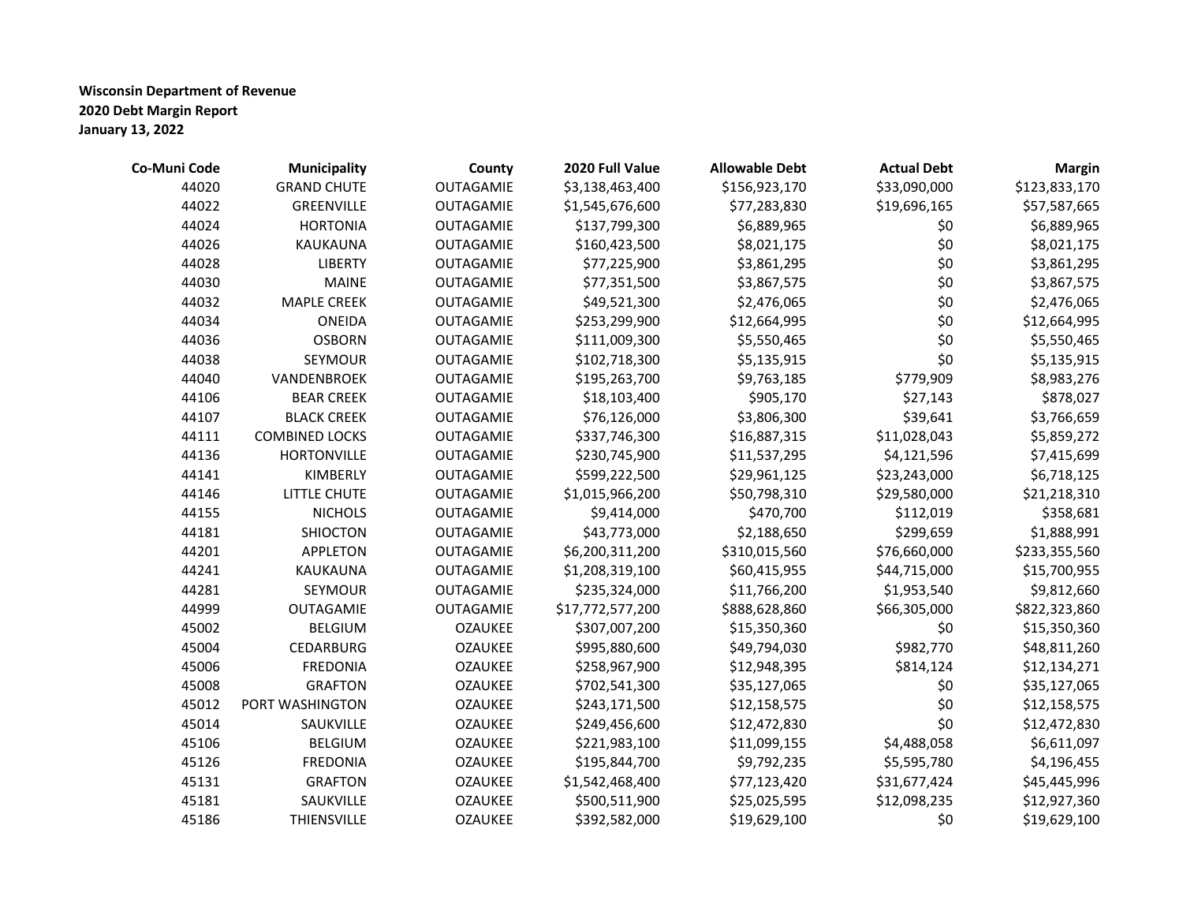**Wisconsin Department of Revenue**
**2020 Debt Margin Report**
**January 13, 2022**

| Co-Muni Code | Municipality | County | 2020 Full Value | Allowable Debt | Actual Debt | Margin |
|---|---|---|---|---|---|---|
| 44020 | GRAND CHUTE | OUTAGAMIE | $3,138,463,400 | $156,923,170 | $33,090,000 | $123,833,170 |
| 44022 | GREENVILLE | OUTAGAMIE | $1,545,676,600 | $77,283,830 | $19,696,165 | $57,587,665 |
| 44024 | HORTONIA | OUTAGAMIE | $137,799,300 | $6,889,965 | $0 | $6,889,965 |
| 44026 | KAUKAUNA | OUTAGAMIE | $160,423,500 | $8,021,175 | $0 | $8,021,175 |
| 44028 | LIBERTY | OUTAGAMIE | $77,225,900 | $3,861,295 | $0 | $3,861,295 |
| 44030 | MAINE | OUTAGAMIE | $77,351,500 | $3,867,575 | $0 | $3,867,575 |
| 44032 | MAPLE CREEK | OUTAGAMIE | $49,521,300 | $2,476,065 | $0 | $2,476,065 |
| 44034 | ONEIDA | OUTAGAMIE | $253,299,900 | $12,664,995 | $0 | $12,664,995 |
| 44036 | OSBORN | OUTAGAMIE | $111,009,300 | $5,550,465 | $0 | $5,550,465 |
| 44038 | SEYMOUR | OUTAGAMIE | $102,718,300 | $5,135,915 | $0 | $5,135,915 |
| 44040 | VANDENBROEK | OUTAGAMIE | $195,263,700 | $9,763,185 | $779,909 | $8,983,276 |
| 44106 | BEAR CREEK | OUTAGAMIE | $18,103,400 | $905,170 | $27,143 | $878,027 |
| 44107 | BLACK CREEK | OUTAGAMIE | $76,126,000 | $3,806,300 | $39,641 | $3,766,659 |
| 44111 | COMBINED LOCKS | OUTAGAMIE | $337,746,300 | $16,887,315 | $11,028,043 | $5,859,272 |
| 44136 | HORTONVILLE | OUTAGAMIE | $230,745,900 | $11,537,295 | $4,121,596 | $7,415,699 |
| 44141 | KIMBERLY | OUTAGAMIE | $599,222,500 | $29,961,125 | $23,243,000 | $6,718,125 |
| 44146 | LITTLE CHUTE | OUTAGAMIE | $1,015,966,200 | $50,798,310 | $29,580,000 | $21,218,310 |
| 44155 | NICHOLS | OUTAGAMIE | $9,414,000 | $470,700 | $112,019 | $358,681 |
| 44181 | SHIOCTON | OUTAGAMIE | $43,773,000 | $2,188,650 | $299,659 | $1,888,991 |
| 44201 | APPLETON | OUTAGAMIE | $6,200,311,200 | $310,015,560 | $76,660,000 | $233,355,560 |
| 44241 | KAUKAUNA | OUTAGAMIE | $1,208,319,100 | $60,415,955 | $44,715,000 | $15,700,955 |
| 44281 | SEYMOUR | OUTAGAMIE | $235,324,000 | $11,766,200 | $1,953,540 | $9,812,660 |
| 44999 | OUTAGAMIE | OUTAGAMIE | $17,772,577,200 | $888,628,860 | $66,305,000 | $822,323,860 |
| 45002 | BELGIUM | OZAUKEE | $307,007,200 | $15,350,360 | $0 | $15,350,360 |
| 45004 | CEDARBURG | OZAUKEE | $995,880,600 | $49,794,030 | $982,770 | $48,811,260 |
| 45006 | FREDONIA | OZAUKEE | $258,967,900 | $12,948,395 | $814,124 | $12,134,271 |
| 45008 | GRAFTON | OZAUKEE | $702,541,300 | $35,127,065 | $0 | $35,127,065 |
| 45012 | PORT WASHINGTON | OZAUKEE | $243,171,500 | $12,158,575 | $0 | $12,158,575 |
| 45014 | SAUKVILLE | OZAUKEE | $249,456,600 | $12,472,830 | $0 | $12,472,830 |
| 45106 | BELGIUM | OZAUKEE | $221,983,100 | $11,099,155 | $4,488,058 | $6,611,097 |
| 45126 | FREDONIA | OZAUKEE | $195,844,700 | $9,792,235 | $5,595,780 | $4,196,455 |
| 45131 | GRAFTON | OZAUKEE | $1,542,468,400 | $77,123,420 | $31,677,424 | $45,445,996 |
| 45181 | SAUKVILLE | OZAUKEE | $500,511,900 | $25,025,595 | $12,098,235 | $12,927,360 |
| 45186 | THIENSVILLE | OZAUKEE | $392,582,000 | $19,629,100 | $0 | $19,629,100 |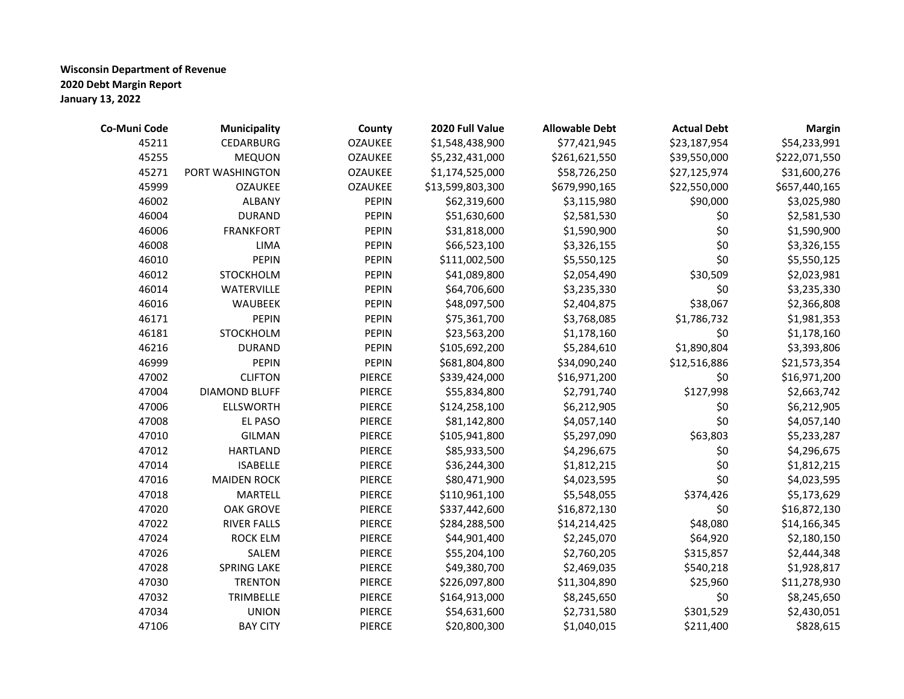**Wisconsin Department of Revenue**
**2020 Debt Margin Report**
**January 13, 2022**

| Co-Muni Code | Municipality | County | 2020 Full Value | Allowable Debt | Actual Debt | Margin |
|---|---|---|---|---|---|---|
| 45211 | CEDARBURG | OZAUKEE | $1,548,438,900 | $77,421,945 | $23,187,954 | $54,233,991 |
| 45255 | MEQUON | OZAUKEE | $5,232,431,000 | $261,621,550 | $39,550,000 | $222,071,550 |
| 45271 | PORT WASHINGTON | OZAUKEE | $1,174,525,000 | $58,726,250 | $27,125,974 | $31,600,276 |
| 45999 | OZAUKEE | OZAUKEE | $13,599,803,300 | $679,990,165 | $22,550,000 | $657,440,165 |
| 46002 | ALBANY | PEPIN | $62,319,600 | $3,115,980 | $90,000 | $3,025,980 |
| 46004 | DURAND | PEPIN | $51,630,600 | $2,581,530 | $0 | $2,581,530 |
| 46006 | FRANKFORT | PEPIN | $31,818,000 | $1,590,900 | $0 | $1,590,900 |
| 46008 | LIMA | PEPIN | $66,523,100 | $3,326,155 | $0 | $3,326,155 |
| 46010 | PEPIN | PEPIN | $111,002,500 | $5,550,125 | $0 | $5,550,125 |
| 46012 | STOCKHOLM | PEPIN | $41,089,800 | $2,054,490 | $30,509 | $2,023,981 |
| 46014 | WATERVILLE | PEPIN | $64,706,600 | $3,235,330 | $0 | $3,235,330 |
| 46016 | WAUBEEK | PEPIN | $48,097,500 | $2,404,875 | $38,067 | $2,366,808 |
| 46171 | PEPIN | PEPIN | $75,361,700 | $3,768,085 | $1,786,732 | $1,981,353 |
| 46181 | STOCKHOLM | PEPIN | $23,563,200 | $1,178,160 | $0 | $1,178,160 |
| 46216 | DURAND | PEPIN | $105,692,200 | $5,284,610 | $1,890,804 | $3,393,806 |
| 46999 | PEPIN | PEPIN | $681,804,800 | $34,090,240 | $12,516,886 | $21,573,354 |
| 47002 | CLIFTON | PIERCE | $339,424,000 | $16,971,200 | $0 | $16,971,200 |
| 47004 | DIAMOND BLUFF | PIERCE | $55,834,800 | $2,791,740 | $127,998 | $2,663,742 |
| 47006 | ELLSWORTH | PIERCE | $124,258,100 | $6,212,905 | $0 | $6,212,905 |
| 47008 | EL PASO | PIERCE | $81,142,800 | $4,057,140 | $0 | $4,057,140 |
| 47010 | GILMAN | PIERCE | $105,941,800 | $5,297,090 | $63,803 | $5,233,287 |
| 47012 | HARTLAND | PIERCE | $85,933,500 | $4,296,675 | $0 | $4,296,675 |
| 47014 | ISABELLE | PIERCE | $36,244,300 | $1,812,215 | $0 | $1,812,215 |
| 47016 | MAIDEN ROCK | PIERCE | $80,471,900 | $4,023,595 | $0 | $4,023,595 |
| 47018 | MARTELL | PIERCE | $110,961,100 | $5,548,055 | $374,426 | $5,173,629 |
| 47020 | OAK GROVE | PIERCE | $337,442,600 | $16,872,130 | $0 | $16,872,130 |
| 47022 | RIVER FALLS | PIERCE | $284,288,500 | $14,214,425 | $48,080 | $14,166,345 |
| 47024 | ROCK ELM | PIERCE | $44,901,400 | $2,245,070 | $64,920 | $2,180,150 |
| 47026 | SALEM | PIERCE | $55,204,100 | $2,760,205 | $315,857 | $2,444,348 |
| 47028 | SPRING LAKE | PIERCE | $49,380,700 | $2,469,035 | $540,218 | $1,928,817 |
| 47030 | TRENTON | PIERCE | $226,097,800 | $11,304,890 | $25,960 | $11,278,930 |
| 47032 | TRIMBELLE | PIERCE | $164,913,000 | $8,245,650 | $0 | $8,245,650 |
| 47034 | UNION | PIERCE | $54,631,600 | $2,731,580 | $301,529 | $2,430,051 |
| 47106 | BAY CITY | PIERCE | $20,800,300 | $1,040,015 | $211,400 | $828,615 |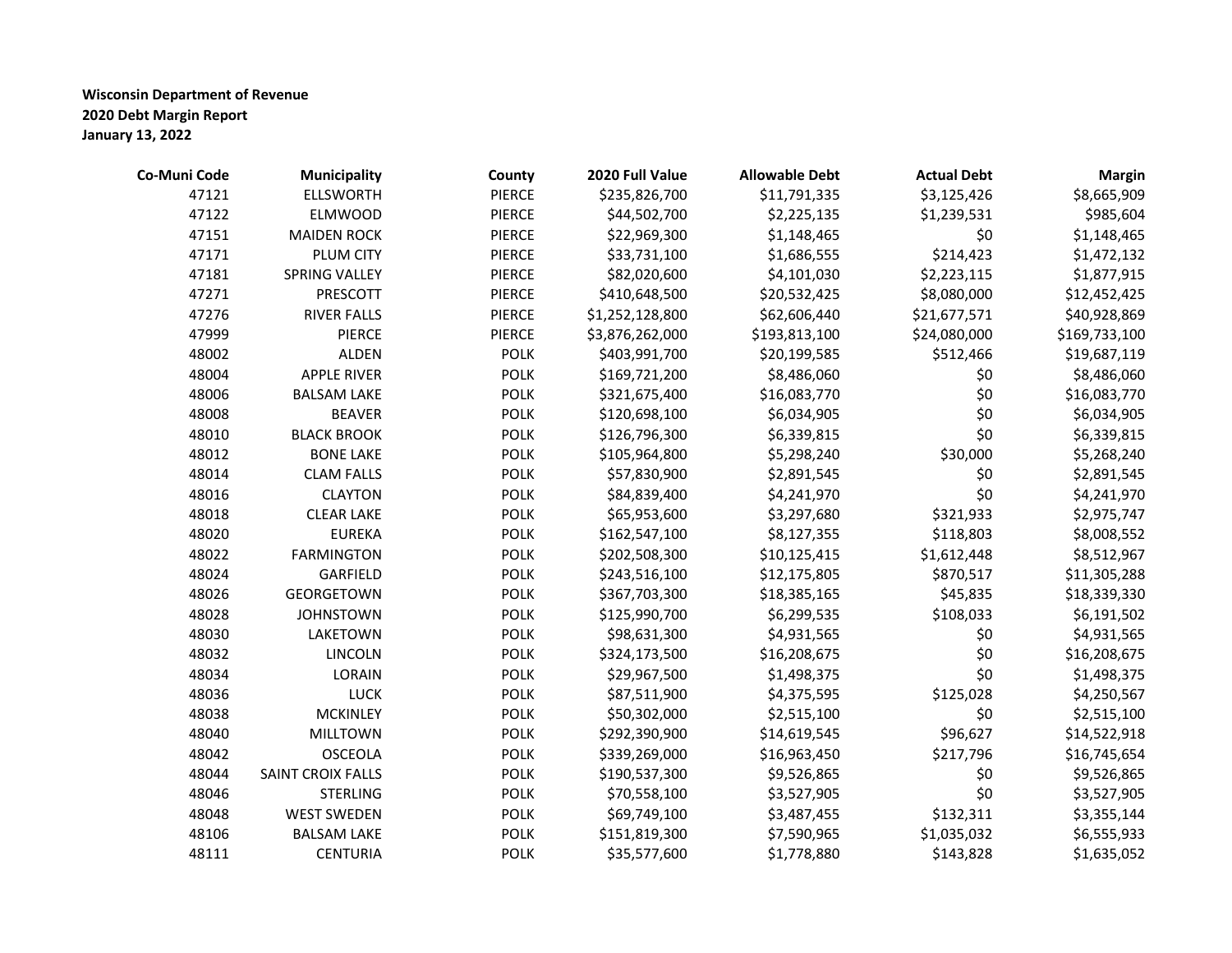**Wisconsin Department of Revenue**
**2020 Debt Margin Report**
**January 13, 2022**

| Co-Muni Code | Municipality | County | 2020 Full Value | Allowable Debt | Actual Debt | Margin |
|---|---|---|---|---|---|---|
| 47121 | ELLSWORTH | PIERCE | $235,826,700 | $11,791,335 | $3,125,426 | $8,665,909 |
| 47122 | ELMWOOD | PIERCE | $44,502,700 | $2,225,135 | $1,239,531 | $985,604 |
| 47151 | MAIDEN ROCK | PIERCE | $22,969,300 | $1,148,465 | $0 | $1,148,465 |
| 47171 | PLUM CITY | PIERCE | $33,731,100 | $1,686,555 | $214,423 | $1,472,132 |
| 47181 | SPRING VALLEY | PIERCE | $82,020,600 | $4,101,030 | $2,223,115 | $1,877,915 |
| 47271 | PRESCOTT | PIERCE | $410,648,500 | $20,532,425 | $8,080,000 | $12,452,425 |
| 47276 | RIVER FALLS | PIERCE | $1,252,128,800 | $62,606,440 | $21,677,571 | $40,928,869 |
| 47999 | PIERCE | PIERCE | $3,876,262,000 | $193,813,100 | $24,080,000 | $169,733,100 |
| 48002 | ALDEN | POLK | $403,991,700 | $20,199,585 | $512,466 | $19,687,119 |
| 48004 | APPLE RIVER | POLK | $169,721,200 | $8,486,060 | $0 | $8,486,060 |
| 48006 | BALSAM LAKE | POLK | $321,675,400 | $16,083,770 | $0 | $16,083,770 |
| 48008 | BEAVER | POLK | $120,698,100 | $6,034,905 | $0 | $6,034,905 |
| 48010 | BLACK BROOK | POLK | $126,796,300 | $6,339,815 | $0 | $6,339,815 |
| 48012 | BONE LAKE | POLK | $105,964,800 | $5,298,240 | $30,000 | $5,268,240 |
| 48014 | CLAM FALLS | POLK | $57,830,900 | $2,891,545 | $0 | $2,891,545 |
| 48016 | CLAYTON | POLK | $84,839,400 | $4,241,970 | $0 | $4,241,970 |
| 48018 | CLEAR LAKE | POLK | $65,953,600 | $3,297,680 | $321,933 | $2,975,747 |
| 48020 | EUREKA | POLK | $162,547,100 | $8,127,355 | $118,803 | $8,008,552 |
| 48022 | FARMINGTON | POLK | $202,508,300 | $10,125,415 | $1,612,448 | $8,512,967 |
| 48024 | GARFIELD | POLK | $243,516,100 | $12,175,805 | $870,517 | $11,305,288 |
| 48026 | GEORGETOWN | POLK | $367,703,300 | $18,385,165 | $45,835 | $18,339,330 |
| 48028 | JOHNSTOWN | POLK | $125,990,700 | $6,299,535 | $108,033 | $6,191,502 |
| 48030 | LAKETOWN | POLK | $98,631,300 | $4,931,565 | $0 | $4,931,565 |
| 48032 | LINCOLN | POLK | $324,173,500 | $16,208,675 | $0 | $16,208,675 |
| 48034 | LORAIN | POLK | $29,967,500 | $1,498,375 | $0 | $1,498,375 |
| 48036 | LUCK | POLK | $87,511,900 | $4,375,595 | $125,028 | $4,250,567 |
| 48038 | MCKINLEY | POLK | $50,302,000 | $2,515,100 | $0 | $2,515,100 |
| 48040 | MILLTOWN | POLK | $292,390,900 | $14,619,545 | $96,627 | $14,522,918 |
| 48042 | OSCEOLA | POLK | $339,269,000 | $16,963,450 | $217,796 | $16,745,654 |
| 48044 | SAINT CROIX FALLS | POLK | $190,537,300 | $9,526,865 | $0 | $9,526,865 |
| 48046 | STERLING | POLK | $70,558,100 | $3,527,905 | $0 | $3,527,905 |
| 48048 | WEST SWEDEN | POLK | $69,749,100 | $3,487,455 | $132,311 | $3,355,144 |
| 48106 | BALSAM LAKE | POLK | $151,819,300 | $7,590,965 | $1,035,032 | $6,555,933 |
| 48111 | CENTURIA | POLK | $35,577,600 | $1,778,880 | $143,828 | $1,635,052 |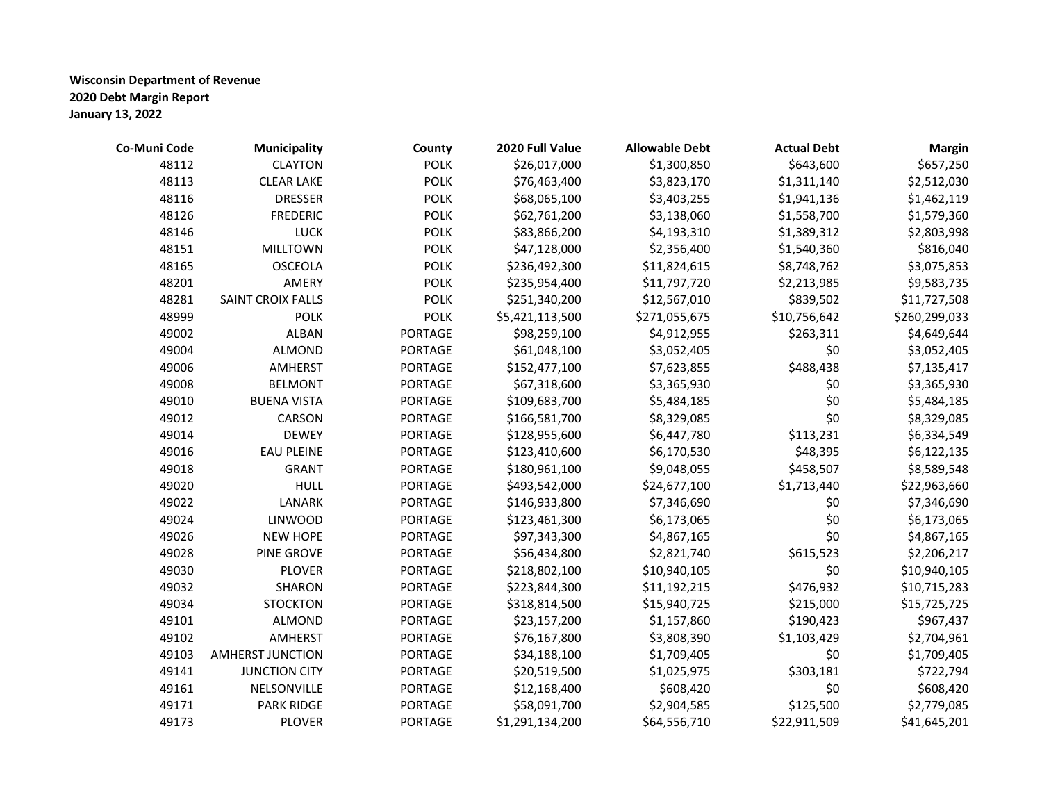**Wisconsin Department of Revenue**
**2020 Debt Margin Report**
**January 13, 2022**

| Co-Muni Code | Municipality | County | 2020 Full Value | Allowable Debt | Actual Debt | Margin |
|---|---|---|---|---|---|---|
| 48112 | CLAYTON | POLK | $26,017,000 | $1,300,850 | $643,600 | $657,250 |
| 48113 | CLEAR LAKE | POLK | $76,463,400 | $3,823,170 | $1,311,140 | $2,512,030 |
| 48116 | DRESSER | POLK | $68,065,100 | $3,403,255 | $1,941,136 | $1,462,119 |
| 48126 | FREDERIC | POLK | $62,761,200 | $3,138,060 | $1,558,700 | $1,579,360 |
| 48146 | LUCK | POLK | $83,866,200 | $4,193,310 | $1,389,312 | $2,803,998 |
| 48151 | MILLTOWN | POLK | $47,128,000 | $2,356,400 | $1,540,360 | $816,040 |
| 48165 | OSCEOLA | POLK | $236,492,300 | $11,824,615 | $8,748,762 | $3,075,853 |
| 48201 | AMERY | POLK | $235,954,400 | $11,797,720 | $2,213,985 | $9,583,735 |
| 48281 | SAINT CROIX FALLS | POLK | $251,340,200 | $12,567,010 | $839,502 | $11,727,508 |
| 48999 | POLK | POLK | $5,421,113,500 | $271,055,675 | $10,756,642 | $260,299,033 |
| 49002 | ALBAN | PORTAGE | $98,259,100 | $4,912,955 | $263,311 | $4,649,644 |
| 49004 | ALMOND | PORTAGE | $61,048,100 | $3,052,405 | $0 | $3,052,405 |
| 49006 | AMHERST | PORTAGE | $152,477,100 | $7,623,855 | $488,438 | $7,135,417 |
| 49008 | BELMONT | PORTAGE | $67,318,600 | $3,365,930 | $0 | $3,365,930 |
| 49010 | BUENA VISTA | PORTAGE | $109,683,700 | $5,484,185 | $0 | $5,484,185 |
| 49012 | CARSON | PORTAGE | $166,581,700 | $8,329,085 | $0 | $8,329,085 |
| 49014 | DEWEY | PORTAGE | $128,955,600 | $6,447,780 | $113,231 | $6,334,549 |
| 49016 | EAU PLEINE | PORTAGE | $123,410,600 | $6,170,530 | $48,395 | $6,122,135 |
| 49018 | GRANT | PORTAGE | $180,961,100 | $9,048,055 | $458,507 | $8,589,548 |
| 49020 | HULL | PORTAGE | $493,542,000 | $24,677,100 | $1,713,440 | $22,963,660 |
| 49022 | LANARK | PORTAGE | $146,933,800 | $7,346,690 | $0 | $7,346,690 |
| 49024 | LINWOOD | PORTAGE | $123,461,300 | $6,173,065 | $0 | $6,173,065 |
| 49026 | NEW HOPE | PORTAGE | $97,343,300 | $4,867,165 | $0 | $4,867,165 |
| 49028 | PINE GROVE | PORTAGE | $56,434,800 | $2,821,740 | $615,523 | $2,206,217 |
| 49030 | PLOVER | PORTAGE | $218,802,100 | $10,940,105 | $0 | $10,940,105 |
| 49032 | SHARON | PORTAGE | $223,844,300 | $11,192,215 | $476,932 | $10,715,283 |
| 49034 | STOCKTON | PORTAGE | $318,814,500 | $15,940,725 | $215,000 | $15,725,725 |
| 49101 | ALMOND | PORTAGE | $23,157,200 | $1,157,860 | $190,423 | $967,437 |
| 49102 | AMHERST | PORTAGE | $76,167,800 | $3,808,390 | $1,103,429 | $2,704,961 |
| 49103 | AMHERST JUNCTION | PORTAGE | $34,188,100 | $1,709,405 | $0 | $1,709,405 |
| 49141 | JUNCTION CITY | PORTAGE | $20,519,500 | $1,025,975 | $303,181 | $722,794 |
| 49161 | NELSONVILLE | PORTAGE | $12,168,400 | $608,420 | $0 | $608,420 |
| 49171 | PARK RIDGE | PORTAGE | $58,091,700 | $2,904,585 | $125,500 | $2,779,085 |
| 49173 | PLOVER | PORTAGE | $1,291,134,200 | $64,556,710 | $22,911,509 | $41,645,201 |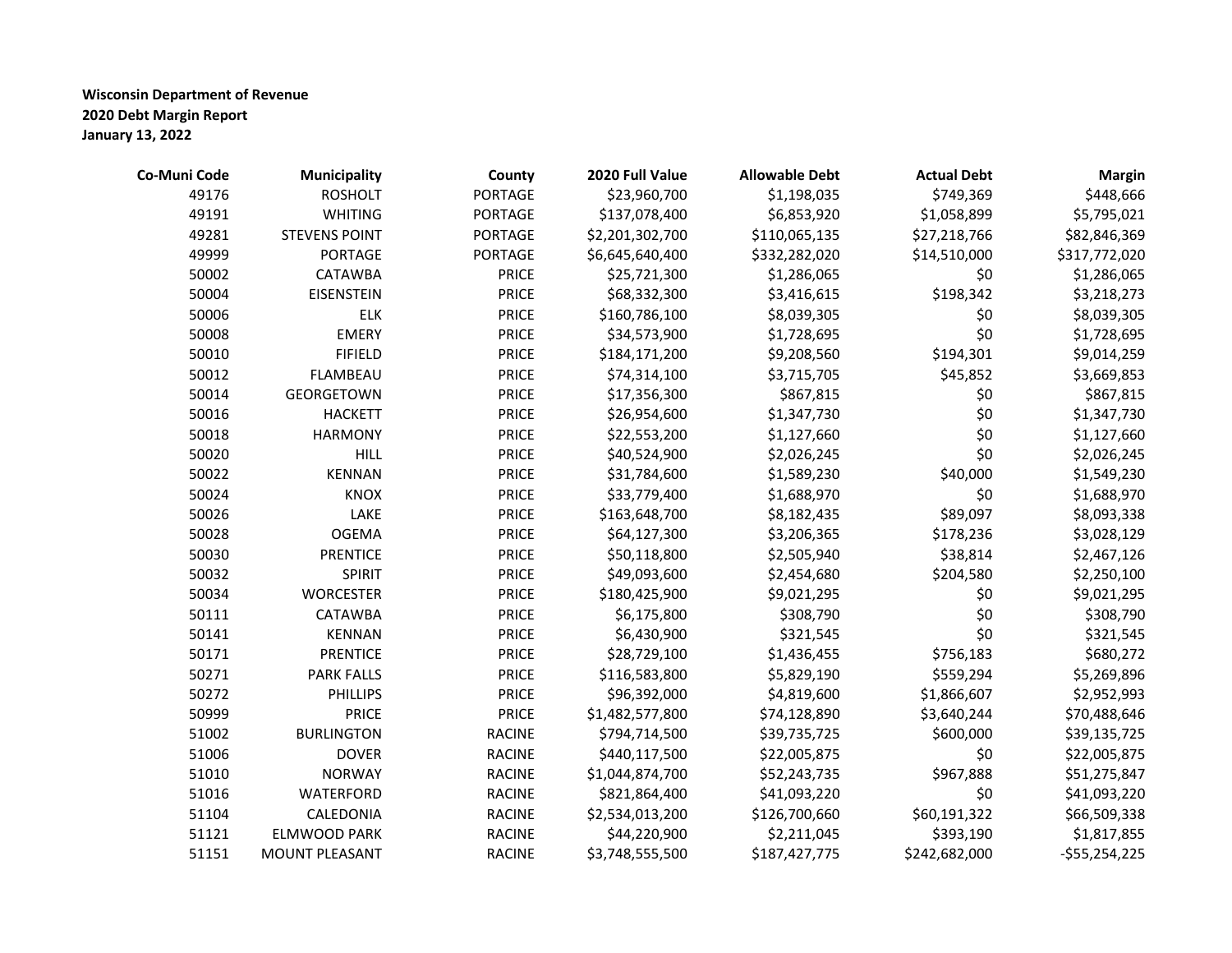**Wisconsin Department of Revenue**
**2020 Debt Margin Report**
**January 13, 2022**

| Co-Muni Code | Municipality | County | 2020 Full Value | Allowable Debt | Actual Debt | Margin |
|---|---|---|---|---|---|---|
| 49176 | ROSHOLT | PORTAGE | $23,960,700 | $1,198,035 | $749,369 | $448,666 |
| 49191 | WHITING | PORTAGE | $137,078,400 | $6,853,920 | $1,058,899 | $5,795,021 |
| 49281 | STEVENS POINT | PORTAGE | $2,201,302,700 | $110,065,135 | $27,218,766 | $82,846,369 |
| 49999 | PORTAGE | PORTAGE | $6,645,640,400 | $332,282,020 | $14,510,000 | $317,772,020 |
| 50002 | CATAWBA | PRICE | $25,721,300 | $1,286,065 | $0 | $1,286,065 |
| 50004 | EISENSTEIN | PRICE | $68,332,300 | $3,416,615 | $198,342 | $3,218,273 |
| 50006 | ELK | PRICE | $160,786,100 | $8,039,305 | $0 | $8,039,305 |
| 50008 | EMERY | PRICE | $34,573,900 | $1,728,695 | $0 | $1,728,695 |
| 50010 | FIFIELD | PRICE | $184,171,200 | $9,208,560 | $194,301 | $9,014,259 |
| 50012 | FLAMBEAU | PRICE | $74,314,100 | $3,715,705 | $45,852 | $3,669,853 |
| 50014 | GEORGETOWN | PRICE | $17,356,300 | $867,815 | $0 | $867,815 |
| 50016 | HACKETT | PRICE | $26,954,600 | $1,347,730 | $0 | $1,347,730 |
| 50018 | HARMONY | PRICE | $22,553,200 | $1,127,660 | $0 | $1,127,660 |
| 50020 | HILL | PRICE | $40,524,900 | $2,026,245 | $0 | $2,026,245 |
| 50022 | KENNAN | PRICE | $31,784,600 | $1,589,230 | $40,000 | $1,549,230 |
| 50024 | KNOX | PRICE | $33,779,400 | $1,688,970 | $0 | $1,688,970 |
| 50026 | LAKE | PRICE | $163,648,700 | $8,182,435 | $89,097 | $8,093,338 |
| 50028 | OGEMA | PRICE | $64,127,300 | $3,206,365 | $178,236 | $3,028,129 |
| 50030 | PRENTICE | PRICE | $50,118,800 | $2,505,940 | $38,814 | $2,467,126 |
| 50032 | SPIRIT | PRICE | $49,093,600 | $2,454,680 | $204,580 | $2,250,100 |
| 50034 | WORCESTER | PRICE | $180,425,900 | $9,021,295 | $0 | $9,021,295 |
| 50111 | CATAWBA | PRICE | $6,175,800 | $308,790 | $0 | $308,790 |
| 50141 | KENNAN | PRICE | $6,430,900 | $321,545 | $0 | $321,545 |
| 50171 | PRENTICE | PRICE | $28,729,100 | $1,436,455 | $756,183 | $680,272 |
| 50271 | PARK FALLS | PRICE | $116,583,800 | $5,829,190 | $559,294 | $5,269,896 |
| 50272 | PHILLIPS | PRICE | $96,392,000 | $4,819,600 | $1,866,607 | $2,952,993 |
| 50999 | PRICE | PRICE | $1,482,577,800 | $74,128,890 | $3,640,244 | $70,488,646 |
| 51002 | BURLINGTON | RACINE | $794,714,500 | $39,735,725 | $600,000 | $39,135,725 |
| 51006 | DOVER | RACINE | $440,117,500 | $22,005,875 | $0 | $22,005,875 |
| 51010 | NORWAY | RACINE | $1,044,874,700 | $52,243,735 | $967,888 | $51,275,847 |
| 51016 | WATERFORD | RACINE | $821,864,400 | $41,093,220 | $0 | $41,093,220 |
| 51104 | CALEDONIA | RACINE | $2,534,013,200 | $126,700,660 | $60,191,322 | $66,509,338 |
| 51121 | ELMWOOD PARK | RACINE | $44,220,900 | $2,211,045 | $393,190 | $1,817,855 |
| 51151 | MOUNT PLEASANT | RACINE | $3,748,555,500 | $187,427,775 | $242,682,000 | -$55,254,225 |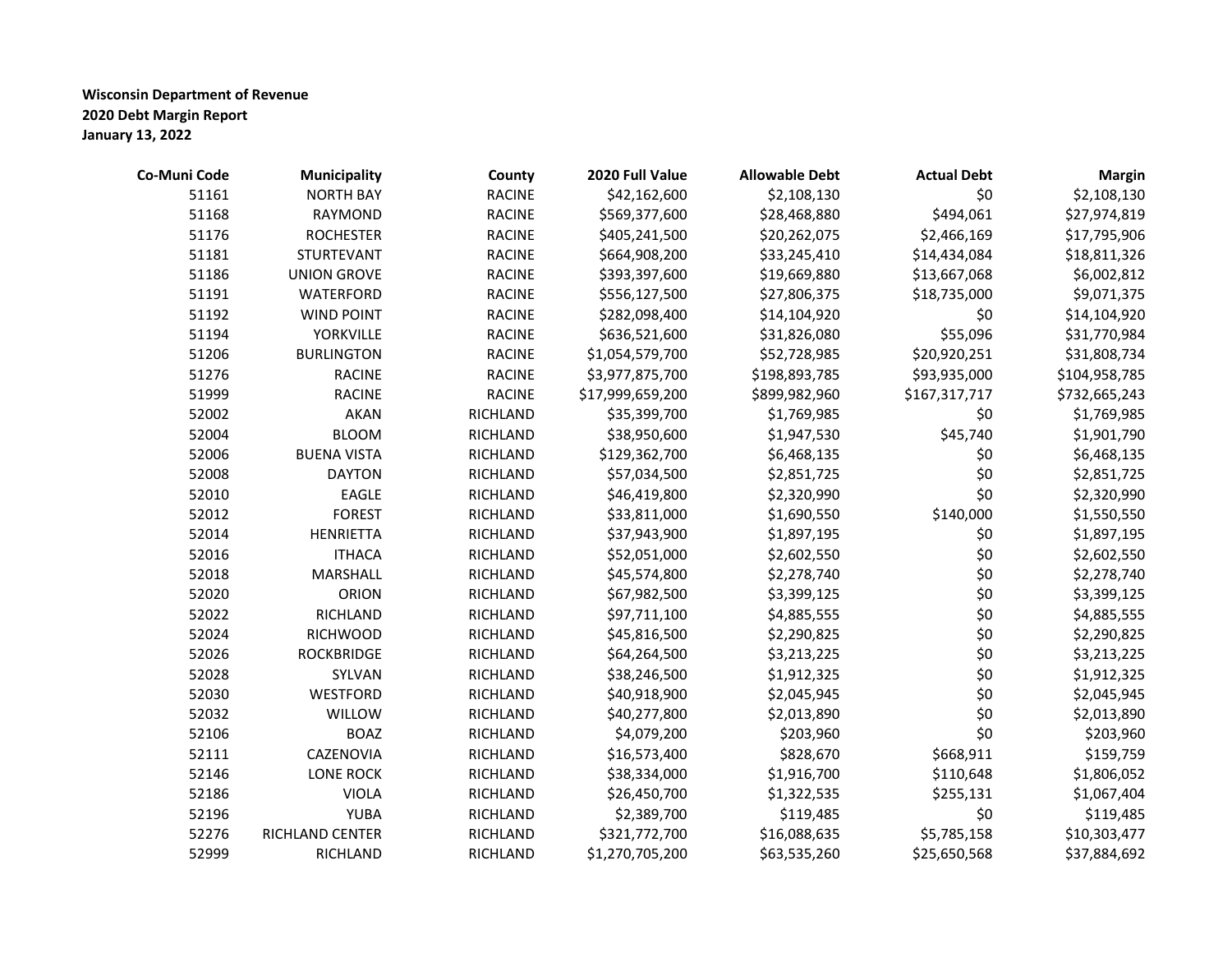**Wisconsin Department of Revenue**
**2020 Debt Margin Report**
**January 13, 2022**

| Co-Muni Code | Municipality | County | 2020 Full Value | Allowable Debt | Actual Debt | Margin |
|---|---|---|---|---|---|---|
| 51161 | NORTH BAY | RACINE | $42,162,600 | $2,108,130 | $0 | $2,108,130 |
| 51168 | RAYMOND | RACINE | $569,377,600 | $28,468,880 | $494,061 | $27,974,819 |
| 51176 | ROCHESTER | RACINE | $405,241,500 | $20,262,075 | $2,466,169 | $17,795,906 |
| 51181 | STURTEVANT | RACINE | $664,908,200 | $33,245,410 | $14,434,084 | $18,811,326 |
| 51186 | UNION GROVE | RACINE | $393,397,600 | $19,669,880 | $13,667,068 | $6,002,812 |
| 51191 | WATERFORD | RACINE | $556,127,500 | $27,806,375 | $18,735,000 | $9,071,375 |
| 51192 | WIND POINT | RACINE | $282,098,400 | $14,104,920 | $0 | $14,104,920 |
| 51194 | YORKVILLE | RACINE | $636,521,600 | $31,826,080 | $55,096 | $31,770,984 |
| 51206 | BURLINGTON | RACINE | $1,054,579,700 | $52,728,985 | $20,920,251 | $31,808,734 |
| 51276 | RACINE | RACINE | $3,977,875,700 | $198,893,785 | $93,935,000 | $104,958,785 |
| 51999 | RACINE | RACINE | $17,999,659,200 | $899,982,960 | $167,317,717 | $732,665,243 |
| 52002 | AKAN | RICHLAND | $35,399,700 | $1,769,985 | $0 | $1,769,985 |
| 52004 | BLOOM | RICHLAND | $38,950,600 | $1,947,530 | $45,740 | $1,901,790 |
| 52006 | BUENA VISTA | RICHLAND | $129,362,700 | $6,468,135 | $0 | $6,468,135 |
| 52008 | DAYTON | RICHLAND | $57,034,500 | $2,851,725 | $0 | $2,851,725 |
| 52010 | EAGLE | RICHLAND | $46,419,800 | $2,320,990 | $0 | $2,320,990 |
| 52012 | FOREST | RICHLAND | $33,811,000 | $1,690,550 | $140,000 | $1,550,550 |
| 52014 | HENRIETTA | RICHLAND | $37,943,900 | $1,897,195 | $0 | $1,897,195 |
| 52016 | ITHACA | RICHLAND | $52,051,000 | $2,602,550 | $0 | $2,602,550 |
| 52018 | MARSHALL | RICHLAND | $45,574,800 | $2,278,740 | $0 | $2,278,740 |
| 52020 | ORION | RICHLAND | $67,982,500 | $3,399,125 | $0 | $3,399,125 |
| 52022 | RICHLAND | RICHLAND | $97,711,100 | $4,885,555 | $0 | $4,885,555 |
| 52024 | RICHWOOD | RICHLAND | $45,816,500 | $2,290,825 | $0 | $2,290,825 |
| 52026 | ROCKBRIDGE | RICHLAND | $64,264,500 | $3,213,225 | $0 | $3,213,225 |
| 52028 | SYLVAN | RICHLAND | $38,246,500 | $1,912,325 | $0 | $1,912,325 |
| 52030 | WESTFORD | RICHLAND | $40,918,900 | $2,045,945 | $0 | $2,045,945 |
| 52032 | WILLOW | RICHLAND | $40,277,800 | $2,013,890 | $0 | $2,013,890 |
| 52106 | BOAZ | RICHLAND | $4,079,200 | $203,960 | $0 | $203,960 |
| 52111 | CAZENOVIA | RICHLAND | $16,573,400 | $828,670 | $668,911 | $159,759 |
| 52146 | LONE ROCK | RICHLAND | $38,334,000 | $1,916,700 | $110,648 | $1,806,052 |
| 52186 | VIOLA | RICHLAND | $26,450,700 | $1,322,535 | $255,131 | $1,067,404 |
| 52196 | YUBA | RICHLAND | $2,389,700 | $119,485 | $0 | $119,485 |
| 52276 | RICHLAND CENTER | RICHLAND | $321,772,700 | $16,088,635 | $5,785,158 | $10,303,477 |
| 52999 | RICHLAND | RICHLAND | $1,270,705,200 | $63,535,260 | $25,650,568 | $37,884,692 |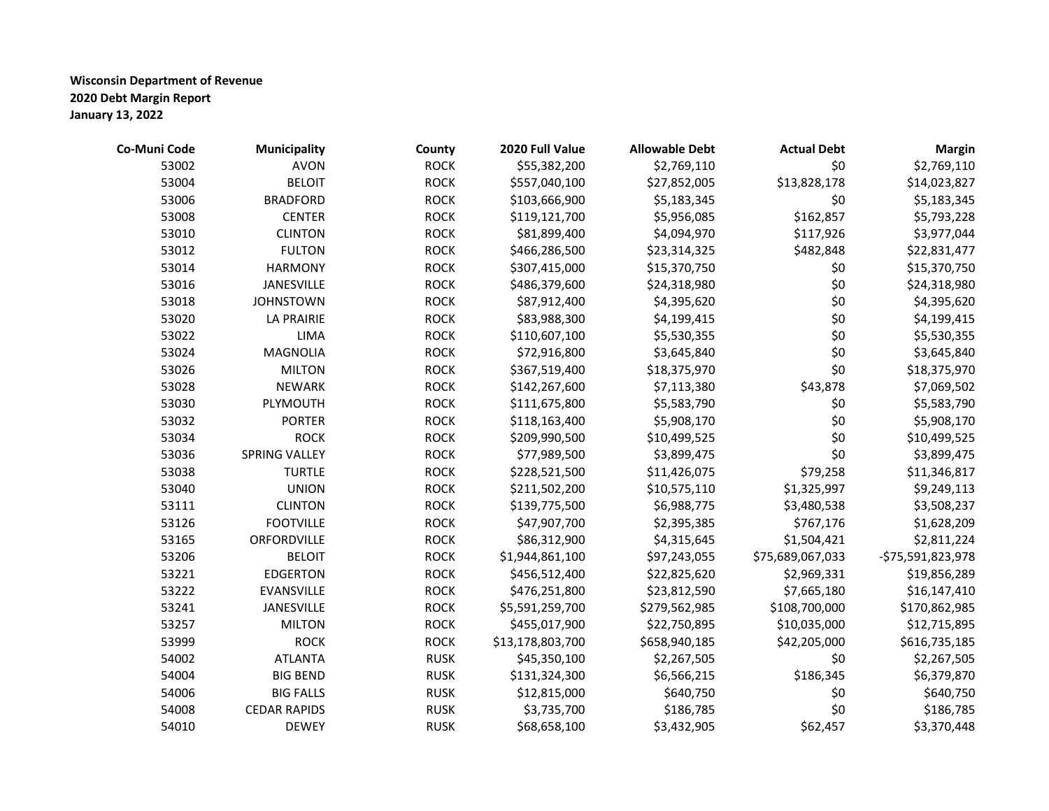**Wisconsin Department of Revenue**
**2020 Debt Margin Report**
**January 13, 2022**

| Co-Muni Code | Municipality | County | 2020 Full Value | Allowable Debt | Actual Debt | Margin |
|---|---|---|---|---|---|---|
| 53002 | AVON | ROCK | $55,382,200 | $2,769,110 | $0 | $2,769,110 |
| 53004 | BELOIT | ROCK | $557,040,100 | $27,852,005 | $13,828,178 | $14,023,827 |
| 53006 | BRADFORD | ROCK | $103,666,900 | $5,183,345 | $0 | $5,183,345 |
| 53008 | CENTER | ROCK | $119,121,700 | $5,956,085 | $162,857 | $5,793,228 |
| 53010 | CLINTON | ROCK | $81,899,400 | $4,094,970 | $117,926 | $3,977,044 |
| 53012 | FULTON | ROCK | $466,286,500 | $23,314,325 | $482,848 | $22,831,477 |
| 53014 | HARMONY | ROCK | $307,415,000 | $15,370,750 | $0 | $15,370,750 |
| 53016 | JANESVILLE | ROCK | $486,379,600 | $24,318,980 | $0 | $24,318,980 |
| 53018 | JOHNSTOWN | ROCK | $87,912,400 | $4,395,620 | $0 | $4,395,620 |
| 53020 | LA PRAIRIE | ROCK | $83,988,300 | $4,199,415 | $0 | $4,199,415 |
| 53022 | LIMA | ROCK | $110,607,100 | $5,530,355 | $0 | $5,530,355 |
| 53024 | MAGNOLIA | ROCK | $72,916,800 | $3,645,840 | $0 | $3,645,840 |
| 53026 | MILTON | ROCK | $367,519,400 | $18,375,970 | $0 | $18,375,970 |
| 53028 | NEWARK | ROCK | $142,267,600 | $7,113,380 | $43,878 | $7,069,502 |
| 53030 | PLYMOUTH | ROCK | $111,675,800 | $5,583,790 | $0 | $5,583,790 |
| 53032 | PORTER | ROCK | $118,163,400 | $5,908,170 | $0 | $5,908,170 |
| 53034 | ROCK | ROCK | $209,990,500 | $10,499,525 | $0 | $10,499,525 |
| 53036 | SPRING VALLEY | ROCK | $77,989,500 | $3,899,475 | $0 | $3,899,475 |
| 53038 | TURTLE | ROCK | $228,521,500 | $11,426,075 | $79,258 | $11,346,817 |
| 53040 | UNION | ROCK | $211,502,200 | $10,575,110 | $1,325,997 | $9,249,113 |
| 53111 | CLINTON | ROCK | $139,775,500 | $6,988,775 | $3,480,538 | $3,508,237 |
| 53126 | FOOTVILLE | ROCK | $47,907,700 | $2,395,385 | $767,176 | $1,628,209 |
| 53165 | ORFORDVILLE | ROCK | $86,312,900 | $4,315,645 | $1,504,421 | $2,811,224 |
| 53206 | BELOIT | ROCK | $1,944,861,100 | $97,243,055 | $75,689,067,033 | -$75,591,823,978 |
| 53221 | EDGERTON | ROCK | $456,512,400 | $22,825,620 | $2,969,331 | $19,856,289 |
| 53222 | EVANSVILLE | ROCK | $476,251,800 | $23,812,590 | $7,665,180 | $16,147,410 |
| 53241 | JANESVILLE | ROCK | $5,591,259,700 | $279,562,985 | $108,700,000 | $170,862,985 |
| 53257 | MILTON | ROCK | $455,017,900 | $22,750,895 | $10,035,000 | $12,715,895 |
| 53999 | ROCK | ROCK | $13,178,803,700 | $658,940,185 | $42,205,000 | $616,735,185 |
| 54002 | ATLANTA | RUSK | $45,350,100 | $2,267,505 | $0 | $2,267,505 |
| 54004 | BIG BEND | RUSK | $131,324,300 | $6,566,215 | $186,345 | $6,379,870 |
| 54006 | BIG FALLS | RUSK | $12,815,000 | $640,750 | $0 | $640,750 |
| 54008 | CEDAR RAPIDS | RUSK | $3,735,700 | $186,785 | $0 | $186,785 |
| 54010 | DEWEY | RUSK | $68,658,100 | $3,432,905 | $62,457 | $3,370,448 |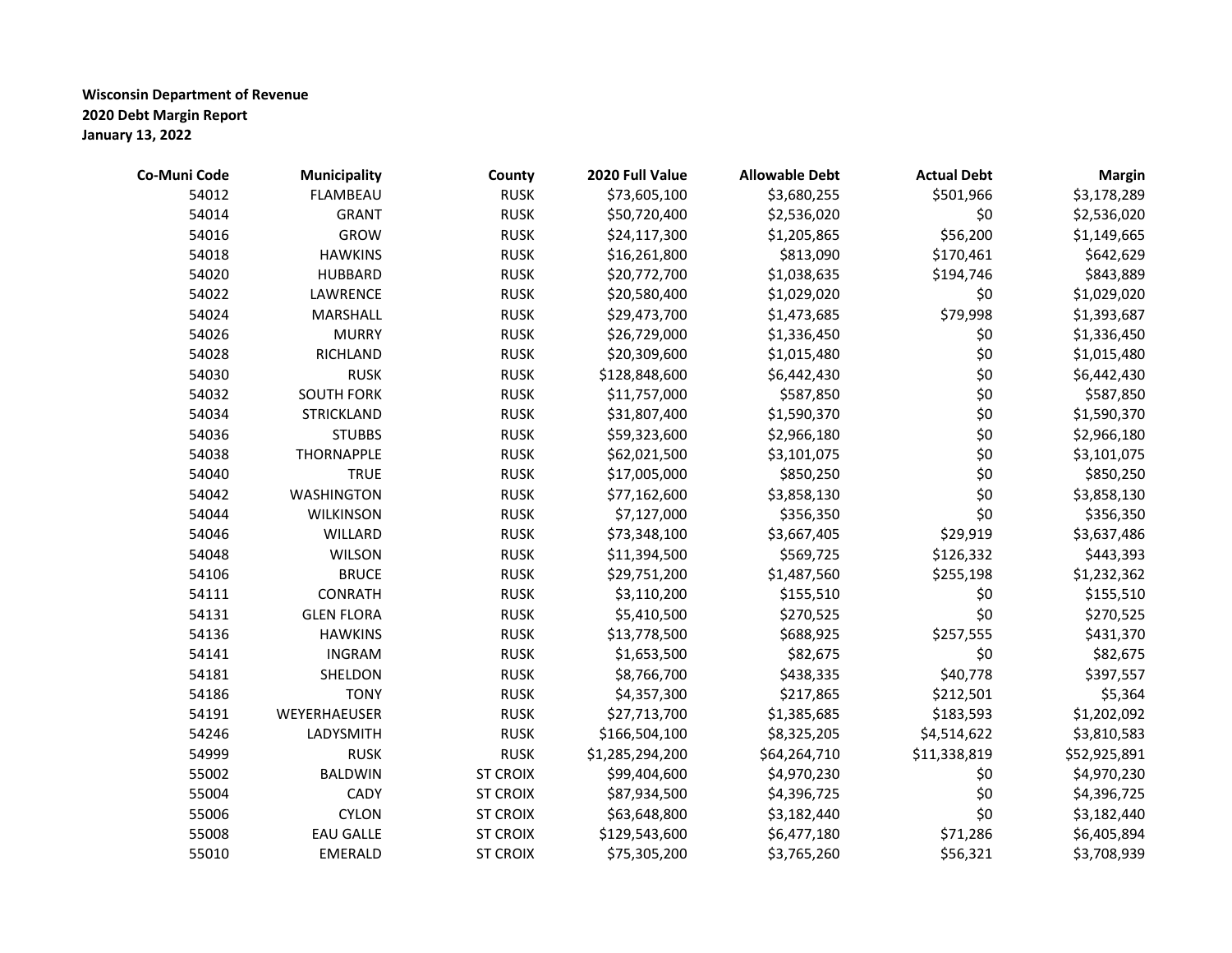**Wisconsin Department of Revenue**
**2020 Debt Margin Report**
**January 13, 2022**

| Co-Muni Code | Municipality | County | 2020 Full Value | Allowable Debt | Actual Debt | Margin |
|---|---|---|---|---|---|---|
| 54012 | FLAMBEAU | RUSK | $73,605,100 | $3,680,255 | $501,966 | $3,178,289 |
| 54014 | GRANT | RUSK | $50,720,400 | $2,536,020 | $0 | $2,536,020 |
| 54016 | GROW | RUSK | $24,117,300 | $1,205,865 | $56,200 | $1,149,665 |
| 54018 | HAWKINS | RUSK | $16,261,800 | $813,090 | $170,461 | $642,629 |
| 54020 | HUBBARD | RUSK | $20,772,700 | $1,038,635 | $194,746 | $843,889 |
| 54022 | LAWRENCE | RUSK | $20,580,400 | $1,029,020 | $0 | $1,029,020 |
| 54024 | MARSHALL | RUSK | $29,473,700 | $1,473,685 | $79,998 | $1,393,687 |
| 54026 | MURRY | RUSK | $26,729,000 | $1,336,450 | $0 | $1,336,450 |
| 54028 | RICHLAND | RUSK | $20,309,600 | $1,015,480 | $0 | $1,015,480 |
| 54030 | RUSK | RUSK | $128,848,600 | $6,442,430 | $0 | $6,442,430 |
| 54032 | SOUTH FORK | RUSK | $11,757,000 | $587,850 | $0 | $587,850 |
| 54034 | STRICKLAND | RUSK | $31,807,400 | $1,590,370 | $0 | $1,590,370 |
| 54036 | STUBBS | RUSK | $59,323,600 | $2,966,180 | $0 | $2,966,180 |
| 54038 | THORNAPPLE | RUSK | $62,021,500 | $3,101,075 | $0 | $3,101,075 |
| 54040 | TRUE | RUSK | $17,005,000 | $850,250 | $0 | $850,250 |
| 54042 | WASHINGTON | RUSK | $77,162,600 | $3,858,130 | $0 | $3,858,130 |
| 54044 | WILKINSON | RUSK | $7,127,000 | $356,350 | $0 | $356,350 |
| 54046 | WILLARD | RUSK | $73,348,100 | $3,667,405 | $29,919 | $3,637,486 |
| 54048 | WILSON | RUSK | $11,394,500 | $569,725 | $126,332 | $443,393 |
| 54106 | BRUCE | RUSK | $29,751,200 | $1,487,560 | $255,198 | $1,232,362 |
| 54111 | CONRATH | RUSK | $3,110,200 | $155,510 | $0 | $155,510 |
| 54131 | GLEN FLORA | RUSK | $5,410,500 | $270,525 | $0 | $270,525 |
| 54136 | HAWKINS | RUSK | $13,778,500 | $688,925 | $257,555 | $431,370 |
| 54141 | INGRAM | RUSK | $1,653,500 | $82,675 | $0 | $82,675 |
| 54181 | SHELDON | RUSK | $8,766,700 | $438,335 | $40,778 | $397,557 |
| 54186 | TONY | RUSK | $4,357,300 | $217,865 | $212,501 | $5,364 |
| 54191 | WEYERHAEUSER | RUSK | $27,713,700 | $1,385,685 | $183,593 | $1,202,092 |
| 54246 | LADYSMITH | RUSK | $166,504,100 | $8,325,205 | $4,514,622 | $3,810,583 |
| 54999 | RUSK | RUSK | $1,285,294,200 | $64,264,710 | $11,338,819 | $52,925,891 |
| 55002 | BALDWIN | ST CROIX | $99,404,600 | $4,970,230 | $0 | $4,970,230 |
| 55004 | CADY | ST CROIX | $87,934,500 | $4,396,725 | $0 | $4,396,725 |
| 55006 | CYLON | ST CROIX | $63,648,800 | $3,182,440 | $0 | $3,182,440 |
| 55008 | EAU GALLE | ST CROIX | $129,543,600 | $6,477,180 | $71,286 | $6,405,894 |
| 55010 | EMERALD | ST CROIX | $75,305,200 | $3,765,260 | $56,321 | $3,708,939 |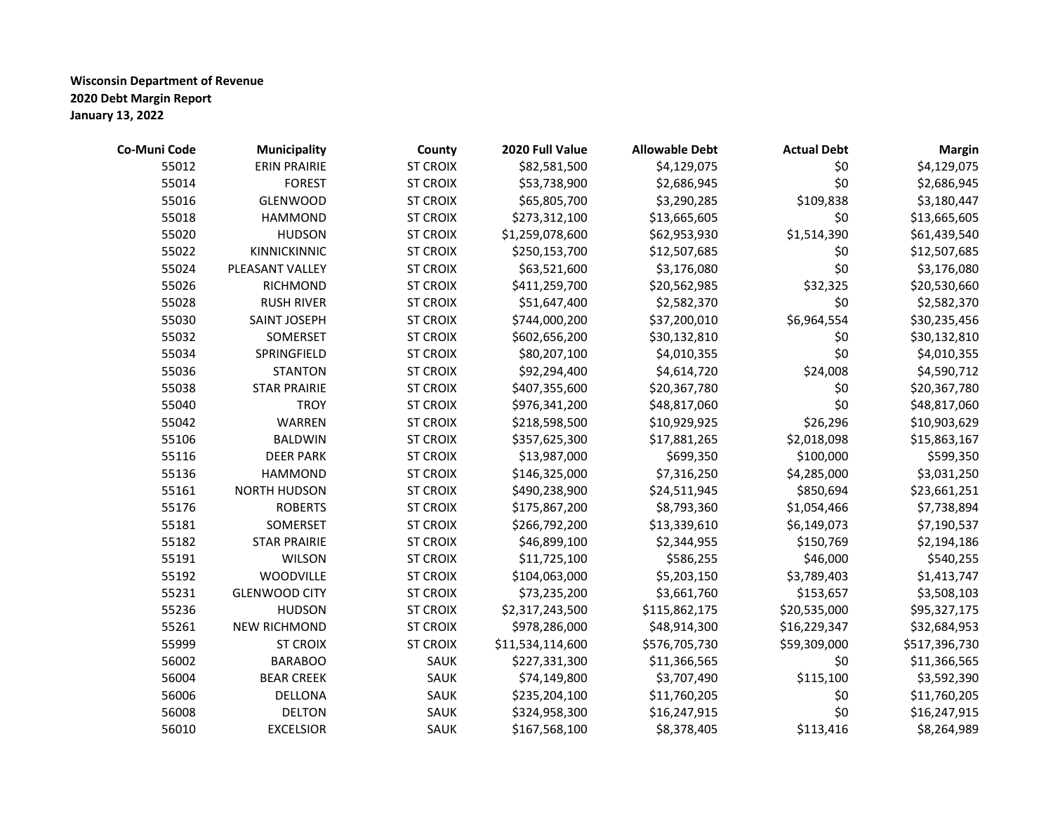**Wisconsin Department of Revenue**
**2020 Debt Margin Report**
**January 13, 2022**

| Co-Muni Code | Municipality | County | 2020 Full Value | Allowable Debt | Actual Debt | Margin |
|---|---|---|---|---|---|---|
| 55012 | ERIN PRAIRIE | ST CROIX | $82,581,500 | $4,129,075 | $0 | $4,129,075 |
| 55014 | FOREST | ST CROIX | $53,738,900 | $2,686,945 | $0 | $2,686,945 |
| 55016 | GLENWOOD | ST CROIX | $65,805,700 | $3,290,285 | $109,838 | $3,180,447 |
| 55018 | HAMMOND | ST CROIX | $273,312,100 | $13,665,605 | $0 | $13,665,605 |
| 55020 | HUDSON | ST CROIX | $1,259,078,600 | $62,953,930 | $1,514,390 | $61,439,540 |
| 55022 | KINNICKINNIC | ST CROIX | $250,153,700 | $12,507,685 | $0 | $12,507,685 |
| 55024 | PLEASANT VALLEY | ST CROIX | $63,521,600 | $3,176,080 | $0 | $3,176,080 |
| 55026 | RICHMOND | ST CROIX | $411,259,700 | $20,562,985 | $32,325 | $20,530,660 |
| 55028 | RUSH RIVER | ST CROIX | $51,647,400 | $2,582,370 | $0 | $2,582,370 |
| 55030 | SAINT JOSEPH | ST CROIX | $744,000,200 | $37,200,010 | $6,964,554 | $30,235,456 |
| 55032 | SOMERSET | ST CROIX | $602,656,200 | $30,132,810 | $0 | $30,132,810 |
| 55034 | SPRINGFIELD | ST CROIX | $80,207,100 | $4,010,355 | $0 | $4,010,355 |
| 55036 | STANTON | ST CROIX | $92,294,400 | $4,614,720 | $24,008 | $4,590,712 |
| 55038 | STAR PRAIRIE | ST CROIX | $407,355,600 | $20,367,780 | $0 | $20,367,780 |
| 55040 | TROY | ST CROIX | $976,341,200 | $48,817,060 | $0 | $48,817,060 |
| 55042 | WARREN | ST CROIX | $218,598,500 | $10,929,925 | $26,296 | $10,903,629 |
| 55106 | BALDWIN | ST CROIX | $357,625,300 | $17,881,265 | $2,018,098 | $15,863,167 |
| 55116 | DEER PARK | ST CROIX | $13,987,000 | $699,350 | $100,000 | $599,350 |
| 55136 | HAMMOND | ST CROIX | $146,325,000 | $7,316,250 | $4,285,000 | $3,031,250 |
| 55161 | NORTH HUDSON | ST CROIX | $490,238,900 | $24,511,945 | $850,694 | $23,661,251 |
| 55176 | ROBERTS | ST CROIX | $175,867,200 | $8,793,360 | $1,054,466 | $7,738,894 |
| 55181 | SOMERSET | ST CROIX | $266,792,200 | $13,339,610 | $6,149,073 | $7,190,537 |
| 55182 | STAR PRAIRIE | ST CROIX | $46,899,100 | $2,344,955 | $150,769 | $2,194,186 |
| 55191 | WILSON | ST CROIX | $11,725,100 | $586,255 | $46,000 | $540,255 |
| 55192 | WOODVILLE | ST CROIX | $104,063,000 | $5,203,150 | $3,789,403 | $1,413,747 |
| 55231 | GLENWOOD CITY | ST CROIX | $73,235,200 | $3,661,760 | $153,657 | $3,508,103 |
| 55236 | HUDSON | ST CROIX | $2,317,243,500 | $115,862,175 | $20,535,000 | $95,327,175 |
| 55261 | NEW RICHMOND | ST CROIX | $978,286,000 | $48,914,300 | $16,229,347 | $32,684,953 |
| 55999 | ST CROIX | ST CROIX | $11,534,114,600 | $576,705,730 | $59,309,000 | $517,396,730 |
| 56002 | BARABOO | SAUK | $227,331,300 | $11,366,565 | $0 | $11,366,565 |
| 56004 | BEAR CREEK | SAUK | $74,149,800 | $3,707,490 | $115,100 | $3,592,390 |
| 56006 | DELLONA | SAUK | $235,204,100 | $11,760,205 | $0 | $11,760,205 |
| 56008 | DELTON | SAUK | $324,958,300 | $16,247,915 | $0 | $16,247,915 |
| 56010 | EXCELSIOR | SAUK | $167,568,100 | $8,378,405 | $113,416 | $8,264,989 |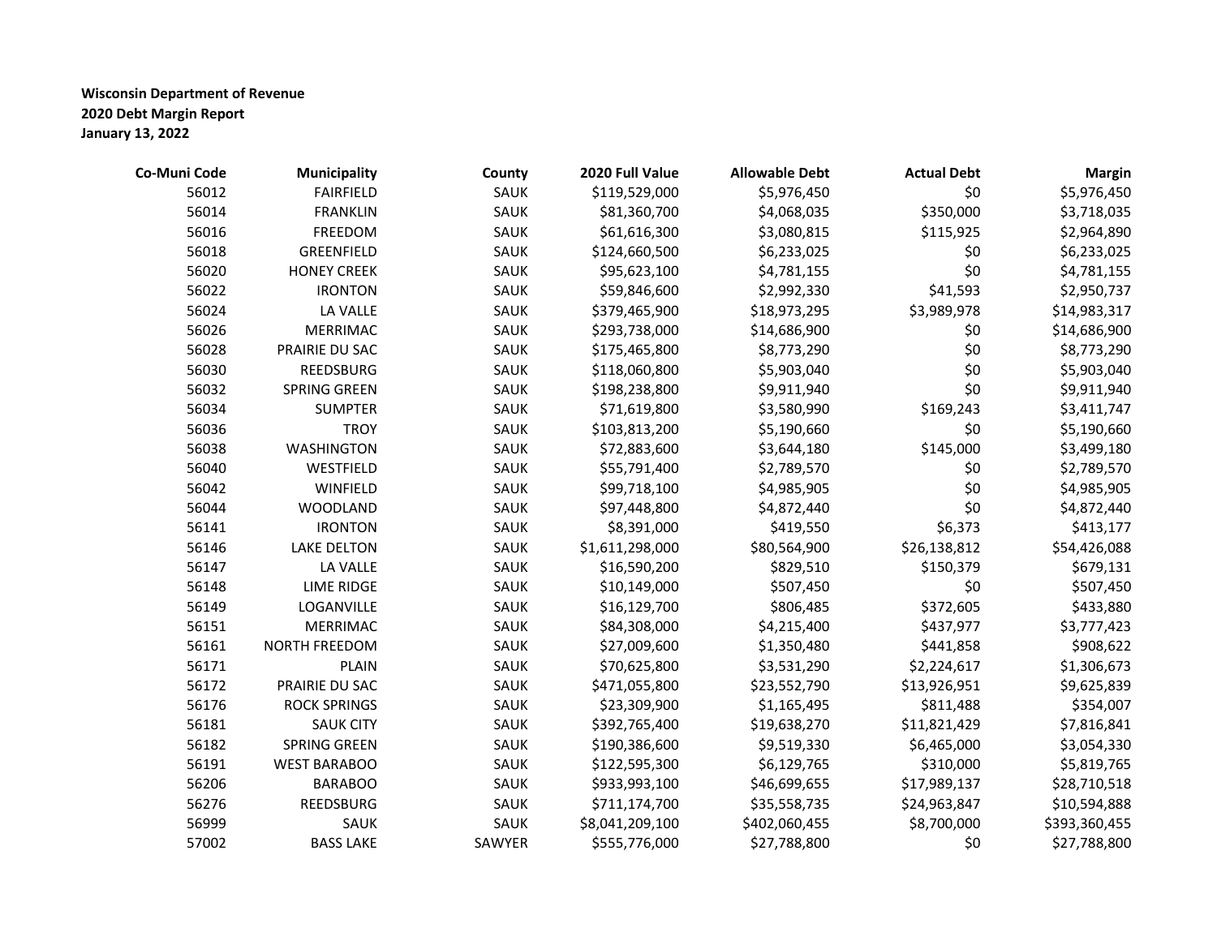**Wisconsin Department of Revenue**
**2020 Debt Margin Report**
**January 13, 2022**

| Co-Muni Code | Municipality | County | 2020 Full Value | Allowable Debt | Actual Debt | Margin |
|---|---|---|---|---|---|---|
| 56012 | FAIRFIELD | SAUK | $119,529,000 | $5,976,450 | $0 | $5,976,450 |
| 56014 | FRANKLIN | SAUK | $81,360,700 | $4,068,035 | $350,000 | $3,718,035 |
| 56016 | FREEDOM | SAUK | $61,616,300 | $3,080,815 | $115,925 | $2,964,890 |
| 56018 | GREENFIELD | SAUK | $124,660,500 | $6,233,025 | $0 | $6,233,025 |
| 56020 | HONEY CREEK | SAUK | $95,623,100 | $4,781,155 | $0 | $4,781,155 |
| 56022 | IRONTON | SAUK | $59,846,600 | $2,992,330 | $41,593 | $2,950,737 |
| 56024 | LA VALLE | SAUK | $379,465,900 | $18,973,295 | $3,989,978 | $14,983,317 |
| 56026 | MERRIMAC | SAUK | $293,738,000 | $14,686,900 | $0 | $14,686,900 |
| 56028 | PRAIRIE DU SAC | SAUK | $175,465,800 | $8,773,290 | $0 | $8,773,290 |
| 56030 | REEDSBURG | SAUK | $118,060,800 | $5,903,040 | $0 | $5,903,040 |
| 56032 | SPRING GREEN | SAUK | $198,238,800 | $9,911,940 | $0 | $9,911,940 |
| 56034 | SUMPTER | SAUK | $71,619,800 | $3,580,990 | $169,243 | $3,411,747 |
| 56036 | TROY | SAUK | $103,813,200 | $5,190,660 | $0 | $5,190,660 |
| 56038 | WASHINGTON | SAUK | $72,883,600 | $3,644,180 | $145,000 | $3,499,180 |
| 56040 | WESTFIELD | SAUK | $55,791,400 | $2,789,570 | $0 | $2,789,570 |
| 56042 | WINFIELD | SAUK | $99,718,100 | $4,985,905 | $0 | $4,985,905 |
| 56044 | WOODLAND | SAUK | $97,448,800 | $4,872,440 | $0 | $4,872,440 |
| 56141 | IRONTON | SAUK | $8,391,000 | $419,550 | $6,373 | $413,177 |
| 56146 | LAKE DELTON | SAUK | $1,611,298,000 | $80,564,900 | $26,138,812 | $54,426,088 |
| 56147 | LA VALLE | SAUK | $16,590,200 | $829,510 | $150,379 | $679,131 |
| 56148 | LIME RIDGE | SAUK | $10,149,000 | $507,450 | $0 | $507,450 |
| 56149 | LOGANVILLE | SAUK | $16,129,700 | $806,485 | $372,605 | $433,880 |
| 56151 | MERRIMAC | SAUK | $84,308,000 | $4,215,400 | $437,977 | $3,777,423 |
| 56161 | NORTH FREEDOM | SAUK | $27,009,600 | $1,350,480 | $441,858 | $908,622 |
| 56171 | PLAIN | SAUK | $70,625,800 | $3,531,290 | $2,224,617 | $1,306,673 |
| 56172 | PRAIRIE DU SAC | SAUK | $471,055,800 | $23,552,790 | $13,926,951 | $9,625,839 |
| 56176 | ROCK SPRINGS | SAUK | $23,309,900 | $1,165,495 | $811,488 | $354,007 |
| 56181 | SAUK CITY | SAUK | $392,765,400 | $19,638,270 | $11,821,429 | $7,816,841 |
| 56182 | SPRING GREEN | SAUK | $190,386,600 | $9,519,330 | $6,465,000 | $3,054,330 |
| 56191 | WEST BARABOO | SAUK | $122,595,300 | $6,129,765 | $310,000 | $5,819,765 |
| 56206 | BARABOO | SAUK | $933,993,100 | $46,699,655 | $17,989,137 | $28,710,518 |
| 56276 | REEDSBURG | SAUK | $711,174,700 | $35,558,735 | $24,963,847 | $10,594,888 |
| 56999 | SAUK | SAUK | $8,041,209,100 | $402,060,455 | $8,700,000 | $393,360,455 |
| 57002 | BASS LAKE | SAWYER | $555,776,000 | $27,788,800 | $0 | $27,788,800 |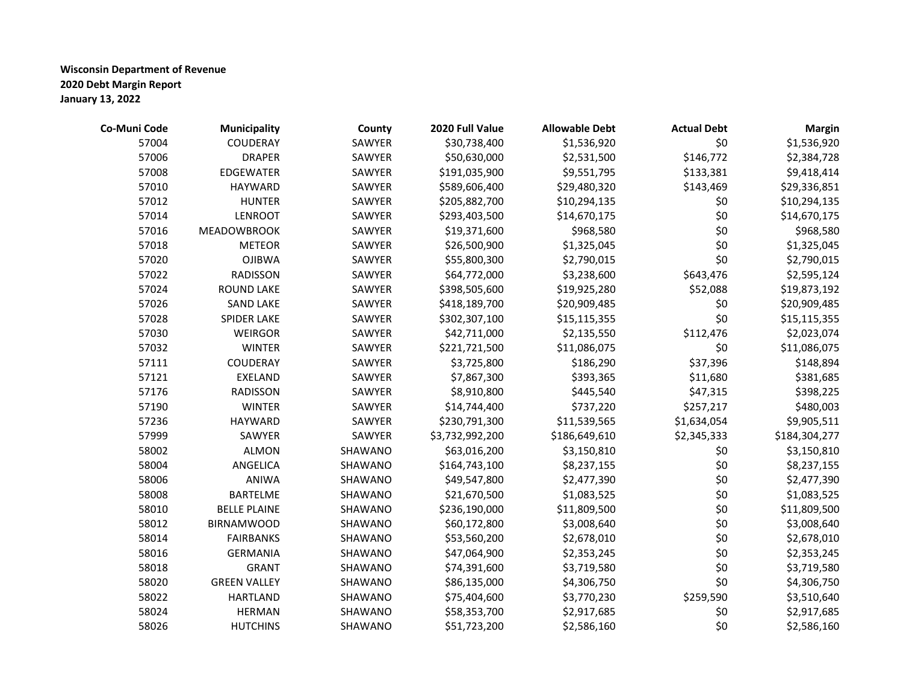**Wisconsin Department of Revenue**
**2020 Debt Margin Report**
**January 13, 2022**

| Co-Muni Code | Municipality | County | 2020 Full Value | Allowable Debt | Actual Debt | Margin |
|---|---|---|---|---|---|---|
| 57004 | COUDERAY | SAWYER | $30,738,400 | $1,536,920 | $0 | $1,536,920 |
| 57006 | DRAPER | SAWYER | $50,630,000 | $2,531,500 | $146,772 | $2,384,728 |
| 57008 | EDGEWATER | SAWYER | $191,035,900 | $9,551,795 | $133,381 | $9,418,414 |
| 57010 | HAYWARD | SAWYER | $589,606,400 | $29,480,320 | $143,469 | $29,336,851 |
| 57012 | HUNTER | SAWYER | $205,882,700 | $10,294,135 | $0 | $10,294,135 |
| 57014 | LENROOT | SAWYER | $293,403,500 | $14,670,175 | $0 | $14,670,175 |
| 57016 | MEADOWBROOK | SAWYER | $19,371,600 | $968,580 | $0 | $968,580 |
| 57018 | METEOR | SAWYER | $26,500,900 | $1,325,045 | $0 | $1,325,045 |
| 57020 | OJIBWA | SAWYER | $55,800,300 | $2,790,015 | $0 | $2,790,015 |
| 57022 | RADISSON | SAWYER | $64,772,000 | $3,238,600 | $643,476 | $2,595,124 |
| 57024 | ROUND LAKE | SAWYER | $398,505,600 | $19,925,280 | $52,088 | $19,873,192 |
| 57026 | SAND LAKE | SAWYER | $418,189,700 | $20,909,485 | $0 | $20,909,485 |
| 57028 | SPIDER LAKE | SAWYER | $302,307,100 | $15,115,355 | $0 | $15,115,355 |
| 57030 | WEIRGOR | SAWYER | $42,711,000 | $2,135,550 | $112,476 | $2,023,074 |
| 57032 | WINTER | SAWYER | $221,721,500 | $11,086,075 | $0 | $11,086,075 |
| 57111 | COUDERAY | SAWYER | $3,725,800 | $186,290 | $37,396 | $148,894 |
| 57121 | EXELAND | SAWYER | $7,867,300 | $393,365 | $11,680 | $381,685 |
| 57176 | RADISSON | SAWYER | $8,910,800 | $445,540 | $47,315 | $398,225 |
| 57190 | WINTER | SAWYER | $14,744,400 | $737,220 | $257,217 | $480,003 |
| 57236 | HAYWARD | SAWYER | $230,791,300 | $11,539,565 | $1,634,054 | $9,905,511 |
| 57999 | SAWYER | SAWYER | $3,732,992,200 | $186,649,610 | $2,345,333 | $184,304,277 |
| 58002 | ALMON | SHAWANO | $63,016,200 | $3,150,810 | $0 | $3,150,810 |
| 58004 | ANGELICA | SHAWANO | $164,743,100 | $8,237,155 | $0 | $8,237,155 |
| 58006 | ANIWA | SHAWANO | $49,547,800 | $2,477,390 | $0 | $2,477,390 |
| 58008 | BARTELME | SHAWANO | $21,670,500 | $1,083,525 | $0 | $1,083,525 |
| 58010 | BELLE PLAINE | SHAWANO | $236,190,000 | $11,809,500 | $0 | $11,809,500 |
| 58012 | BIRNAMWOOD | SHAWANO | $60,172,800 | $3,008,640 | $0 | $3,008,640 |
| 58014 | FAIRBANKS | SHAWANO | $53,560,200 | $2,678,010 | $0 | $2,678,010 |
| 58016 | GERMANIA | SHAWANO | $47,064,900 | $2,353,245 | $0 | $2,353,245 |
| 58018 | GRANT | SHAWANO | $74,391,600 | $3,719,580 | $0 | $3,719,580 |
| 58020 | GREEN VALLEY | SHAWANO | $86,135,000 | $4,306,750 | $0 | $4,306,750 |
| 58022 | HARTLAND | SHAWANO | $75,404,600 | $3,770,230 | $259,590 | $3,510,640 |
| 58024 | HERMAN | SHAWANO | $58,353,700 | $2,917,685 | $0 | $2,917,685 |
| 58026 | HUTCHINS | SHAWANO | $51,723,200 | $2,586,160 | $0 | $2,586,160 |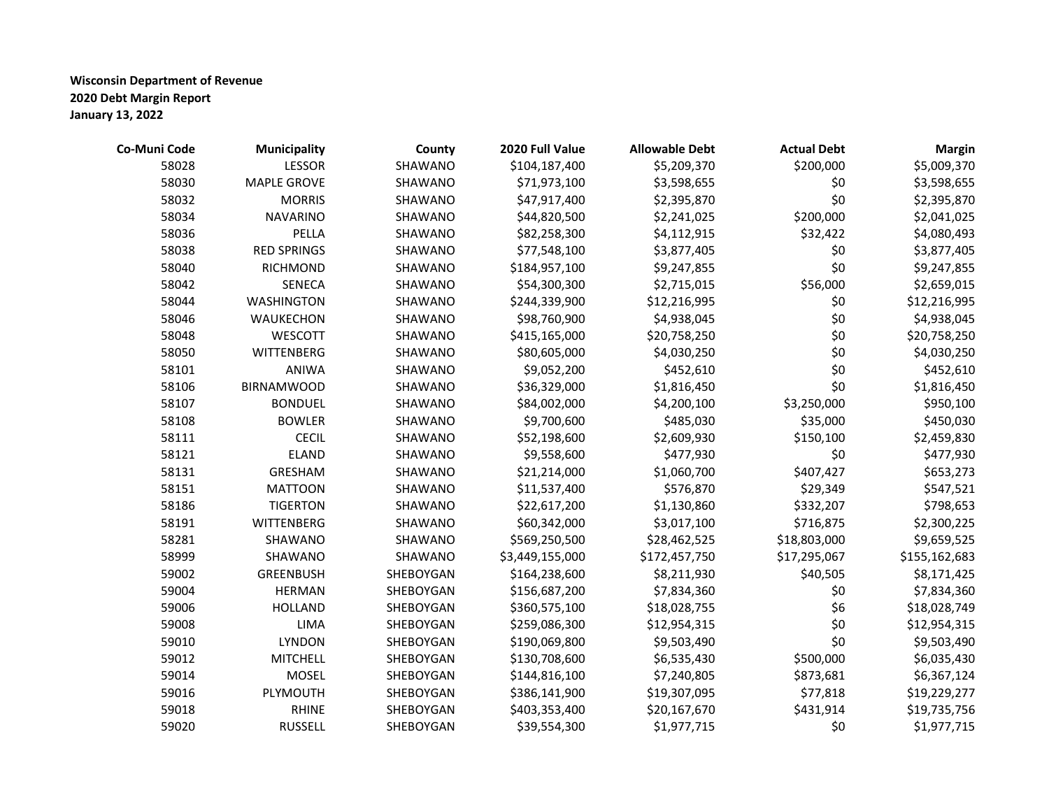**Wisconsin Department of Revenue**
**2020 Debt Margin Report**
**January 13, 2022**

| Co-Muni Code | Municipality | County | 2020 Full Value | Allowable Debt | Actual Debt | Margin |
|---|---|---|---|---|---|---|
| 58028 | LESSOR | SHAWANO | $104,187,400 | $5,209,370 | $200,000 | $5,009,370 |
| 58030 | MAPLE GROVE | SHAWANO | $71,973,100 | $3,598,655 | $0 | $3,598,655 |
| 58032 | MORRIS | SHAWANO | $47,917,400 | $2,395,870 | $0 | $2,395,870 |
| 58034 | NAVARINO | SHAWANO | $44,820,500 | $2,241,025 | $200,000 | $2,041,025 |
| 58036 | PELLA | SHAWANO | $82,258,300 | $4,112,915 | $32,422 | $4,080,493 |
| 58038 | RED SPRINGS | SHAWANO | $77,548,100 | $3,877,405 | $0 | $3,877,405 |
| 58040 | RICHMOND | SHAWANO | $184,957,100 | $9,247,855 | $0 | $9,247,855 |
| 58042 | SENECA | SHAWANO | $54,300,300 | $2,715,015 | $56,000 | $2,659,015 |
| 58044 | WASHINGTON | SHAWANO | $244,339,900 | $12,216,995 | $0 | $12,216,995 |
| 58046 | WAUKECHON | SHAWANO | $98,760,900 | $4,938,045 | $0 | $4,938,045 |
| 58048 | WESCOTT | SHAWANO | $415,165,000 | $20,758,250 | $0 | $20,758,250 |
| 58050 | WITTENBERG | SHAWANO | $80,605,000 | $4,030,250 | $0 | $4,030,250 |
| 58101 | ANIWA | SHAWANO | $9,052,200 | $452,610 | $0 | $452,610 |
| 58106 | BIRNAMWOOD | SHAWANO | $36,329,000 | $1,816,450 | $0 | $1,816,450 |
| 58107 | BONDUEL | SHAWANO | $84,002,000 | $4,200,100 | $3,250,000 | $950,100 |
| 58108 | BOWLER | SHAWANO | $9,700,600 | $485,030 | $35,000 | $450,030 |
| 58111 | CECIL | SHAWANO | $52,198,600 | $2,609,930 | $150,100 | $2,459,830 |
| 58121 | ELAND | SHAWANO | $9,558,600 | $477,930 | $0 | $477,930 |
| 58131 | GRESHAM | SHAWANO | $21,214,000 | $1,060,700 | $407,427 | $653,273 |
| 58151 | MATTOON | SHAWANO | $11,537,400 | $576,870 | $29,349 | $547,521 |
| 58186 | TIGERTON | SHAWANO | $22,617,200 | $1,130,860 | $332,207 | $798,653 |
| 58191 | WITTENBERG | SHAWANO | $60,342,000 | $3,017,100 | $716,875 | $2,300,225 |
| 58281 | SHAWANO | SHAWANO | $569,250,500 | $28,462,525 | $18,803,000 | $9,659,525 |
| 58999 | SHAWANO | SHAWANO | $3,449,155,000 | $172,457,750 | $17,295,067 | $155,162,683 |
| 59002 | GREENBUSH | SHEBOYGAN | $164,238,600 | $8,211,930 | $40,505 | $8,171,425 |
| 59004 | HERMAN | SHEBOYGAN | $156,687,200 | $7,834,360 | $0 | $7,834,360 |
| 59006 | HOLLAND | SHEBOYGAN | $360,575,100 | $18,028,755 | $6 | $18,028,749 |
| 59008 | LIMA | SHEBOYGAN | $259,086,300 | $12,954,315 | $0 | $12,954,315 |
| 59010 | LYNDON | SHEBOYGAN | $190,069,800 | $9,503,490 | $0 | $9,503,490 |
| 59012 | MITCHELL | SHEBOYGAN | $130,708,600 | $6,535,430 | $500,000 | $6,035,430 |
| 59014 | MOSEL | SHEBOYGAN | $144,816,100 | $7,240,805 | $873,681 | $6,367,124 |
| 59016 | PLYMOUTH | SHEBOYGAN | $386,141,900 | $19,307,095 | $77,818 | $19,229,277 |
| 59018 | RHINE | SHEBOYGAN | $403,353,400 | $20,167,670 | $431,914 | $19,735,756 |
| 59020 | RUSSELL | SHEBOYGAN | $39,554,300 | $1,977,715 | $0 | $1,977,715 |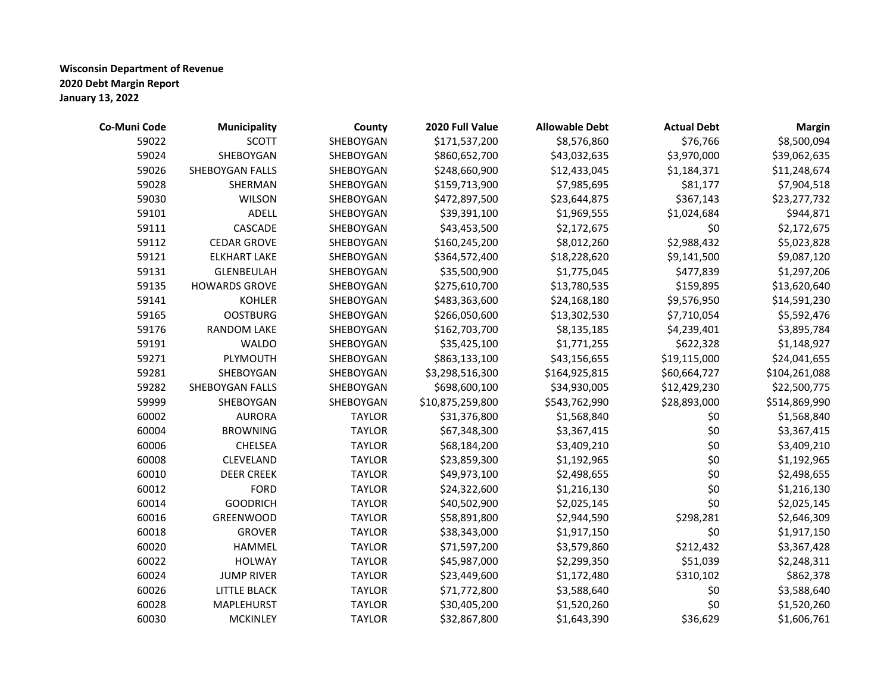**Wisconsin Department of Revenue**
**2020 Debt Margin Report**
**January 13, 2022**

| Co-Muni Code | Municipality | County | 2020 Full Value | Allowable Debt | Actual Debt | Margin |
|---|---|---|---|---|---|---|
| 59022 | SCOTT | SHEBOYGAN | $171,537,200 | $8,576,860 | $76,766 | $8,500,094 |
| 59024 | SHEBOYGAN | SHEBOYGAN | $860,652,700 | $43,032,635 | $3,970,000 | $39,062,635 |
| 59026 | SHEBOYGAN FALLS | SHEBOYGAN | $248,660,900 | $12,433,045 | $1,184,371 | $11,248,674 |
| 59028 | SHERMAN | SHEBOYGAN | $159,713,900 | $7,985,695 | $81,177 | $7,904,518 |
| 59030 | WILSON | SHEBOYGAN | $472,897,500 | $23,644,875 | $367,143 | $23,277,732 |
| 59101 | ADELL | SHEBOYGAN | $39,391,100 | $1,969,555 | $1,024,684 | $944,871 |
| 59111 | CASCADE | SHEBOYGAN | $43,453,500 | $2,172,675 | $0 | $2,172,675 |
| 59112 | CEDAR GROVE | SHEBOYGAN | $160,245,200 | $8,012,260 | $2,988,432 | $5,023,828 |
| 59121 | ELKHART LAKE | SHEBOYGAN | $364,572,400 | $18,228,620 | $9,141,500 | $9,087,120 |
| 59131 | GLENBEULAH | SHEBOYGAN | $35,500,900 | $1,775,045 | $477,839 | $1,297,206 |
| 59135 | HOWARDS GROVE | SHEBOYGAN | $275,610,700 | $13,780,535 | $159,895 | $13,620,640 |
| 59141 | KOHLER | SHEBOYGAN | $483,363,600 | $24,168,180 | $9,576,950 | $14,591,230 |
| 59165 | OOSTBURG | SHEBOYGAN | $266,050,600 | $13,302,530 | $7,710,054 | $5,592,476 |
| 59176 | RANDOM LAKE | SHEBOYGAN | $162,703,700 | $8,135,185 | $4,239,401 | $3,895,784 |
| 59191 | WALDO | SHEBOYGAN | $35,425,100 | $1,771,255 | $622,328 | $1,148,927 |
| 59271 | PLYMOUTH | SHEBOYGAN | $863,133,100 | $43,156,655 | $19,115,000 | $24,041,655 |
| 59281 | SHEBOYGAN | SHEBOYGAN | $3,298,516,300 | $164,925,815 | $60,664,727 | $104,261,088 |
| 59282 | SHEBOYGAN FALLS | SHEBOYGAN | $698,600,100 | $34,930,005 | $12,429,230 | $22,500,775 |
| 59999 | SHEBOYGAN | SHEBOYGAN | $10,875,259,800 | $543,762,990 | $28,893,000 | $514,869,990 |
| 60002 | AURORA | TAYLOR | $31,376,800 | $1,568,840 | $0 | $1,568,840 |
| 60004 | BROWNING | TAYLOR | $67,348,300 | $3,367,415 | $0 | $3,367,415 |
| 60006 | CHELSEA | TAYLOR | $68,184,200 | $3,409,210 | $0 | $3,409,210 |
| 60008 | CLEVELAND | TAYLOR | $23,859,300 | $1,192,965 | $0 | $1,192,965 |
| 60010 | DEER CREEK | TAYLOR | $49,973,100 | $2,498,655 | $0 | $2,498,655 |
| 60012 | FORD | TAYLOR | $24,322,600 | $1,216,130 | $0 | $1,216,130 |
| 60014 | GOODRICH | TAYLOR | $40,502,900 | $2,025,145 | $0 | $2,025,145 |
| 60016 | GREENWOOD | TAYLOR | $58,891,800 | $2,944,590 | $298,281 | $2,646,309 |
| 60018 | GROVER | TAYLOR | $38,343,000 | $1,917,150 | $0 | $1,917,150 |
| 60020 | HAMMEL | TAYLOR | $71,597,200 | $3,579,860 | $212,432 | $3,367,428 |
| 60022 | HOLWAY | TAYLOR | $45,987,000 | $2,299,350 | $51,039 | $2,248,311 |
| 60024 | JUMP RIVER | TAYLOR | $23,449,600 | $1,172,480 | $310,102 | $862,378 |
| 60026 | LITTLE BLACK | TAYLOR | $71,772,800 | $3,588,640 | $0 | $3,588,640 |
| 60028 | MAPLEHURST | TAYLOR | $30,405,200 | $1,520,260 | $0 | $1,520,260 |
| 60030 | MCKINLEY | TAYLOR | $32,867,800 | $1,643,390 | $36,629 | $1,606,761 |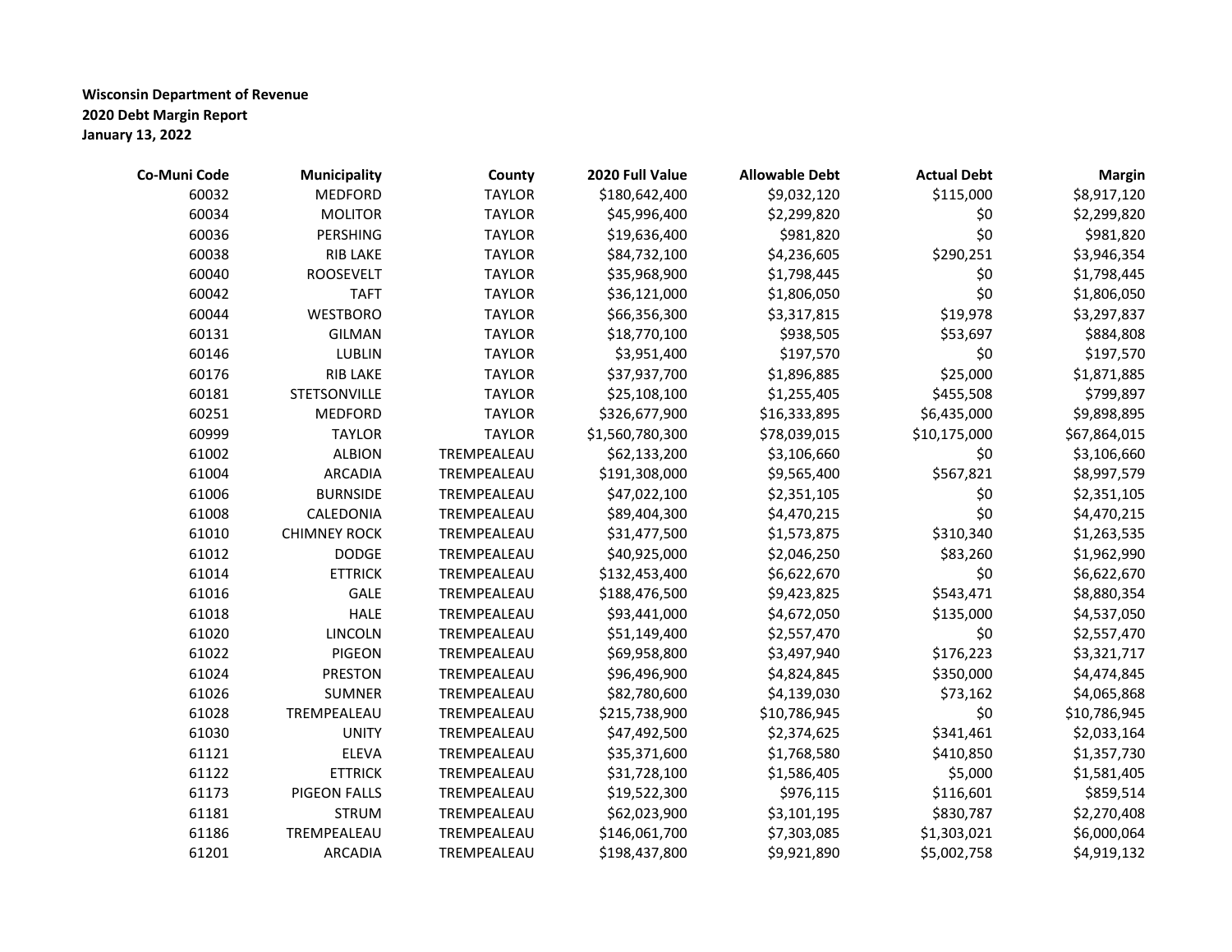**Wisconsin Department of Revenue**
**2020 Debt Margin Report**
**January 13, 2022**

| Co-Muni Code | Municipality | County | 2020 Full Value | Allowable Debt | Actual Debt | Margin |
|---|---|---|---|---|---|---|
| 60032 | MEDFORD | TAYLOR | $180,642,400 | $9,032,120 | $115,000 | $8,917,120 |
| 60034 | MOLITOR | TAYLOR | $45,996,400 | $2,299,820 | $0 | $2,299,820 |
| 60036 | PERSHING | TAYLOR | $19,636,400 | $981,820 | $0 | $981,820 |
| 60038 | RIB LAKE | TAYLOR | $84,732,100 | $4,236,605 | $290,251 | $3,946,354 |
| 60040 | ROOSEVELT | TAYLOR | $35,968,900 | $1,798,445 | $0 | $1,798,445 |
| 60042 | TAFT | TAYLOR | $36,121,000 | $1,806,050 | $0 | $1,806,050 |
| 60044 | WESTBORO | TAYLOR | $66,356,300 | $3,317,815 | $19,978 | $3,297,837 |
| 60131 | GILMAN | TAYLOR | $18,770,100 | $938,505 | $53,697 | $884,808 |
| 60146 | LUBLIN | TAYLOR | $3,951,400 | $197,570 | $0 | $197,570 |
| 60176 | RIB LAKE | TAYLOR | $37,937,700 | $1,896,885 | $25,000 | $1,871,885 |
| 60181 | STETSONVILLE | TAYLOR | $25,108,100 | $1,255,405 | $455,508 | $799,897 |
| 60251 | MEDFORD | TAYLOR | $326,677,900 | $16,333,895 | $6,435,000 | $9,898,895 |
| 60999 | TAYLOR | TAYLOR | $1,560,780,300 | $78,039,015 | $10,175,000 | $67,864,015 |
| 61002 | ALBION | TREMPEALEAU | $62,133,200 | $3,106,660 | $0 | $3,106,660 |
| 61004 | ARCADIA | TREMPEALEAU | $191,308,000 | $9,565,400 | $567,821 | $8,997,579 |
| 61006 | BURNSIDE | TREMPEALEAU | $47,022,100 | $2,351,105 | $0 | $2,351,105 |
| 61008 | CALEDONIA | TREMPEALEAU | $89,404,300 | $4,470,215 | $0 | $4,470,215 |
| 61010 | CHIMNEY ROCK | TREMPEALEAU | $31,477,500 | $1,573,875 | $310,340 | $1,263,535 |
| 61012 | DODGE | TREMPEALEAU | $40,925,000 | $2,046,250 | $83,260 | $1,962,990 |
| 61014 | ETTRICK | TREMPEALEAU | $132,453,400 | $6,622,670 | $0 | $6,622,670 |
| 61016 | GALE | TREMPEALEAU | $188,476,500 | $9,423,825 | $543,471 | $8,880,354 |
| 61018 | HALE | TREMPEALEAU | $93,441,000 | $4,672,050 | $135,000 | $4,537,050 |
| 61020 | LINCOLN | TREMPEALEAU | $51,149,400 | $2,557,470 | $0 | $2,557,470 |
| 61022 | PIGEON | TREMPEALEAU | $69,958,800 | $3,497,940 | $176,223 | $3,321,717 |
| 61024 | PRESTON | TREMPEALEAU | $96,496,900 | $4,824,845 | $350,000 | $4,474,845 |
| 61026 | SUMNER | TREMPEALEAU | $82,780,600 | $4,139,030 | $73,162 | $4,065,868 |
| 61028 | TREMPEALEAU | TREMPEALEAU | $215,738,900 | $10,786,945 | $0 | $10,786,945 |
| 61030 | UNITY | TREMPEALEAU | $47,492,500 | $2,374,625 | $341,461 | $2,033,164 |
| 61121 | ELEVA | TREMPEALEAU | $35,371,600 | $1,768,580 | $410,850 | $1,357,730 |
| 61122 | ETTRICK | TREMPEALEAU | $31,728,100 | $1,586,405 | $5,000 | $1,581,405 |
| 61173 | PIGEON FALLS | TREMPEALEAU | $19,522,300 | $976,115 | $116,601 | $859,514 |
| 61181 | STRUM | TREMPEALEAU | $62,023,900 | $3,101,195 | $830,787 | $2,270,408 |
| 61186 | TREMPEALEAU | TREMPEALEAU | $146,061,700 | $7,303,085 | $1,303,021 | $6,000,064 |
| 61201 | ARCADIA | TREMPEALEAU | $198,437,800 | $9,921,890 | $5,002,758 | $4,919,132 |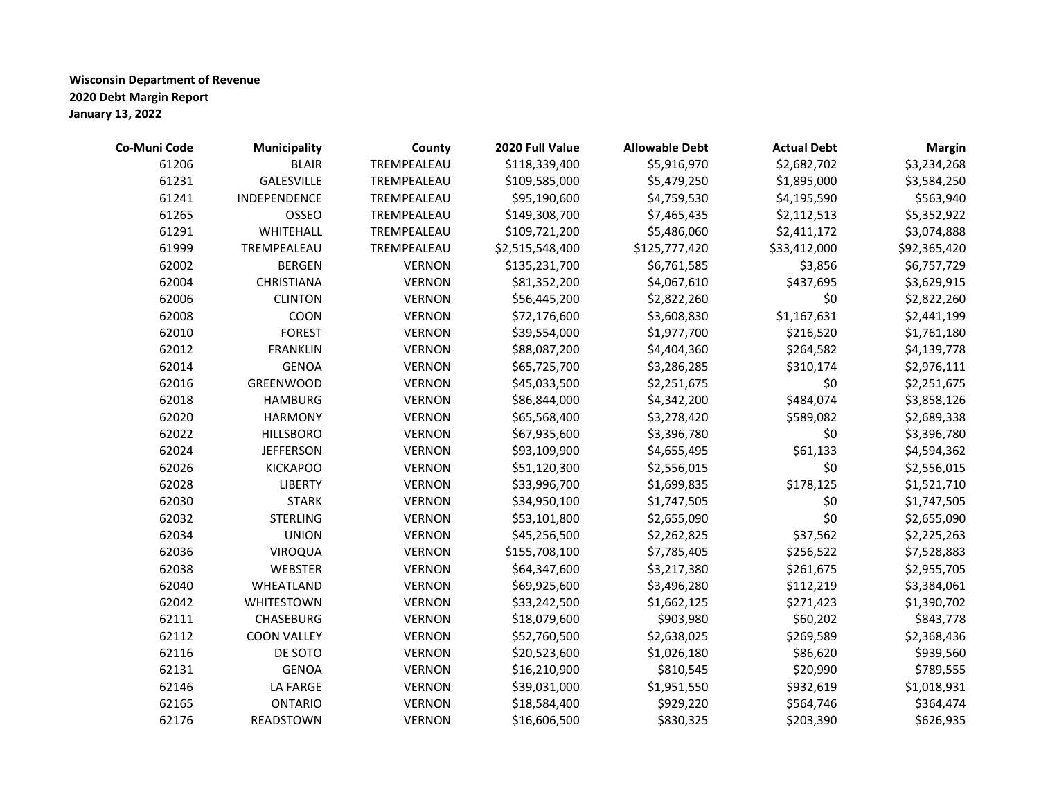**Wisconsin Department of Revenue**
**2020 Debt Margin Report**
**January 13, 2022**

| Co-Muni Code | Municipality | County | 2020 Full Value | Allowable Debt | Actual Debt | Margin |
|---|---|---|---|---|---|---|
| 61206 | BLAIR | TREMPEALEAU | $118,339,400 | $5,916,970 | $2,682,702 | $3,234,268 |
| 61231 | GALESVILLE | TREMPEALEAU | $109,585,000 | $5,479,250 | $1,895,000 | $3,584,250 |
| 61241 | INDEPENDENCE | TREMPEALEAU | $95,190,600 | $4,759,530 | $4,195,590 | $563,940 |
| 61265 | OSSEO | TREMPEALEAU | $149,308,700 | $7,465,435 | $2,112,513 | $5,352,922 |
| 61291 | WHITEHALL | TREMPEALEAU | $109,721,200 | $5,486,060 | $2,411,172 | $3,074,888 |
| 61999 | TREMPEALEAU | TREMPEALEAU | $2,515,548,400 | $125,777,420 | $33,412,000 | $92,365,420 |
| 62002 | BERGEN | VERNON | $135,231,700 | $6,761,585 | $3,856 | $6,757,729 |
| 62004 | CHRISTIANA | VERNON | $81,352,200 | $4,067,610 | $437,695 | $3,629,915 |
| 62006 | CLINTON | VERNON | $56,445,200 | $2,822,260 | $0 | $2,822,260 |
| 62008 | COON | VERNON | $72,176,600 | $3,608,830 | $1,167,631 | $2,441,199 |
| 62010 | FOREST | VERNON | $39,554,000 | $1,977,700 | $216,520 | $1,761,180 |
| 62012 | FRANKLIN | VERNON | $88,087,200 | $4,404,360 | $264,582 | $4,139,778 |
| 62014 | GENOA | VERNON | $65,725,700 | $3,286,285 | $310,174 | $2,976,111 |
| 62016 | GREENWOOD | VERNON | $45,033,500 | $2,251,675 | $0 | $2,251,675 |
| 62018 | HAMBURG | VERNON | $86,844,000 | $4,342,200 | $484,074 | $3,858,126 |
| 62020 | HARMONY | VERNON | $65,568,400 | $3,278,420 | $589,082 | $2,689,338 |
| 62022 | HILLSBORO | VERNON | $67,935,600 | $3,396,780 | $0 | $3,396,780 |
| 62024 | JEFFERSON | VERNON | $93,109,900 | $4,655,495 | $61,133 | $4,594,362 |
| 62026 | KICKAPOO | VERNON | $51,120,300 | $2,556,015 | $0 | $2,556,015 |
| 62028 | LIBERTY | VERNON | $33,996,700 | $1,699,835 | $178,125 | $1,521,710 |
| 62030 | STARK | VERNON | $34,950,100 | $1,747,505 | $0 | $1,747,505 |
| 62032 | STERLING | VERNON | $53,101,800 | $2,655,090 | $0 | $2,655,090 |
| 62034 | UNION | VERNON | $45,256,500 | $2,262,825 | $37,562 | $2,225,263 |
| 62036 | VIROQUA | VERNON | $155,708,100 | $7,785,405 | $256,522 | $7,528,883 |
| 62038 | WEBSTER | VERNON | $64,347,600 | $3,217,380 | $261,675 | $2,955,705 |
| 62040 | WHEATLAND | VERNON | $69,925,600 | $3,496,280 | $112,219 | $3,384,061 |
| 62042 | WHITESTOWN | VERNON | $33,242,500 | $1,662,125 | $271,423 | $1,390,702 |
| 62111 | CHASEBURG | VERNON | $18,079,600 | $903,980 | $60,202 | $843,778 |
| 62112 | COON VALLEY | VERNON | $52,760,500 | $2,638,025 | $269,589 | $2,368,436 |
| 62116 | DE SOTO | VERNON | $20,523,600 | $1,026,180 | $86,620 | $939,560 |
| 62131 | GENOA | VERNON | $16,210,900 | $810,545 | $20,990 | $789,555 |
| 62146 | LA FARGE | VERNON | $39,031,000 | $1,951,550 | $932,619 | $1,018,931 |
| 62165 | ONTARIO | VERNON | $18,584,400 | $929,220 | $564,746 | $364,474 |
| 62176 | READSTOWN | VERNON | $16,606,500 | $830,325 | $203,390 | $626,935 |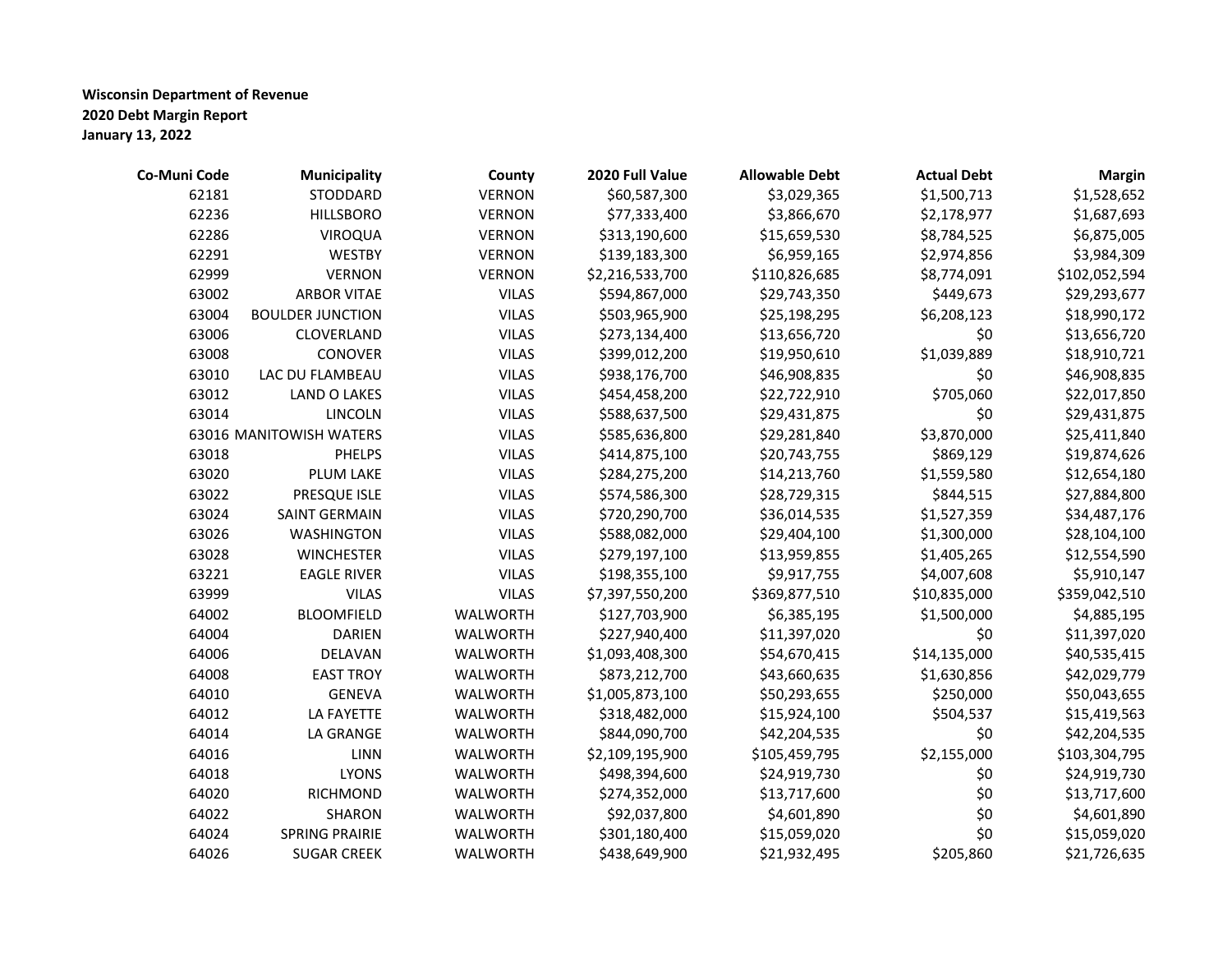**Wisconsin Department of Revenue**
**2020 Debt Margin Report**
**January 13, 2022**

| Co-Muni Code | Municipality | County | 2020 Full Value | Allowable Debt | Actual Debt | Margin |
|---|---|---|---|---|---|---|
| 62181 | STODDARD | VERNON | $60,587,300 | $3,029,365 | $1,500,713 | $1,528,652 |
| 62236 | HILLSBORO | VERNON | $77,333,400 | $3,866,670 | $2,178,977 | $1,687,693 |
| 62286 | VIROQUA | VERNON | $313,190,600 | $15,659,530 | $8,784,525 | $6,875,005 |
| 62291 | WESTBY | VERNON | $139,183,300 | $6,959,165 | $2,974,856 | $3,984,309 |
| 62999 | VERNON | VERNON | $2,216,533,700 | $110,826,685 | $8,774,091 | $102,052,594 |
| 63002 | ARBOR VITAE | VILAS | $594,867,000 | $29,743,350 | $449,673 | $29,293,677 |
| 63004 | BOULDER JUNCTION | VILAS | $503,965,900 | $25,198,295 | $6,208,123 | $18,990,172 |
| 63006 | CLOVERLAND | VILAS | $273,134,400 | $13,656,720 | $0 | $13,656,720 |
| 63008 | CONOVER | VILAS | $399,012,200 | $19,950,610 | $1,039,889 | $18,910,721 |
| 63010 | LAC DU FLAMBEAU | VILAS | $938,176,700 | $46,908,835 | $0 | $46,908,835 |
| 63012 | LAND O LAKES | VILAS | $454,458,200 | $22,722,910 | $705,060 | $22,017,850 |
| 63014 | LINCOLN | VILAS | $588,637,500 | $29,431,875 | $0 | $29,431,875 |
| 63016 | MANITOWISH WATERS | VILAS | $585,636,800 | $29,281,840 | $3,870,000 | $25,411,840 |
| 63018 | PHELPS | VILAS | $414,875,100 | $20,743,755 | $869,129 | $19,874,626 |
| 63020 | PLUM LAKE | VILAS | $284,275,200 | $14,213,760 | $1,559,580 | $12,654,180 |
| 63022 | PRESQUE ISLE | VILAS | $574,586,300 | $28,729,315 | $844,515 | $27,884,800 |
| 63024 | SAINT GERMAIN | VILAS | $720,290,700 | $36,014,535 | $1,527,359 | $34,487,176 |
| 63026 | WASHINGTON | VILAS | $588,082,000 | $29,404,100 | $1,300,000 | $28,104,100 |
| 63028 | WINCHESTER | VILAS | $279,197,100 | $13,959,855 | $1,405,265 | $12,554,590 |
| 63221 | EAGLE RIVER | VILAS | $198,355,100 | $9,917,755 | $4,007,608 | $5,910,147 |
| 63999 | VILAS | VILAS | $7,397,550,200 | $369,877,510 | $10,835,000 | $359,042,510 |
| 64002 | BLOOMFIELD | WALWORTH | $127,703,900 | $6,385,195 | $1,500,000 | $4,885,195 |
| 64004 | DARIEN | WALWORTH | $227,940,400 | $11,397,020 | $0 | $11,397,020 |
| 64006 | DELAVAN | WALWORTH | $1,093,408,300 | $54,670,415 | $14,135,000 | $40,535,415 |
| 64008 | EAST TROY | WALWORTH | $873,212,700 | $43,660,635 | $1,630,856 | $42,029,779 |
| 64010 | GENEVA | WALWORTH | $1,005,873,100 | $50,293,655 | $250,000 | $50,043,655 |
| 64012 | LA FAYETTE | WALWORTH | $318,482,000 | $15,924,100 | $504,537 | $15,419,563 |
| 64014 | LA GRANGE | WALWORTH | $844,090,700 | $42,204,535 | $0 | $42,204,535 |
| 64016 | LINN | WALWORTH | $2,109,195,900 | $105,459,795 | $2,155,000 | $103,304,795 |
| 64018 | LYONS | WALWORTH | $498,394,600 | $24,919,730 | $0 | $24,919,730 |
| 64020 | RICHMOND | WALWORTH | $274,352,000 | $13,717,600 | $0 | $13,717,600 |
| 64022 | SHARON | WALWORTH | $92,037,800 | $4,601,890 | $0 | $4,601,890 |
| 64024 | SPRING PRAIRIE | WALWORTH | $301,180,400 | $15,059,020 | $0 | $15,059,020 |
| 64026 | SUGAR CREEK | WALWORTH | $438,649,900 | $21,932,495 | $205,860 | $21,726,635 |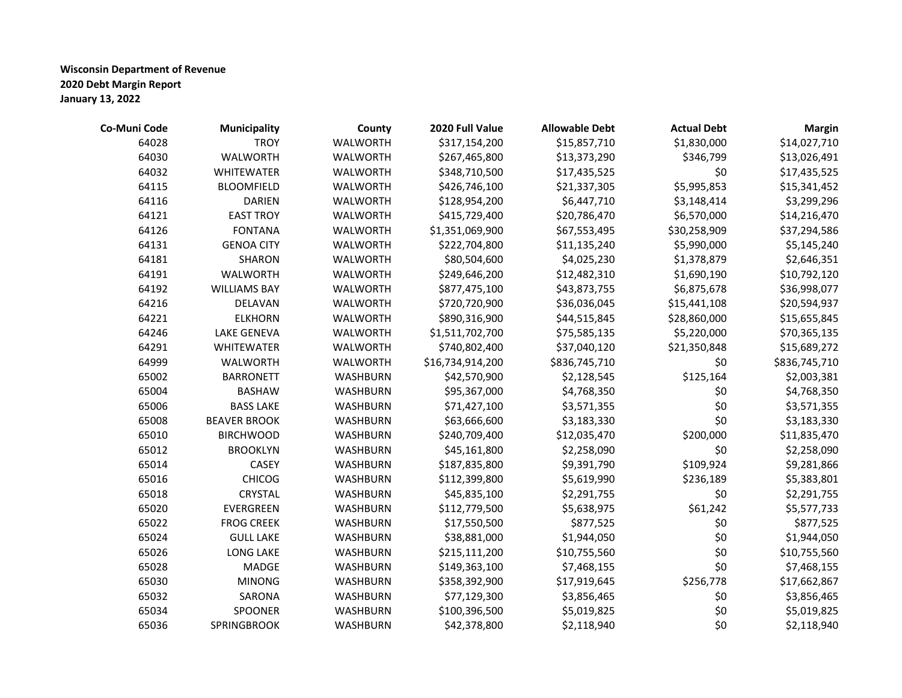**Wisconsin Department of Revenue**
**2020 Debt Margin Report**
**January 13, 2022**

| Co-Muni Code | Municipality | County | 2020 Full Value | Allowable Debt | Actual Debt | Margin |
|---|---|---|---|---|---|---|
| 64028 | TROY | WALWORTH | $317,154,200 | $15,857,710 | $1,830,000 | $14,027,710 |
| 64030 | WALWORTH | WALWORTH | $267,465,800 | $13,373,290 | $346,799 | $13,026,491 |
| 64032 | WHITEWATER | WALWORTH | $348,710,500 | $17,435,525 | $0 | $17,435,525 |
| 64115 | BLOOMFIELD | WALWORTH | $426,746,100 | $21,337,305 | $5,995,853 | $15,341,452 |
| 64116 | DARIEN | WALWORTH | $128,954,200 | $6,447,710 | $3,148,414 | $3,299,296 |
| 64121 | EAST TROY | WALWORTH | $415,729,400 | $20,786,470 | $6,570,000 | $14,216,470 |
| 64126 | FONTANA | WALWORTH | $1,351,069,900 | $67,553,495 | $30,258,909 | $37,294,586 |
| 64131 | GENOA CITY | WALWORTH | $222,704,800 | $11,135,240 | $5,990,000 | $5,145,240 |
| 64181 | SHARON | WALWORTH | $80,504,600 | $4,025,230 | $1,378,879 | $2,646,351 |
| 64191 | WALWORTH | WALWORTH | $249,646,200 | $12,482,310 | $1,690,190 | $10,792,120 |
| 64192 | WILLIAMS BAY | WALWORTH | $877,475,100 | $43,873,755 | $6,875,678 | $36,998,077 |
| 64216 | DELAVAN | WALWORTH | $720,720,900 | $36,036,045 | $15,441,108 | $20,594,937 |
| 64221 | ELKHORN | WALWORTH | $890,316,900 | $44,515,845 | $28,860,000 | $15,655,845 |
| 64246 | LAKE GENEVA | WALWORTH | $1,511,702,700 | $75,585,135 | $5,220,000 | $70,365,135 |
| 64291 | WHITEWATER | WALWORTH | $740,802,400 | $37,040,120 | $21,350,848 | $15,689,272 |
| 64999 | WALWORTH | WALWORTH | $16,734,914,200 | $836,745,710 | $0 | $836,745,710 |
| 65002 | BARRONETT | WASHBURN | $42,570,900 | $2,128,545 | $125,164 | $2,003,381 |
| 65004 | BASHAW | WASHBURN | $95,367,000 | $4,768,350 | $0 | $4,768,350 |
| 65006 | BASS LAKE | WASHBURN | $71,427,100 | $3,571,355 | $0 | $3,571,355 |
| 65008 | BEAVER BROOK | WASHBURN | $63,666,600 | $3,183,330 | $0 | $3,183,330 |
| 65010 | BIRCHWOOD | WASHBURN | $240,709,400 | $12,035,470 | $200,000 | $11,835,470 |
| 65012 | BROOKLYN | WASHBURN | $45,161,800 | $2,258,090 | $0 | $2,258,090 |
| 65014 | CASEY | WASHBURN | $187,835,800 | $9,391,790 | $109,924 | $9,281,866 |
| 65016 | CHICOG | WASHBURN | $112,399,800 | $5,619,990 | $236,189 | $5,383,801 |
| 65018 | CRYSTAL | WASHBURN | $45,835,100 | $2,291,755 | $0 | $2,291,755 |
| 65020 | EVERGREEN | WASHBURN | $112,779,500 | $5,638,975 | $61,242 | $5,577,733 |
| 65022 | FROG CREEK | WASHBURN | $17,550,500 | $877,525 | $0 | $877,525 |
| 65024 | GULL LAKE | WASHBURN | $38,881,000 | $1,944,050 | $0 | $1,944,050 |
| 65026 | LONG LAKE | WASHBURN | $215,111,200 | $10,755,560 | $0 | $10,755,560 |
| 65028 | MADGE | WASHBURN | $149,363,100 | $7,468,155 | $0 | $7,468,155 |
| 65030 | MINONG | WASHBURN | $358,392,900 | $17,919,645 | $256,778 | $17,662,867 |
| 65032 | SARONA | WASHBURN | $77,129,300 | $3,856,465 | $0 | $3,856,465 |
| 65034 | SPOONER | WASHBURN | $100,396,500 | $5,019,825 | $0 | $5,019,825 |
| 65036 | SPRINGBROOK | WASHBURN | $42,378,800 | $2,118,940 | $0 | $2,118,940 |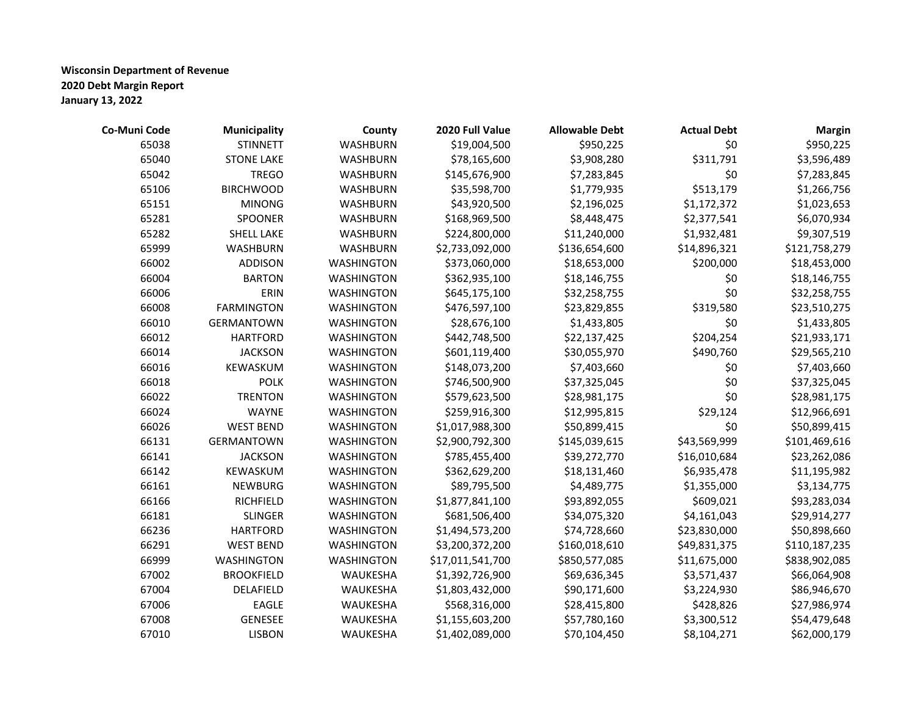**Wisconsin Department of Revenue**
**2020 Debt Margin Report**
**January 13, 2022**

| Co-Muni Code | Municipality | County | 2020 Full Value | Allowable Debt | Actual Debt | Margin |
|---|---|---|---|---|---|---|
| 65038 | STINNETT | WASHBURN | $19,004,500 | $950,225 | $0 | $950,225 |
| 65040 | STONE LAKE | WASHBURN | $78,165,600 | $3,908,280 | $311,791 | $3,596,489 |
| 65042 | TREGO | WASHBURN | $145,676,900 | $7,283,845 | $0 | $7,283,845 |
| 65106 | BIRCHWOOD | WASHBURN | $35,598,700 | $1,779,935 | $513,179 | $1,266,756 |
| 65151 | MINONG | WASHBURN | $43,920,500 | $2,196,025 | $1,172,372 | $1,023,653 |
| 65281 | SPOONER | WASHBURN | $168,969,500 | $8,448,475 | $2,377,541 | $6,070,934 |
| 65282 | SHELL LAKE | WASHBURN | $224,800,000 | $11,240,000 | $1,932,481 | $9,307,519 |
| 65999 | WASHBURN | WASHBURN | $2,733,092,000 | $136,654,600 | $14,896,321 | $121,758,279 |
| 66002 | ADDISON | WASHINGTON | $373,060,000 | $18,653,000 | $200,000 | $18,453,000 |
| 66004 | BARTON | WASHINGTON | $362,935,100 | $18,146,755 | $0 | $18,146,755 |
| 66006 | ERIN | WASHINGTON | $645,175,100 | $32,258,755 | $0 | $32,258,755 |
| 66008 | FARMINGTON | WASHINGTON | $476,597,100 | $23,829,855 | $319,580 | $23,510,275 |
| 66010 | GERMANTOWN | WASHINGTON | $28,676,100 | $1,433,805 | $0 | $1,433,805 |
| 66012 | HARTFORD | WASHINGTON | $442,748,500 | $22,137,425 | $204,254 | $21,933,171 |
| 66014 | JACKSON | WASHINGTON | $601,119,400 | $30,055,970 | $490,760 | $29,565,210 |
| 66016 | KEWASKUM | WASHINGTON | $148,073,200 | $7,403,660 | $0 | $7,403,660 |
| 66018 | POLK | WASHINGTON | $746,500,900 | $37,325,045 | $0 | $37,325,045 |
| 66022 | TRENTON | WASHINGTON | $579,623,500 | $28,981,175 | $0 | $28,981,175 |
| 66024 | WAYNE | WASHINGTON | $259,916,300 | $12,995,815 | $29,124 | $12,966,691 |
| 66026 | WEST BEND | WASHINGTON | $1,017,988,300 | $50,899,415 | $0 | $50,899,415 |
| 66131 | GERMANTOWN | WASHINGTON | $2,900,792,300 | $145,039,615 | $43,569,999 | $101,469,616 |
| 66141 | JACKSON | WASHINGTON | $785,455,400 | $39,272,770 | $16,010,684 | $23,262,086 |
| 66142 | KEWASKUM | WASHINGTON | $362,629,200 | $18,131,460 | $6,935,478 | $11,195,982 |
| 66161 | NEWBURG | WASHINGTON | $89,795,500 | $4,489,775 | $1,355,000 | $3,134,775 |
| 66166 | RICHFIELD | WASHINGTON | $1,877,841,100 | $93,892,055 | $609,021 | $93,283,034 |
| 66181 | SLINGER | WASHINGTON | $681,506,400 | $34,075,320 | $4,161,043 | $29,914,277 |
| 66236 | HARTFORD | WASHINGTON | $1,494,573,200 | $74,728,660 | $23,830,000 | $50,898,660 |
| 66291 | WEST BEND | WASHINGTON | $3,200,372,200 | $160,018,610 | $49,831,375 | $110,187,235 |
| 66999 | WASHINGTON | WASHINGTON | $17,011,541,700 | $850,577,085 | $11,675,000 | $838,902,085 |
| 67002 | BROOKFIELD | WAUKESHA | $1,392,726,900 | $69,636,345 | $3,571,437 | $66,064,908 |
| 67004 | DELAFIELD | WAUKESHA | $1,803,432,000 | $90,171,600 | $3,224,930 | $86,946,670 |
| 67006 | EAGLE | WAUKESHA | $568,316,000 | $28,415,800 | $428,826 | $27,986,974 |
| 67008 | GENESEE | WAUKESHA | $1,155,603,200 | $57,780,160 | $3,300,512 | $54,479,648 |
| 67010 | LISBON | WAUKESHA | $1,402,089,000 | $70,104,450 | $8,104,271 | $62,000,179 |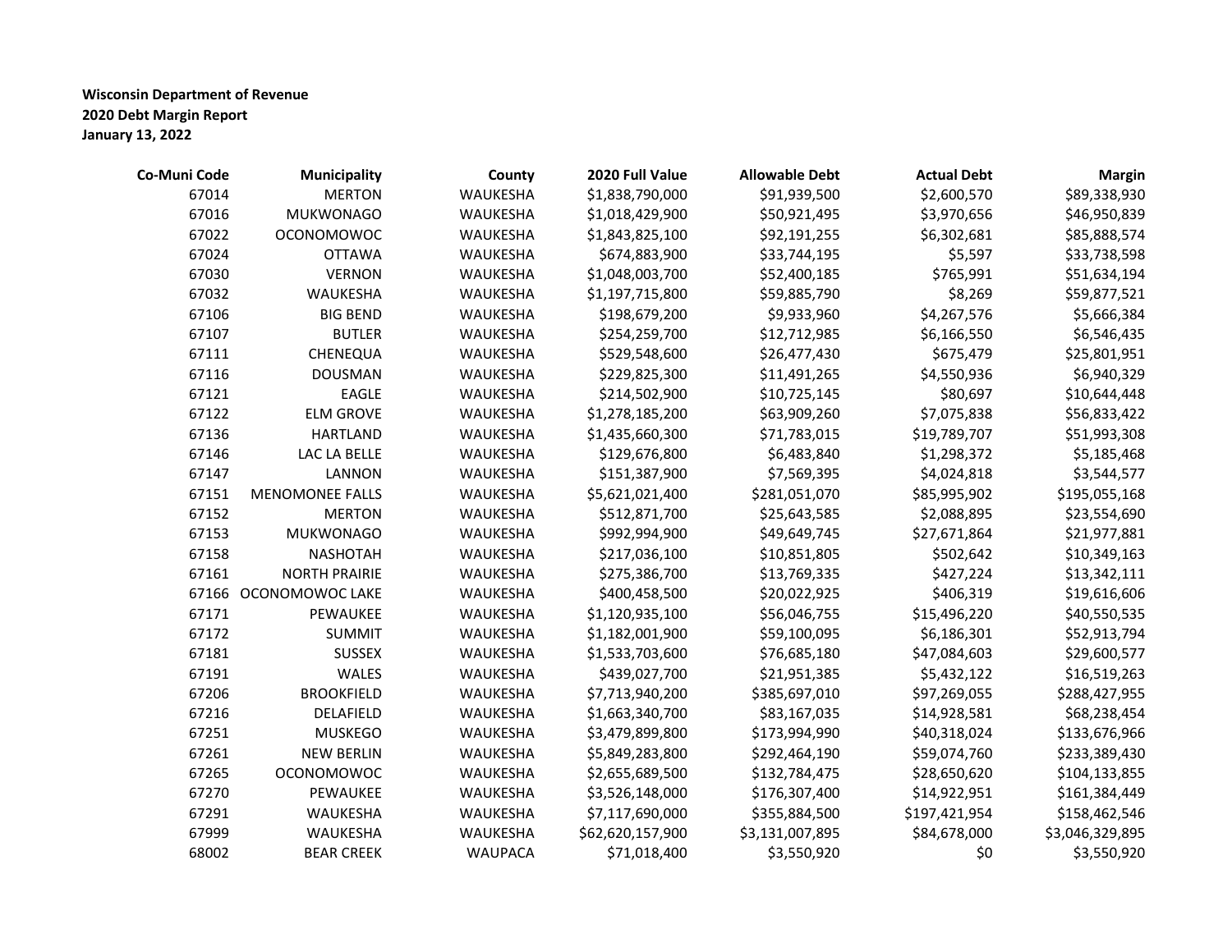**Wisconsin Department of Revenue**
**2020 Debt Margin Report**
**January 13, 2022**

| Co-Muni Code | Municipality | County | 2020 Full Value | Allowable Debt | Actual Debt | Margin |
|---|---|---|---|---|---|---|
| 67014 | MERTON | WAUKESHA | $1,838,790,000 | $91,939,500 | $2,600,570 | $89,338,930 |
| 67016 | MUKWONAGO | WAUKESHA | $1,018,429,900 | $50,921,495 | $3,970,656 | $46,950,839 |
| 67022 | OCONOMOWOC | WAUKESHA | $1,843,825,100 | $92,191,255 | $6,302,681 | $85,888,574 |
| 67024 | OTTAWA | WAUKESHA | $674,883,900 | $33,744,195 | $5,597 | $33,738,598 |
| 67030 | VERNON | WAUKESHA | $1,048,003,700 | $52,400,185 | $765,991 | $51,634,194 |
| 67032 | WAUKESHA | WAUKESHA | $1,197,715,800 | $59,885,790 | $8,269 | $59,877,521 |
| 67106 | BIG BEND | WAUKESHA | $198,679,200 | $9,933,960 | $4,267,576 | $5,666,384 |
| 67107 | BUTLER | WAUKESHA | $254,259,700 | $12,712,985 | $6,166,550 | $6,546,435 |
| 67111 | CHENEQUA | WAUKESHA | $529,548,600 | $26,477,430 | $675,479 | $25,801,951 |
| 67116 | DOUSMAN | WAUKESHA | $229,825,300 | $11,491,265 | $4,550,936 | $6,940,329 |
| 67121 | EAGLE | WAUKESHA | $214,502,900 | $10,725,145 | $80,697 | $10,644,448 |
| 67122 | ELM GROVE | WAUKESHA | $1,278,185,200 | $63,909,260 | $7,075,838 | $56,833,422 |
| 67136 | HARTLAND | WAUKESHA | $1,435,660,300 | $71,783,015 | $19,789,707 | $51,993,308 |
| 67146 | LAC LA BELLE | WAUKESHA | $129,676,800 | $6,483,840 | $1,298,372 | $5,185,468 |
| 67147 | LANNON | WAUKESHA | $151,387,900 | $7,569,395 | $4,024,818 | $3,544,577 |
| 67151 | MENOMONEE FALLS | WAUKESHA | $5,621,021,400 | $281,051,070 | $85,995,902 | $195,055,168 |
| 67152 | MERTON | WAUKESHA | $512,871,700 | $25,643,585 | $2,088,895 | $23,554,690 |
| 67153 | MUKWONAGO | WAUKESHA | $992,994,900 | $49,649,745 | $27,671,864 | $21,977,881 |
| 67158 | NASHOTAH | WAUKESHA | $217,036,100 | $10,851,805 | $502,642 | $10,349,163 |
| 67161 | NORTH PRAIRIE | WAUKESHA | $275,386,700 | $13,769,335 | $427,224 | $13,342,111 |
| 67166 | OCONOMOWOC LAKE | WAUKESHA | $400,458,500 | $20,022,925 | $406,319 | $19,616,606 |
| 67171 | PEWAUKEE | WAUKESHA | $1,120,935,100 | $56,046,755 | $15,496,220 | $40,550,535 |
| 67172 | SUMMIT | WAUKESHA | $1,182,001,900 | $59,100,095 | $6,186,301 | $52,913,794 |
| 67181 | SUSSEX | WAUKESHA | $1,533,703,600 | $76,685,180 | $47,084,603 | $29,600,577 |
| 67191 | WALES | WAUKESHA | $439,027,700 | $21,951,385 | $5,432,122 | $16,519,263 |
| 67206 | BROOKFIELD | WAUKESHA | $7,713,940,200 | $385,697,010 | $97,269,055 | $288,427,955 |
| 67216 | DELAFIELD | WAUKESHA | $1,663,340,700 | $83,167,035 | $14,928,581 | $68,238,454 |
| 67251 | MUSKEGO | WAUKESHA | $3,479,899,800 | $173,994,990 | $40,318,024 | $133,676,966 |
| 67261 | NEW BERLIN | WAUKESHA | $5,849,283,800 | $292,464,190 | $59,074,760 | $233,389,430 |
| 67265 | OCONOMOWOC | WAUKESHA | $2,655,689,500 | $132,784,475 | $28,650,620 | $104,133,855 |
| 67270 | PEWAUKEE | WAUKESHA | $3,526,148,000 | $176,307,400 | $14,922,951 | $161,384,449 |
| 67291 | WAUKESHA | WAUKESHA | $7,117,690,000 | $355,884,500 | $197,421,954 | $158,462,546 |
| 67999 | WAUKESHA | WAUKESHA | $62,620,157,900 | $3,131,007,895 | $84,678,000 | $3,046,329,895 |
| 68002 | BEAR CREEK | WAUPACA | $71,018,400 | $3,550,920 | $0 | $3,550,920 |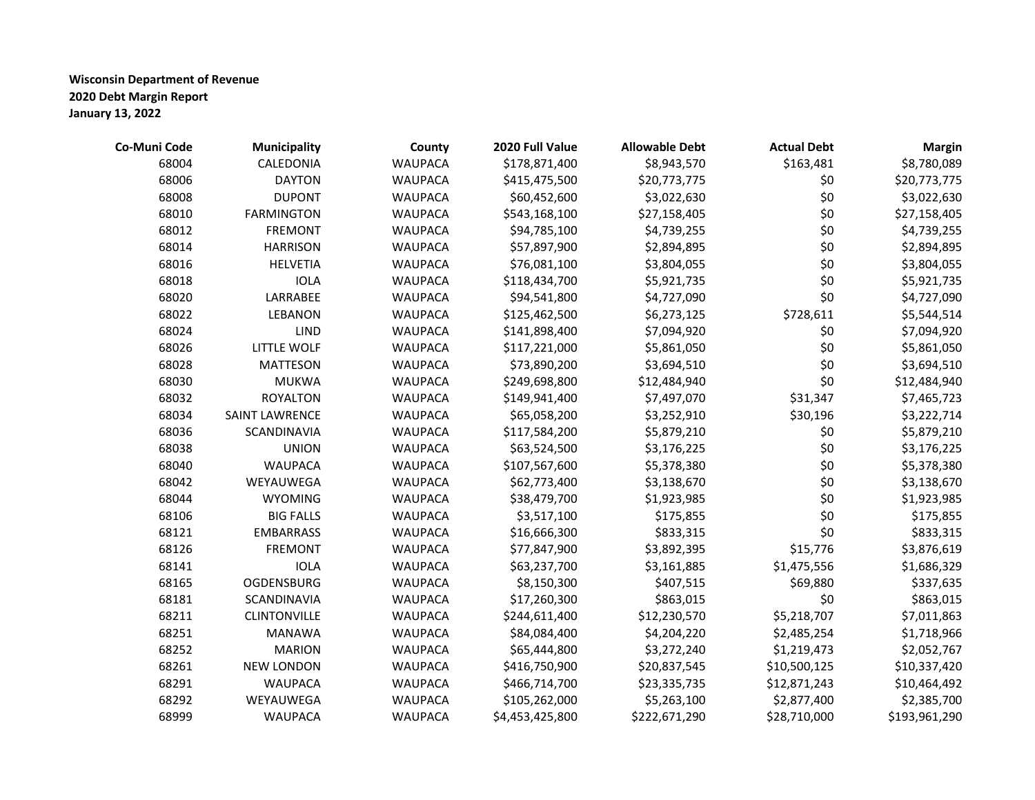**Wisconsin Department of Revenue**
**2020 Debt Margin Report**
**January 13, 2022**

| Co-Muni Code | Municipality | County | 2020 Full Value | Allowable Debt | Actual Debt | Margin |
|---|---|---|---|---|---|---|
| 68004 | CALEDONIA | WAUPACA | $178,871,400 | $8,943,570 | $163,481 | $8,780,089 |
| 68006 | DAYTON | WAUPACA | $415,475,500 | $20,773,775 | $0 | $20,773,775 |
| 68008 | DUPONT | WAUPACA | $60,452,600 | $3,022,630 | $0 | $3,022,630 |
| 68010 | FARMINGTON | WAUPACA | $543,168,100 | $27,158,405 | $0 | $27,158,405 |
| 68012 | FREMONT | WAUPACA | $94,785,100 | $4,739,255 | $0 | $4,739,255 |
| 68014 | HARRISON | WAUPACA | $57,897,900 | $2,894,895 | $0 | $2,894,895 |
| 68016 | HELVETIA | WAUPACA | $76,081,100 | $3,804,055 | $0 | $3,804,055 |
| 68018 | IOLA | WAUPACA | $118,434,700 | $5,921,735 | $0 | $5,921,735 |
| 68020 | LARRABEE | WAUPACA | $94,541,800 | $4,727,090 | $0 | $4,727,090 |
| 68022 | LEBANON | WAUPACA | $125,462,500 | $6,273,125 | $728,611 | $5,544,514 |
| 68024 | LIND | WAUPACA | $141,898,400 | $7,094,920 | $0 | $7,094,920 |
| 68026 | LITTLE WOLF | WAUPACA | $117,221,000 | $5,861,050 | $0 | $5,861,050 |
| 68028 | MATTESON | WAUPACA | $73,890,200 | $3,694,510 | $0 | $3,694,510 |
| 68030 | MUKWA | WAUPACA | $249,698,800 | $12,484,940 | $0 | $12,484,940 |
| 68032 | ROYALTON | WAUPACA | $149,941,400 | $7,497,070 | $31,347 | $7,465,723 |
| 68034 | SAINT LAWRENCE | WAUPACA | $65,058,200 | $3,252,910 | $30,196 | $3,222,714 |
| 68036 | SCANDINAVIA | WAUPACA | $117,584,200 | $5,879,210 | $0 | $5,879,210 |
| 68038 | UNION | WAUPACA | $63,524,500 | $3,176,225 | $0 | $3,176,225 |
| 68040 | WAUPACA | WAUPACA | $107,567,600 | $5,378,380 | $0 | $5,378,380 |
| 68042 | WEYAUWEGA | WAUPACA | $62,773,400 | $3,138,670 | $0 | $3,138,670 |
| 68044 | WYOMING | WAUPACA | $38,479,700 | $1,923,985 | $0 | $1,923,985 |
| 68106 | BIG FALLS | WAUPACA | $3,517,100 | $175,855 | $0 | $175,855 |
| 68121 | EMBARRASS | WAUPACA | $16,666,300 | $833,315 | $0 | $833,315 |
| 68126 | FREMONT | WAUPACA | $77,847,900 | $3,892,395 | $15,776 | $3,876,619 |
| 68141 | IOLA | WAUPACA | $63,237,700 | $3,161,885 | $1,475,556 | $1,686,329 |
| 68165 | OGDENSBURG | WAUPACA | $8,150,300 | $407,515 | $69,880 | $337,635 |
| 68181 | SCANDINAVIA | WAUPACA | $17,260,300 | $863,015 | $0 | $863,015 |
| 68211 | CLINTONVILLE | WAUPACA | $244,611,400 | $12,230,570 | $5,218,707 | $7,011,863 |
| 68251 | MANAWA | WAUPACA | $84,084,400 | $4,204,220 | $2,485,254 | $1,718,966 |
| 68252 | MARION | WAUPACA | $65,444,800 | $3,272,240 | $1,219,473 | $2,052,767 |
| 68261 | NEW LONDON | WAUPACA | $416,750,900 | $20,837,545 | $10,500,125 | $10,337,420 |
| 68291 | WAUPACA | WAUPACA | $466,714,700 | $23,335,735 | $12,871,243 | $10,464,492 |
| 68292 | WEYAUWEGA | WAUPACA | $105,262,000 | $5,263,100 | $2,877,400 | $2,385,700 |
| 68999 | WAUPACA | WAUPACA | $4,453,425,800 | $222,671,290 | $28,710,000 | $193,961,290 |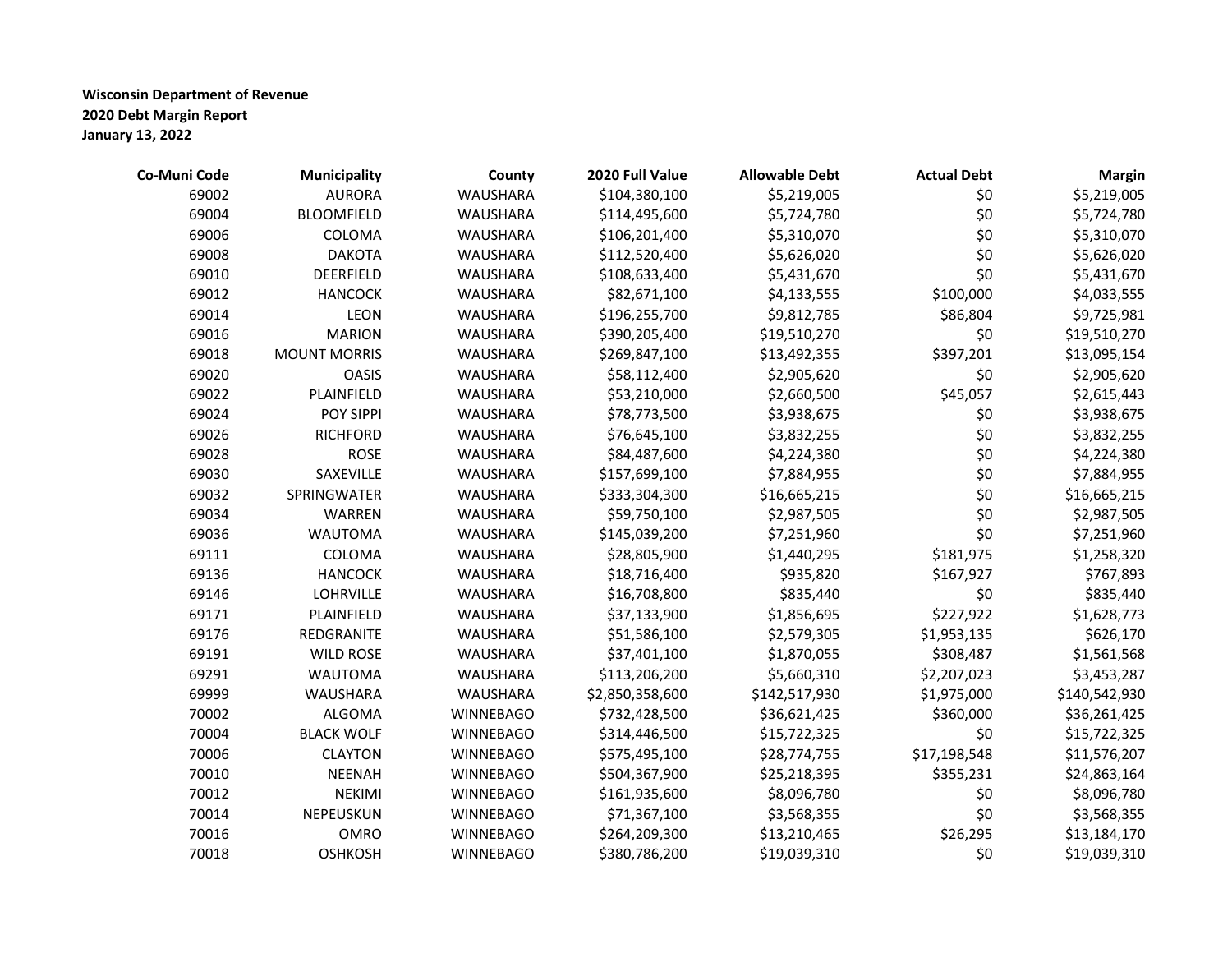**Wisconsin Department of Revenue**
**2020 Debt Margin Report**
**January 13, 2022**

| Co-Muni Code | Municipality | County | 2020 Full Value | Allowable Debt | Actual Debt | Margin |
|---|---|---|---|---|---|---|
| 69002 | AURORA | WAUSHARA | $104,380,100 | $5,219,005 | $0 | $5,219,005 |
| 69004 | BLOOMFIELD | WAUSHARA | $114,495,600 | $5,724,780 | $0 | $5,724,780 |
| 69006 | COLOMA | WAUSHARA | $106,201,400 | $5,310,070 | $0 | $5,310,070 |
| 69008 | DAKOTA | WAUSHARA | $112,520,400 | $5,626,020 | $0 | $5,626,020 |
| 69010 | DEERFIELD | WAUSHARA | $108,633,400 | $5,431,670 | $0 | $5,431,670 |
| 69012 | HANCOCK | WAUSHARA | $82,671,100 | $4,133,555 | $100,000 | $4,033,555 |
| 69014 | LEON | WAUSHARA | $196,255,700 | $9,812,785 | $86,804 | $9,725,981 |
| 69016 | MARION | WAUSHARA | $390,205,400 | $19,510,270 | $0 | $19,510,270 |
| 69018 | MOUNT MORRIS | WAUSHARA | $269,847,100 | $13,492,355 | $397,201 | $13,095,154 |
| 69020 | OASIS | WAUSHARA | $58,112,400 | $2,905,620 | $0 | $2,905,620 |
| 69022 | PLAINFIELD | WAUSHARA | $53,210,000 | $2,660,500 | $45,057 | $2,615,443 |
| 69024 | POY SIPPI | WAUSHARA | $78,773,500 | $3,938,675 | $0 | $3,938,675 |
| 69026 | RICHFORD | WAUSHARA | $76,645,100 | $3,832,255 | $0 | $3,832,255 |
| 69028 | ROSE | WAUSHARA | $84,487,600 | $4,224,380 | $0 | $4,224,380 |
| 69030 | SAXEVILLE | WAUSHARA | $157,699,100 | $7,884,955 | $0 | $7,884,955 |
| 69032 | SPRINGWATER | WAUSHARA | $333,304,300 | $16,665,215 | $0 | $16,665,215 |
| 69034 | WARREN | WAUSHARA | $59,750,100 | $2,987,505 | $0 | $2,987,505 |
| 69036 | WAUTOMA | WAUSHARA | $145,039,200 | $7,251,960 | $0 | $7,251,960 |
| 69111 | COLOMA | WAUSHARA | $28,805,900 | $1,440,295 | $181,975 | $1,258,320 |
| 69136 | HANCOCK | WAUSHARA | $18,716,400 | $935,820 | $167,927 | $767,893 |
| 69146 | LOHRVILLE | WAUSHARA | $16,708,800 | $835,440 | $0 | $835,440 |
| 69171 | PLAINFIELD | WAUSHARA | $37,133,900 | $1,856,695 | $227,922 | $1,628,773 |
| 69176 | REDGRANITE | WAUSHARA | $51,586,100 | $2,579,305 | $1,953,135 | $626,170 |
| 69191 | WILD ROSE | WAUSHARA | $37,401,100 | $1,870,055 | $308,487 | $1,561,568 |
| 69291 | WAUTOMA | WAUSHARA | $113,206,200 | $5,660,310 | $2,207,023 | $3,453,287 |
| 69999 | WAUSHARA | WAUSHARA | $2,850,358,600 | $142,517,930 | $1,975,000 | $140,542,930 |
| 70002 | ALGOMA | WINNEBAGO | $732,428,500 | $36,621,425 | $360,000 | $36,261,425 |
| 70004 | BLACK WOLF | WINNEBAGO | $314,446,500 | $15,722,325 | $0 | $15,722,325 |
| 70006 | CLAYTON | WINNEBAGO | $575,495,100 | $28,774,755 | $17,198,548 | $11,576,207 |
| 70010 | NEENAH | WINNEBAGO | $504,367,900 | $25,218,395 | $355,231 | $24,863,164 |
| 70012 | NEKIMI | WINNEBAGO | $161,935,600 | $8,096,780 | $0 | $8,096,780 |
| 70014 | NEPEUSKUN | WINNEBAGO | $71,367,100 | $3,568,355 | $0 | $3,568,355 |
| 70016 | OMRO | WINNEBAGO | $264,209,300 | $13,210,465 | $26,295 | $13,184,170 |
| 70018 | OSHKOSH | WINNEBAGO | $380,786,200 | $19,039,310 | $0 | $19,039,310 |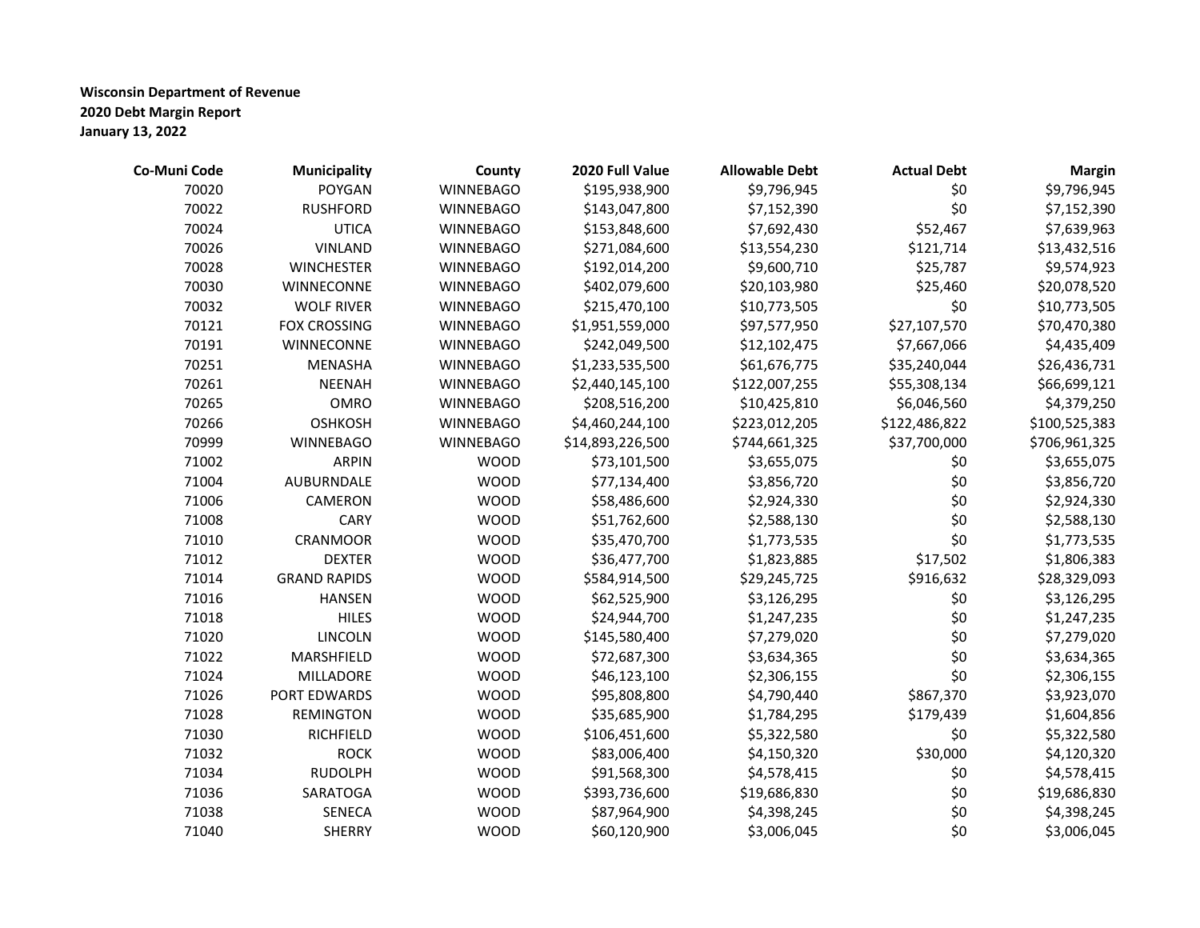**Wisconsin Department of Revenue**
**2020 Debt Margin Report**
**January 13, 2022**

| Co-Muni Code | Municipality | County | 2020 Full Value | Allowable Debt | Actual Debt | Margin |
|---|---|---|---|---|---|---|
| 70020 | POYGAN | WINNEBAGO | $195,938,900 | $9,796,945 | $0 | $9,796,945 |
| 70022 | RUSHFORD | WINNEBAGO | $143,047,800 | $7,152,390 | $0 | $7,152,390 |
| 70024 | UTICA | WINNEBAGO | $153,848,600 | $7,692,430 | $52,467 | $7,639,963 |
| 70026 | VINLAND | WINNEBAGO | $271,084,600 | $13,554,230 | $121,714 | $13,432,516 |
| 70028 | WINCHESTER | WINNEBAGO | $192,014,200 | $9,600,710 | $25,787 | $9,574,923 |
| 70030 | WINNECONNE | WINNEBAGO | $402,079,600 | $20,103,980 | $25,460 | $20,078,520 |
| 70032 | WOLF RIVER | WINNEBAGO | $215,470,100 | $10,773,505 | $0 | $10,773,505 |
| 70121 | FOX CROSSING | WINNEBAGO | $1,951,559,000 | $97,577,950 | $27,107,570 | $70,470,380 |
| 70191 | WINNECONNE | WINNEBAGO | $242,049,500 | $12,102,475 | $7,667,066 | $4,435,409 |
| 70251 | MENASHA | WINNEBAGO | $1,233,535,500 | $61,676,775 | $35,240,044 | $26,436,731 |
| 70261 | NEENAH | WINNEBAGO | $2,440,145,100 | $122,007,255 | $55,308,134 | $66,699,121 |
| 70265 | OMRO | WINNEBAGO | $208,516,200 | $10,425,810 | $6,046,560 | $4,379,250 |
| 70266 | OSHKOSH | WINNEBAGO | $4,460,244,100 | $223,012,205 | $122,486,822 | $100,525,383 |
| 70999 | WINNEBAGO | WINNEBAGO | $14,893,226,500 | $744,661,325 | $37,700,000 | $706,961,325 |
| 71002 | ARPIN | WOOD | $73,101,500 | $3,655,075 | $0 | $3,655,075 |
| 71004 | AUBURNDALE | WOOD | $77,134,400 | $3,856,720 | $0 | $3,856,720 |
| 71006 | CAMERON | WOOD | $58,486,600 | $2,924,330 | $0 | $2,924,330 |
| 71008 | CARY | WOOD | $51,762,600 | $2,588,130 | $0 | $2,588,130 |
| 71010 | CRANMOOR | WOOD | $35,470,700 | $1,773,535 | $0 | $1,773,535 |
| 71012 | DEXTER | WOOD | $36,477,700 | $1,823,885 | $17,502 | $1,806,383 |
| 71014 | GRAND RAPIDS | WOOD | $584,914,500 | $29,245,725 | $916,632 | $28,329,093 |
| 71016 | HANSEN | WOOD | $62,525,900 | $3,126,295 | $0 | $3,126,295 |
| 71018 | HILES | WOOD | $24,944,700 | $1,247,235 | $0 | $1,247,235 |
| 71020 | LINCOLN | WOOD | $145,580,400 | $7,279,020 | $0 | $7,279,020 |
| 71022 | MARSHFIELD | WOOD | $72,687,300 | $3,634,365 | $0 | $3,634,365 |
| 71024 | MILLADORE | WOOD | $46,123,100 | $2,306,155 | $0 | $2,306,155 |
| 71026 | PORT EDWARDS | WOOD | $95,808,800 | $4,790,440 | $867,370 | $3,923,070 |
| 71028 | REMINGTON | WOOD | $35,685,900 | $1,784,295 | $179,439 | $1,604,856 |
| 71030 | RICHFIELD | WOOD | $106,451,600 | $5,322,580 | $0 | $5,322,580 |
| 71032 | ROCK | WOOD | $83,006,400 | $4,150,320 | $30,000 | $4,120,320 |
| 71034 | RUDOLPH | WOOD | $91,568,300 | $4,578,415 | $0 | $4,578,415 |
| 71036 | SARATOGA | WOOD | $393,736,600 | $19,686,830 | $0 | $19,686,830 |
| 71038 | SENECA | WOOD | $87,964,900 | $4,398,245 | $0 | $4,398,245 |
| 71040 | SHERRY | WOOD | $60,120,900 | $3,006,045 | $0 | $3,006,045 |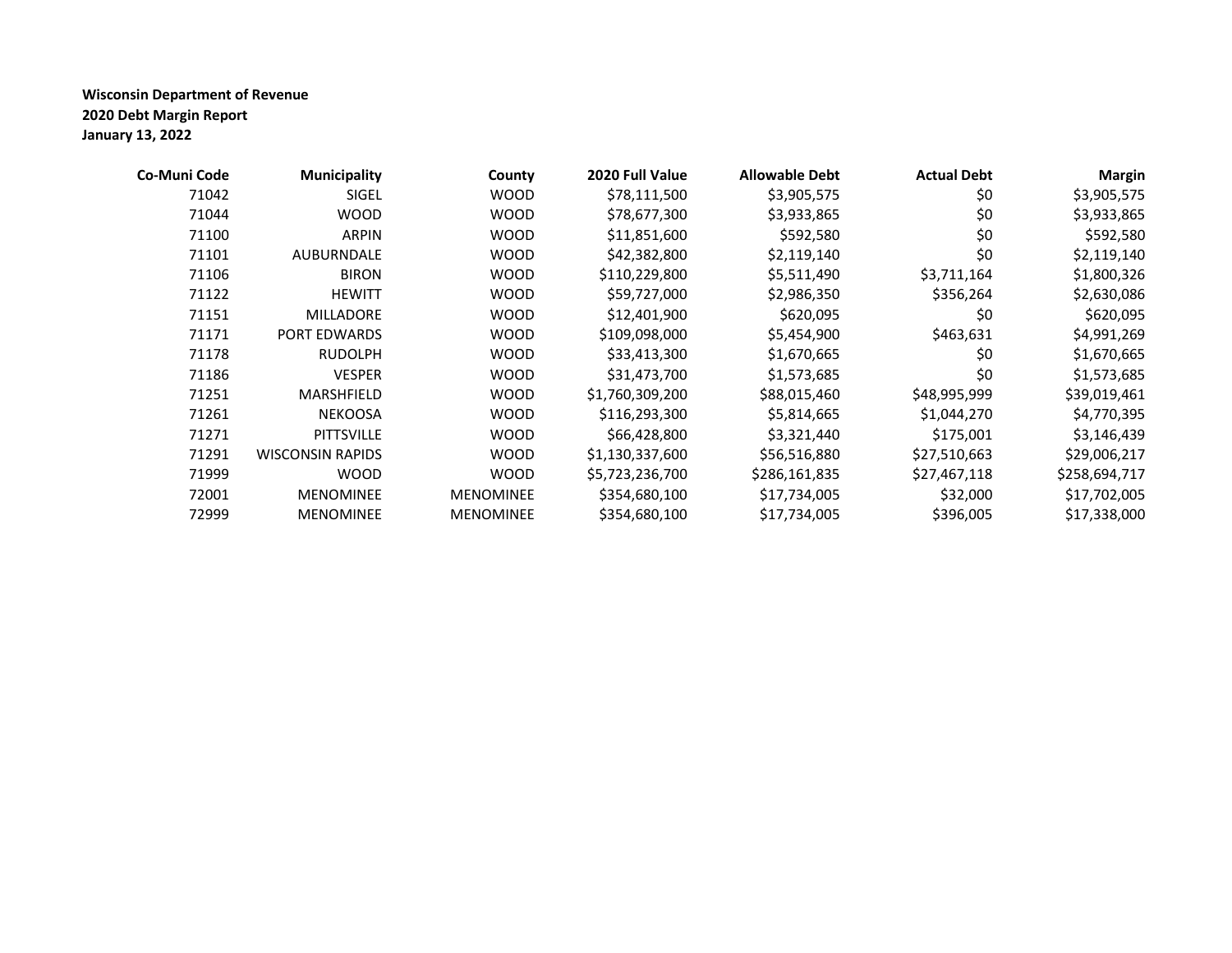**Wisconsin Department of Revenue**
**2020 Debt Margin Report**
**January 13, 2022**

| Co-Muni Code | Municipality | County | 2020 Full Value | Allowable Debt | Actual Debt | Margin |
|---|---|---|---|---|---|---|
| 71042 | SIGEL | WOOD | $78,111,500 | $3,905,575 | $0 | $3,905,575 |
| 71044 | WOOD | WOOD | $78,677,300 | $3,933,865 | $0 | $3,933,865 |
| 71100 | ARPIN | WOOD | $11,851,600 | $592,580 | $0 | $592,580 |
| 71101 | AUBURNDALE | WOOD | $42,382,800 | $2,119,140 | $0 | $2,119,140 |
| 71106 | BIRON | WOOD | $110,229,800 | $5,511,490 | $3,711,164 | $1,800,326 |
| 71122 | HEWITT | WOOD | $59,727,000 | $2,986,350 | $356,264 | $2,630,086 |
| 71151 | MILLADORE | WOOD | $12,401,900 | $620,095 | $0 | $620,095 |
| 71171 | PORT EDWARDS | WOOD | $109,098,000 | $5,454,900 | $463,631 | $4,991,269 |
| 71178 | RUDOLPH | WOOD | $33,413,300 | $1,670,665 | $0 | $1,670,665 |
| 71186 | VESPER | WOOD | $31,473,700 | $1,573,685 | $0 | $1,573,685 |
| 71251 | MARSHFIELD | WOOD | $1,760,309,200 | $88,015,460 | $48,995,999 | $39,019,461 |
| 71261 | NEKOOSA | WOOD | $116,293,300 | $5,814,665 | $1,044,270 | $4,770,395 |
| 71271 | PITTSVILLE | WOOD | $66,428,800 | $3,321,440 | $175,001 | $3,146,439 |
| 71291 | WISCONSIN RAPIDS | WOOD | $1,130,337,600 | $56,516,880 | $27,510,663 | $29,006,217 |
| 71999 | WOOD | WOOD | $5,723,236,700 | $286,161,835 | $27,467,118 | $258,694,717 |
| 72001 | MENOMINEE | MENOMINEE | $354,680,100 | $17,734,005 | $32,000 | $17,702,005 |
| 72999 | MENOMINEE | MENOMINEE | $354,680,100 | $17,734,005 | $396,005 | $17,338,000 |